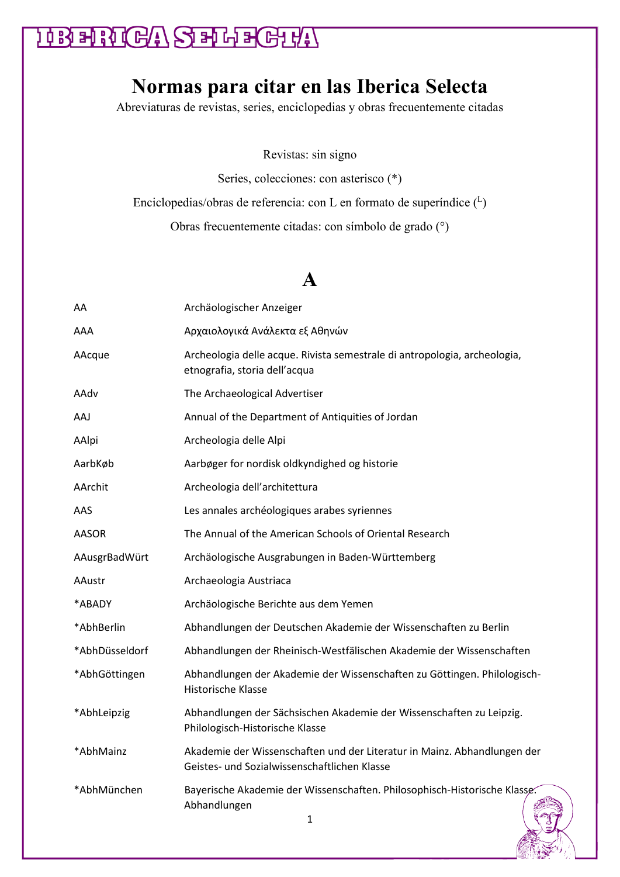# Normas para citar en las Iberica Selecta

Abreviaturas de revistas, series, enciclopedias y obras frecuentemente citadas

Revistas: sin signo

Series, colecciones: con asterisco (*)

Enciclopedias/obras de referencia: con L en formato de superíndice ($^{L}$)

Obras frecuentemente citadas: con símbolo de grado (°)

## A

| | |
|---|---|
| AA | Archäologischer Anzeiger |
| AAA | Αρχαιολογικά Ανάλεκτα εξ Αθηνών |
| AAcque | Archeologia delle acque. Rivista semestrale di antropologia, archeologia, etnografia, storia dell'acqua |
| AAdv | The Archaeological Advertiser |
| AAJ | Annual of the Department of Antiquities of Jordan |
| AAlpi | Archeologia delle Alpi |
| AarbKøb | Aarbøger for nordisk oldkyndighed og historie |
| AArchit | Archeologia dell'architettura |
| AAS | Les annales archéologiques arabes syriennes |
| AASOR | The Annual of the American Schools of Oriental Research |
| AAusgrBadWürt | Archäologische Ausgrabungen in Baden-Württemberg |
| AAustr | Archaeologia Austriaca |
| *ABADY | Archäologische Berichte aus dem Yemen |
| *AbhBerlin | Abhandlungen der Deutschen Akademie der Wissenschaften zu Berlin |
| *AbhDüsseldorf | Abhandlungen der Rheinisch-Westfälischen Akademie der Wissenschaften |
| *AbhGöttingen | Abhandlungen der Akademie der Wissenschaften zu Göttingen. Philologisch-Historische Klasse |
| *AbhLeipzig | Abhandlungen der Sächsischen Akademie der Wissenschaften zu Leipzig. Philologisch-Historische Klasse |
| *AbhMainz | Akademie der Wissenschaften und der Literatur in Mainz. Abhandlungen der Geistes- und Sozialwissenschaftlichen Klasse |
| *AbhMünchen | Bayerische Akademie der Wissenschaften. Philosophisch-Historische Klasse. Abhandlungen |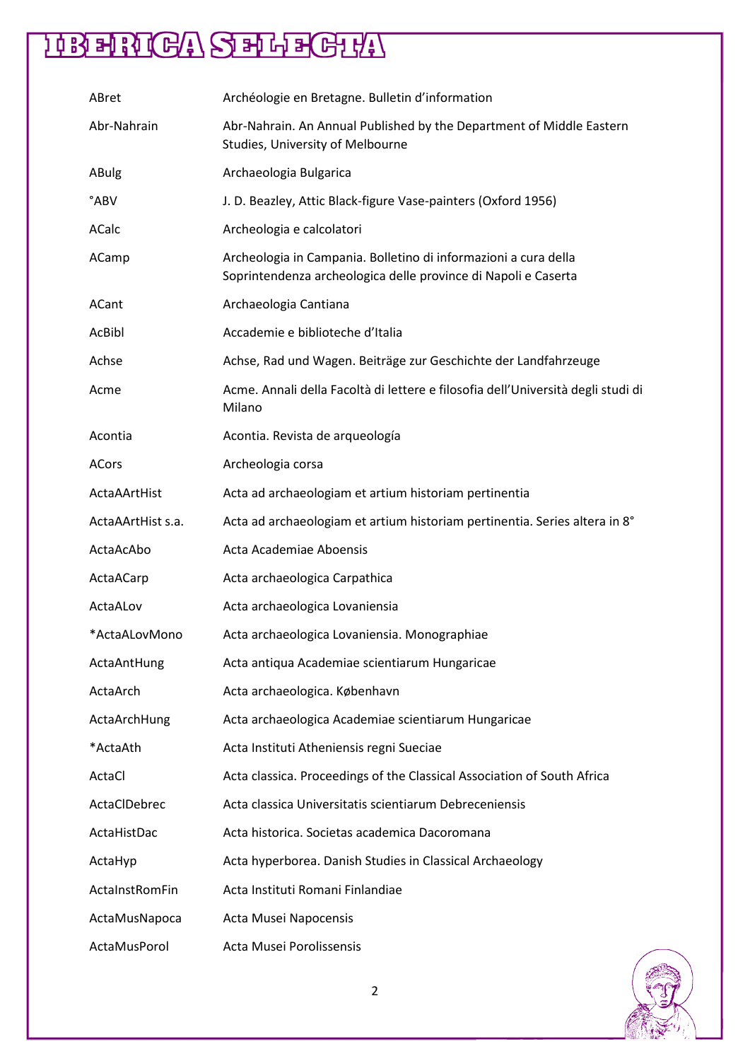| | |
|---|---|
| ABret | Archéologie en Bretagne. Bulletin d'information |
| Abr-Nahrain | Abr-Nahrain. An Annual Published by the Department of Middle Eastern Studies, University of Melbourne |
| ABulg | Archaeologia Bulgarica |
| °ABV | J. D. Beazley, Attic Black-figure Vase-painters (Oxford 1956) |
| ACalc | Archeologia e calcolatori |
| ACamp | Archeologia in Campania. Bolletino di informazioni a cura della Soprintendenza archeologica delle province di Napoli e Caserta |
| ACant | Archaeologia Cantiana |
| AcBibl | Accademie e biblioteche d'Italia |
| Achse | Achse, Rad und Wagen. Beiträge zur Geschichte der Landfahrzeuge |
| Acme | Acme. Annali della Facoltà di lettere e filosofia dell'Università degli studi di Milano |
| Acontia | Acontia. Revista de arqueología |
| ACors | Archeologia corsa |
| ActaAArtHist | Acta ad archaeologiam et artium historiam pertinentia |
| ActaAArtHist s.a. | Acta ad archaeologiam et artium historiam pertinentia. Series altera in 8° |
| ActaAcAbo | Acta Academiae Aboensis |
| ActaACarp | Acta archaeologica Carpathica |
| ActaALov | Acta archaeologica Lovaniensia |
| *ActaALovMono | Acta archaeologica Lovaniensia. Monographiae |
| ActaAntHung | Acta antiqua Academiae scientiarum Hungaricae |
| ActaArch | Acta archaeologica. København |
| ActaArchHung | Acta archaeologica Academiae scientiarum Hungaricae |
| *ActaAth | Acta Instituti Atheniensis regni Sueciae |
| ActaCl | Acta classica. Proceedings of the Classical Association of South Africa |
| ActaClDebrec | Acta classica Universitatis scientiarum Debreceniensis |
| ActaHistDac | Acta historica. Societas academica Dacoromana |
| ActaHyp | Acta hyperborea. Danish Studies in Classical Archaeology |
| ActaInstRomFin | Acta Instituti Romani Finlandiae |
| ActaMusNapoca | Acta Musei Napocensis |
| ActaMusPorol | Acta Musei Porolissensis |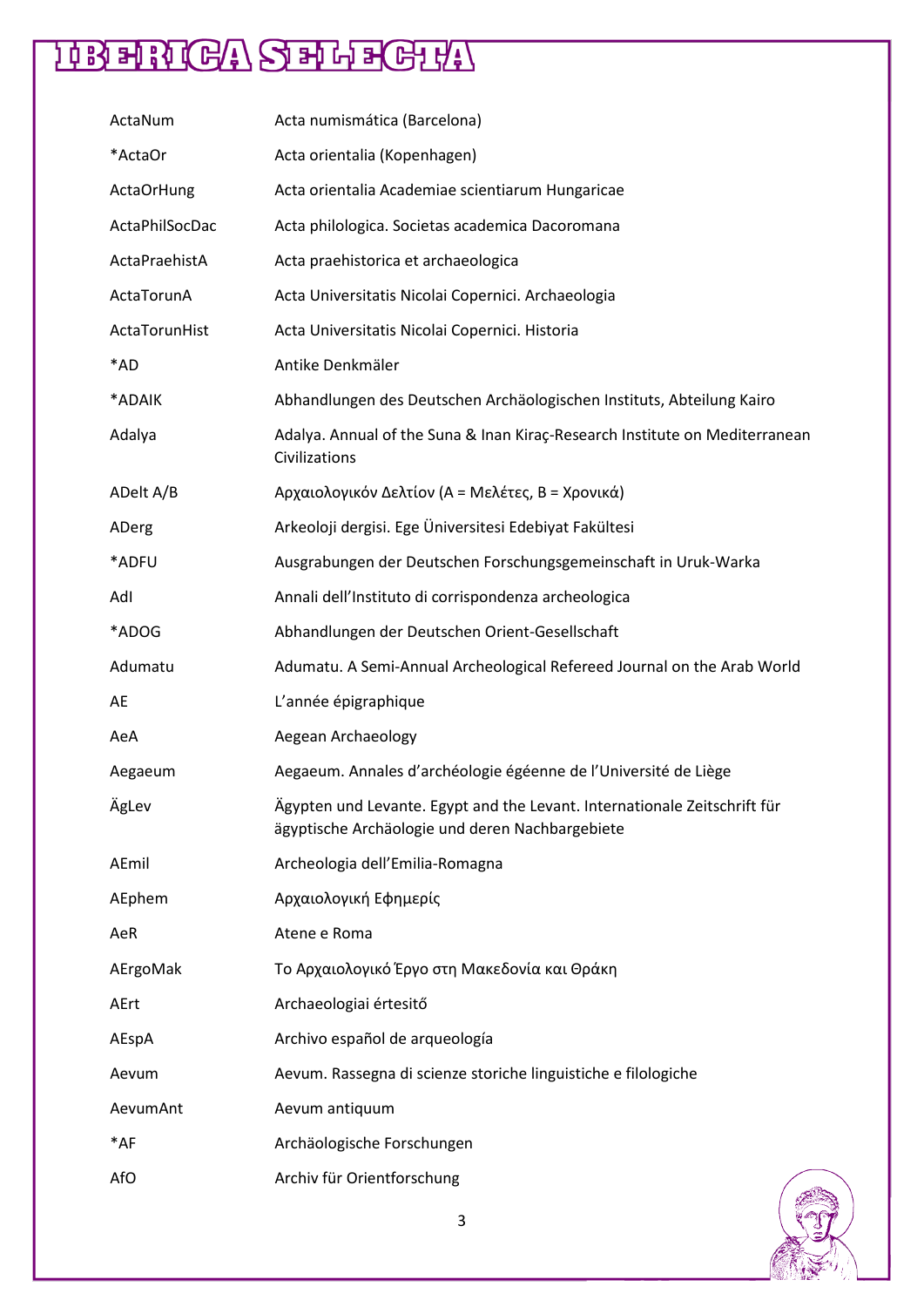| | |
|---|---|
| ActaNum | Acta numismática (Barcelona) |
| *ActaOr | Acta orientalia (Kopenhagen) |
| ActaOrHung | Acta orientalia Academiae scientiarum Hungaricae |
| ActaPhilSocDac | Acta philologica. Societas academica Dacoromana |
| ActaPraehistA | Acta praehistorica et archaeologica |
| ActaTorunA | Acta Universitatis Nicolai Copernici. Archaeologia |
| ActaTorunHist | Acta Universitatis Nicolai Copernici. Historia |
| *AD | Antike Denkmäler |
| *ADAIK | Abhandlungen des Deutschen Archäologischen Instituts, Abteilung Kairo |
| Adalya | Adalya. Annual of the Suna & Inan Kiraç-Research Institute on Mediterranean Civilizations |
| ADelt A/B | Αρχαιολογικόν Δελτίον (A = Μελέτες, B = Χρονικά) |
| ADerg | Arkeoloji dergisi. Ege Üniversitesi Edebiyat Fakültesi |
| *ADFU | Ausgrabungen der Deutschen Forschungsgemeinschaft in Uruk-Warka |
| AdI | Annali dell'Instituto di corrispondenza archeologica |
| *ADOG | Abhandlungen der Deutschen Orient-Gesellschaft |
| Adumatu | Adumatu. A Semi-Annual Archeological Refereed Journal on the Arab World |
| AE | L'année épigraphique |
| AeA | Aegean Archaeology |
| Aegaeum | Aegaeum. Annales d'archéologie égéenne de l'Université de Liège |
| ÄgLev | Ägypten und Levante. Egypt and the Levant. Internationale Zeitschrift für ägyptische Archäologie und deren Nachbargebiete |
| AEmil | Archeologia dell'Emilia-Romagna |
| AEphem | Αρχαιολογική Εφημερίς |
| AeR | Atene e Roma |
| AErgoMak | Το Αρχαιολογικό Έργο στη Μακεδονία και Θράκη |
| AErt | Archaeologiai értesítő |
| AEspA | Archivo español de arqueología |
| Aevum | Aevum. Rassegna di scienze storiche linguistiche e filologiche |
| AevumAnt | Aevum antiquum |
| *AF | Archäologische Forschungen |
| AfO | Archiv für Orientforschung |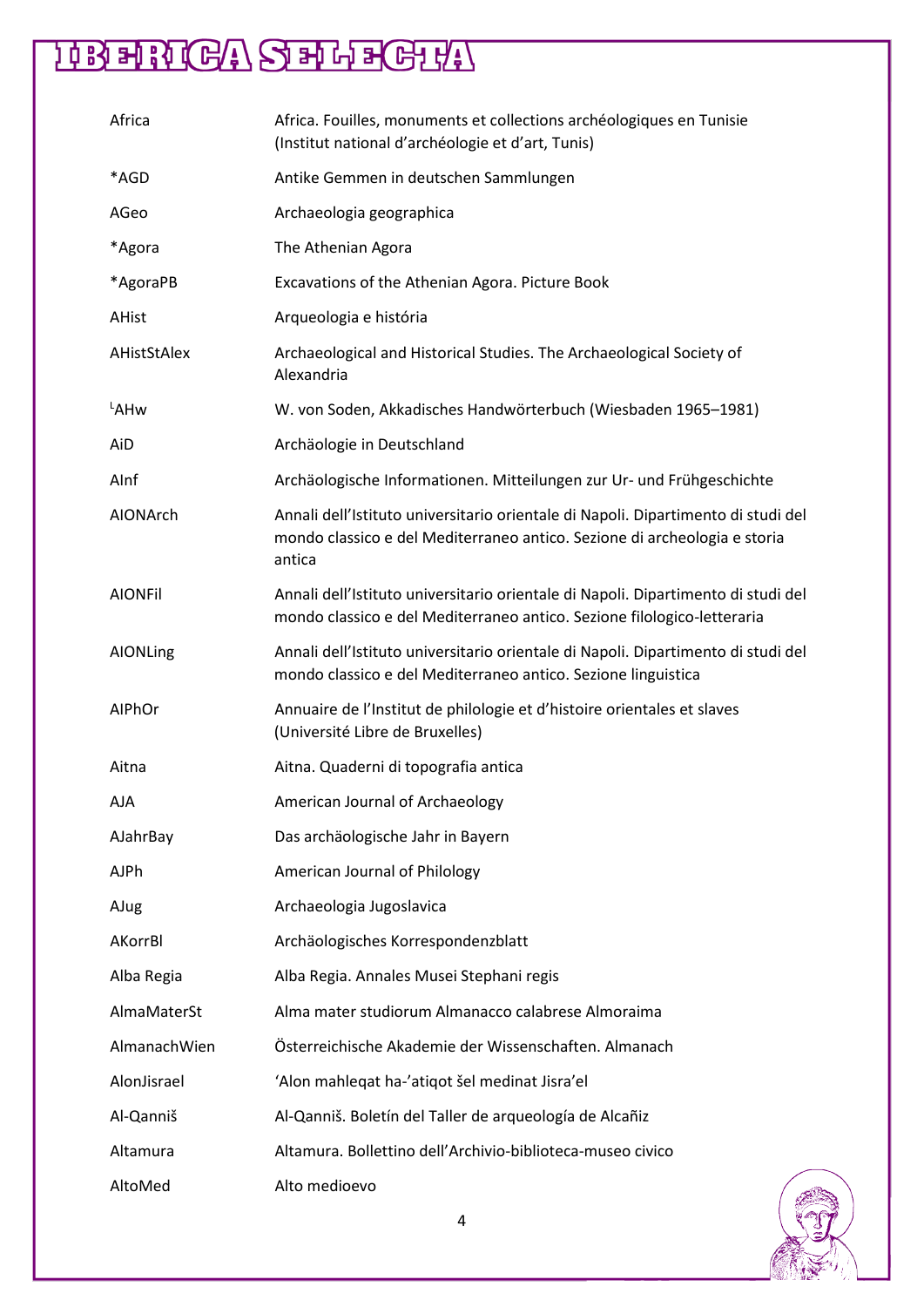| | |
|---|---|
| Africa | Africa. Fouilles, monuments et collections archéologiques en Tunisie (Institut national d'archéologie et d'art, Tunis) |
| *AGD | Antike Gemmen in deutschen Sammlungen |
| AGeo | Archaeologia geographica |
| *Agora | The Athenian Agora |
| *AgoraPB | Excavations of the Athenian Agora. Picture Book |
| AHist | Arqueologia e história |
| AHistStAlex | Archaeological and Historical Studies. The Archaeological Society of Alexandria |
| [L]AHw | W. von Soden, Akkadisches Handwörterbuch (Wiesbaden 1965–1981) |
| AiD | Archäologie in Deutschland |
| AInf | Archäologische Informationen. Mitteilungen zur Ur- und Frühgeschichte |
| AIONArch | Annali dell'Istituto universitario orientale di Napoli. Dipartimento di studi del mondo classico e del Mediterraneo antico. Sezione di archeologia e storia antica |
| AIONFil | Annali dell'Istituto universitario orientale di Napoli. Dipartimento di studi del mondo classico e del Mediterraneo antico. Sezione filologico-letteraria |
| AIONLing | Annali dell'Istituto universitario orientale di Napoli. Dipartimento di studi del mondo classico e del Mediterraneo antico. Sezione linguistica |
| AIPhOr | Annuaire de l'Institut de philologie et d'histoire orientales et slaves (Université Libre de Bruxelles) |
| Aitna | Aitna. Quaderni di topografia antica |
| AJA | American Journal of Archaeology |
| AJahrBay | Das archäologische Jahr in Bayern |
| AJPh | American Journal of Philology |
| AJug | Archaeologia Jugoslavica |
| AKorrBl | Archäologisches Korrespondenzblatt |
| Alba Regia | Alba Regia. Annales Musei Stephani regis |
| AlmaMaterSt | Alma mater studiorum Almanacco calabrese Almoraima |
| AlmanachWien | Österreichische Akademie der Wissenschaften. Almanach |
| AlonJisrael | 'Alon mahleqat ha-'atiqot šel medinat Jisra'el |
| Al-Qanniš | Al-Qanniš. Boletín del Taller de arqueología de Alcañiz |
| Altamura | Altamura. Bollettino dell'Archivio-biblioteca-museo civico |
| AltoMed | Alto medioevo |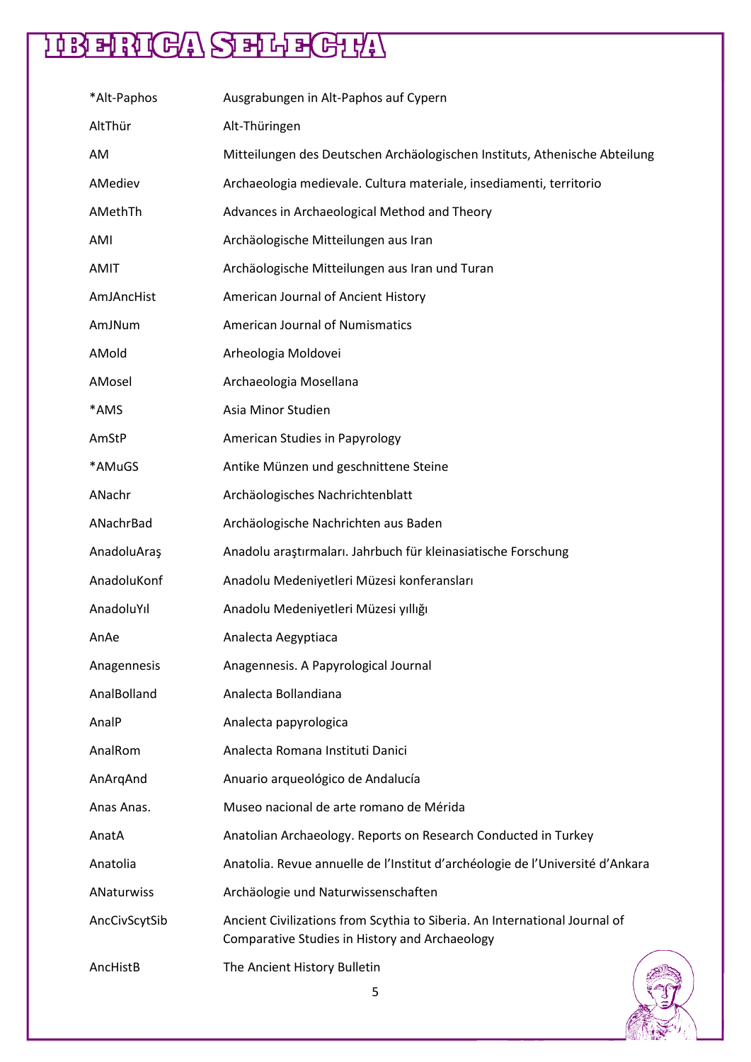| | |
|---|---|
| *Alt-Paphos | Ausgrabungen in Alt-Paphos auf Cypern |
| AltThür | Alt-Thüringen |
| AM | Mitteilungen des Deutschen Archäologischen Instituts, Athenische Abteilung |
| AMediev | Archaeologia medievale. Cultura materiale, insediamenti, territorio |
| AMethTh | Advances in Archaeological Method and Theory |
| AMI | Archäologische Mitteilungen aus Iran |
| AMIT | Archäologische Mitteilungen aus Iran und Turan |
| AmJAncHist | American Journal of Ancient History |
| AmJNum | American Journal of Numismatics |
| AMold | Arheologia Moldovei |
| AMosel | Archaeologia Mosellana |
| *AMS | Asia Minor Studien |
| AmStP | American Studies in Papyrology |
| *AMuGS | Antike Münzen und geschnittene Steine |
| ANachr | Archäologisches Nachrichtenblatt |
| ANachrBad | Archäologische Nachrichten aus Baden |
| AnadoluAraş | Anadolu araştırmaları. Jahrbuch für kleinasiatische Forschung |
| AnadoluKonf | Anadolu Medeniyetleri Müzesi konferansları |
| AnadoluYıl | Anadolu Medeniyetleri Müzesi yıllığı |
| AnAe | Analecta Aegyptiaca |
| Anagennesis | Anagennesis. A Papyrological Journal |
| AnalBolland | Analecta Bollandiana |
| AnalP | Analecta papyrologica |
| AnalRom | Analecta Romana Instituti Danici |
| AnArqAnd | Anuario arqueológico de Andalucía |
| Anas Anas. | Museo nacional de arte romano de Mérida |
| AnatA | Anatolian Archaeology. Reports on Research Conducted in Turkey |
| Anatolia | Anatolia. Revue annuelle de l'Institut d'archéologie de l'Université d'Ankara |
| ANaturwiss | Archäologie und Naturwissenschaften |
| AncCivScytSib | Ancient Civilizations from Scythia to Siberia. An International Journal of Comparative Studies in History and Archaeology |
| AncHistB | The Ancient History Bulletin |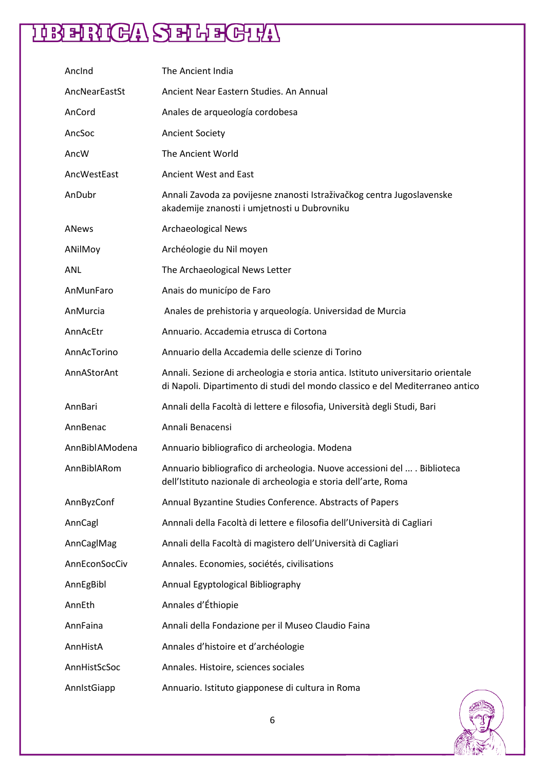| | |
|---|---|
| AncInd | The Ancient India |
| AncNearEastSt | Ancient Near Eastern Studies. An Annual |
| AnCord | Anales de arqueología cordobesa |
| AncSoc | Ancient Society |
| AncW | The Ancient World |
| AncWestEast | Ancient West and East |
| AnDubr | Annali Zavoda za povijesne znanosti Istraživačkog centra Jugoslavenske akademije znanosti i umjetnosti u Dubrovniku |
| ANews | Archaeological News |
| ANilMoy | Archéologie du Nil moyen |
| ANL | The Archaeological News Letter |
| AnMunFaro | Anais do municípo de Faro |
| AnMurcia | Anales de prehistoria y arqueología. Universidad de Murcia |
| AnnAcEtr | Annuario. Accademia etrusca di Cortona |
| AnnAcTorino | Annuario della Accademia delle scienze di Torino |
| AnnAStorAnt | Annali. Sezione di archeologia e storia antica. Istituto universitario orientale di Napoli. Dipartimento di studi del mondo classico e del Mediterraneo antico |
| AnnBari | Annali della Facoltà di lettere e filosofia, Università degli Studi, Bari |
| AnnBenac | Annali Benacensi |
| AnnBiblAModena | Annuario bibliografico di archeologia. Modena |
| AnnBiblARom | Annuario bibliografico di archeologia. Nuove accessioni del ... . Biblioteca dell'Istituto nazionale di archeologia e storia dell'arte, Roma |
| AnnByzConf | Annual Byzantine Studies Conference. Abstracts of Papers |
| AnnCagl | Annnali della Facoltà di lettere e filosofia dell'Università di Cagliari |
| AnnCaglMag | Annali della Facoltà di magistero dell'Università di Cagliari |
| AnnEconSocCiv | Annales. Economies, sociétés, civilisations |
| AnnEgBibl | Annual Egyptological Bibliography |
| AnnEth | Annales d'Éthiopie |
| AnnFaina | Annali della Fondazione per il Museo Claudio Faina |
| AnnHistA | Annales d'histoire et d'archéologie |
| AnnHistScSoc | Annales. Histoire, sciences sociales |
| AnnIstGiapp | Annuario. Istituto giapponese di cultura in Roma |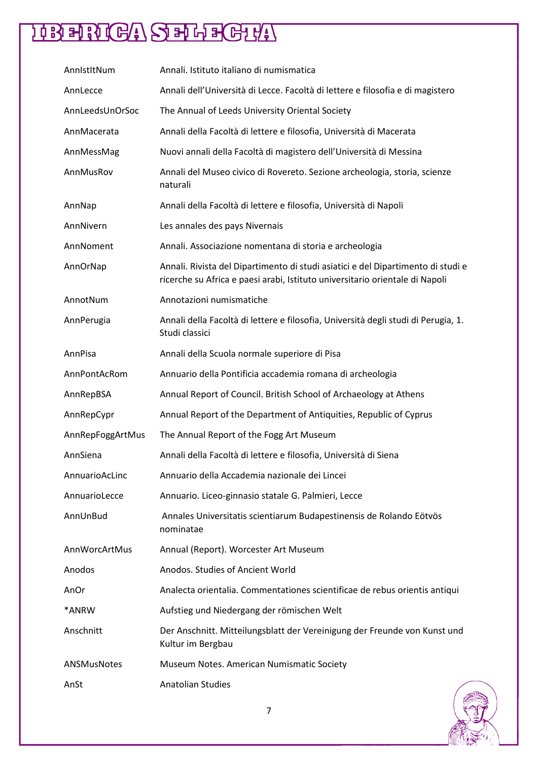| | |
|---|---|
| AnnIstItNum | Annali. Istituto italiano di numismatica |
| AnnLecce | Annali dell'Università di Lecce. Facoltà di lettere e filosofia e di magistero |
| AnnLeedsUnOrSoc | The Annual of Leeds University Oriental Society |
| AnnMacerata | Annali della Facoltà di lettere e filosofia, Università di Macerata |
| AnnMessMag | Nuovi annali della Facoltà di magistero dell'Università di Messina |
| AnnMusRov | Annali del Museo civico di Rovereto. Sezione archeologia, storia, scienze naturali |
| AnnNap | Annali della Facoltà di lettere e filosofia, Università di Napoli |
| AnnNivern | Les annales des pays Nivernais |
| AnnNoment | Annali. Associazione nomentana di storia e archeologia |
| AnnOrNap | Annali. Rivista del Dipartimento di studi asiatici e del Dipartimento di studi e ricerche su Africa e paesi arabi, Istituto universitario orientale di Napoli |
| AnnotNum | Annotazioni numismatiche |
| AnnPerugia | Annali della Facoltà di lettere e filosofia, Università degli studi di Perugia, 1. Studi classici |
| AnnPisa | Annali della Scuola normale superiore di Pisa |
| AnnPontAcRom | Annuario della Pontificia accademia romana di archeologia |
| AnnRepBSA | Annual Report of Council. British School of Archaeology at Athens |
| AnnRepCypr | Annual Report of the Department of Antiquities, Republic of Cyprus |
| AnnRepFoggArtMus | The Annual Report of the Fogg Art Museum |
| AnnSiena | Annali della Facoltà di lettere e filosofia, Università di Siena |
| AnnuarioAcLinc | Annuario della Accademia nazionale dei Lincei |
| AnnuarioLecce | Annuario. Liceo-ginnasio statale G. Palmieri, Lecce |
| AnnUnBud | Annales Universitatis scientiarum Budapestinensis de Rolando Eötvös nominatae |
| AnnWorcArtMus | Annual (Report). Worcester Art Museum |
| Anodos | Anodos. Studies of Ancient World |
| AnOr | Analecta orientalia. Commentationes scientificae de rebus orientis antiqui |
| *ANRW | Aufstieg und Niedergang der römischen Welt |
| Anschnitt | Der Anschnitt. Mitteilungsblatt der Vereinigung der Freunde von Kunst und Kultur im Bergbau |
| ANSMusNotes | Museum Notes. American Numismatic Society |
| AnSt | Anatolian Studies |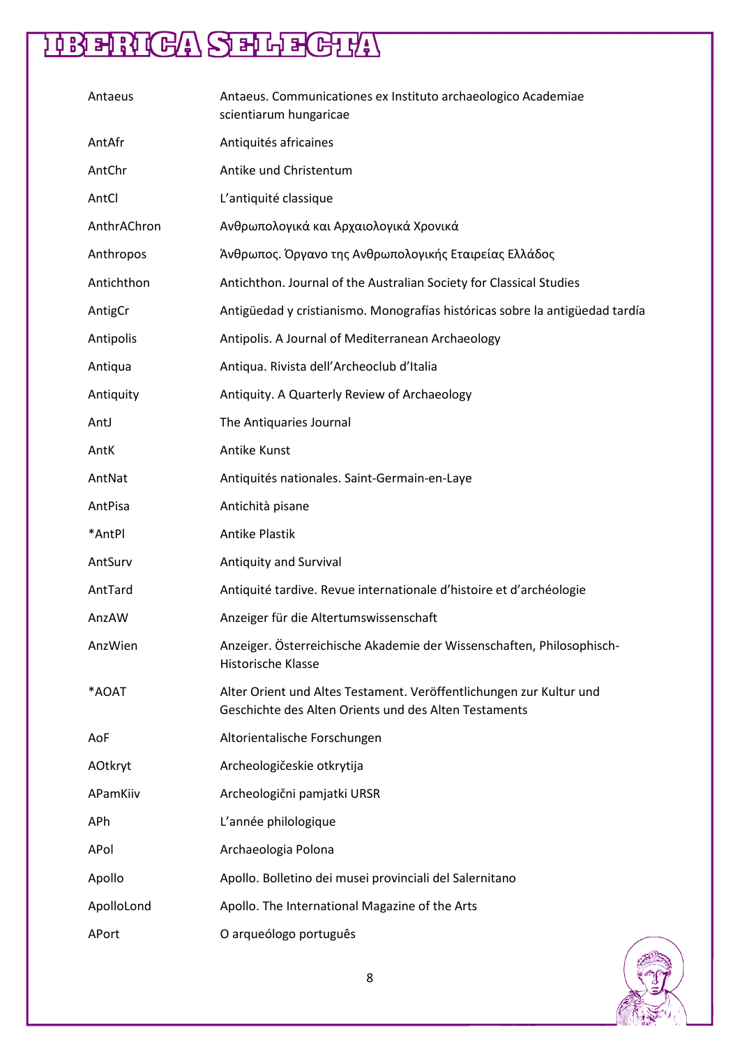| | |
|---|---|
| Antaeus | Antaeus. Communicationes ex Instituto archaeologico Academiae scientiarum hungaricae |
| AntAfr | Antiquités africaines |
| AntChr | Antike und Christentum |
| AntCl | L'antiquité classique |
| AnthrAChron | Ανθρωπολογικά και Αρχαιολογικά Χρονικά |
| Anthropos | Άνθρωπος. Όργανο της Ανθρωπολογικής Εταιρείας Ελλάδος |
| Antichthon | Antichthon. Journal of the Australian Society for Classical Studies |
| AntigCr | Antigüedad y cristianismo. Monografías históricas sobre la antigüedad tardía |
| Antipolis | Antipolis. A Journal of Mediterranean Archaeology |
| Antiqua | Antiqua. Rivista dell'Archeoclub d'Italia |
| Antiquity | Antiquity. A Quarterly Review of Archaeology |
| AntJ | The Antiquaries Journal |
| AntK | Antike Kunst |
| AntNat | Antiquités nationales. Saint-Germain-en-Laye |
| AntPisa | Antichità pisane |
| *AntPl | Antike Plastik |
| AntSurv | Antiquity and Survival |
| AntTard | Antiquité tardive. Revue internationale d'histoire et d'archéologie |
| AnzAW | Anzeiger für die Altertumswissenschaft |
| AnzWien | Anzeiger. Österreichische Akademie der Wissenschaften, Philosophisch-Historische Klasse |
| *AOAT | Alter Orient und Altes Testament. Veröffentlichungen zur Kultur und Geschichte des Alten Orients und des Alten Testaments |
| AoF | Altorientalische Forschungen |
| AOtkryt | Archeologičeskie otkrytija |
| APamKiiv | Archeologični pamjatki URSR |
| APh | L'année philologique |
| APol | Archaeologia Polona |
| Apollo | Apollo. Bolletino dei musei provinciali del Salernitano |
| ApolloLond | Apollo. The International Magazine of the Arts |
| APort | O arqueólogo português |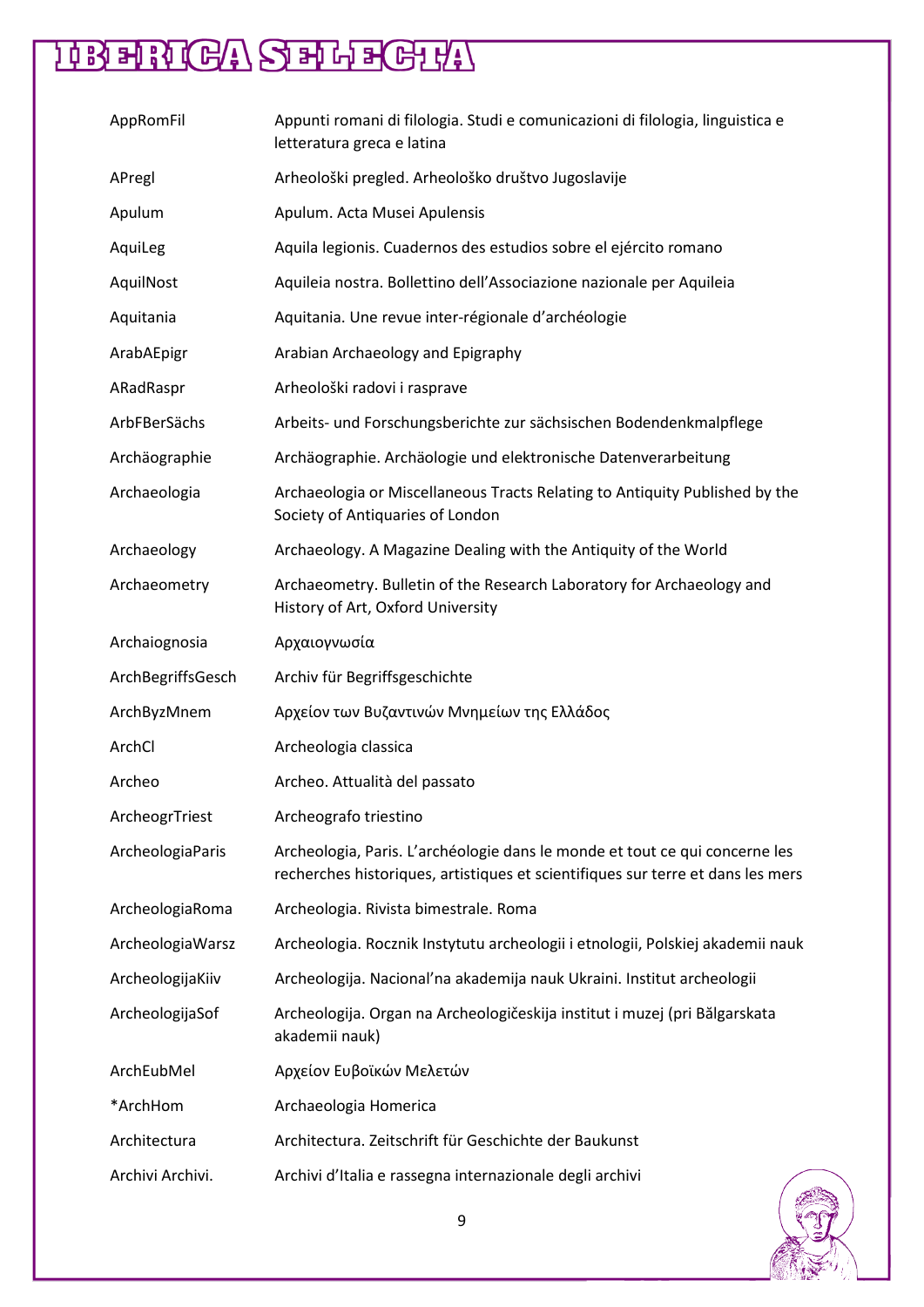| | |
|---|---|
| AppRomFil | Appunti romani di filologia. Studi e comunicazioni di filologia, linguistica e letteratura greca e latina |
| APregl | Arheološki pregled. Arheološko društvo Jugoslavije |
| Apulum | Apulum. Acta Musei Apulensis |
| AquiLeg | Aquila legionis. Cuadernos des estudios sobre el ejército romano |
| AquilNost | Aquileia nostra. Bollettino dell’Associazione nazionale per Aquileia |
| Aquitania | Aquitania. Une revue inter-régionale d’archéologie |
| ArabAEpigr | Arabian Archaeology and Epigraphy |
| ARadRaspr | Arheološki radovi i rasprave |
| ArbFBerSächs | Arbeits- und Forschungsberichte zur sächsischen Bodendenkmalpflege |
| Archäographie | Archäographie. Archäologie und elektronische Datenverarbeitung |
| Archaeologia | Archaeologia or Miscellaneous Tracts Relating to Antiquity Published by the Society of Antiquaries of London |
| Archaeology | Archaeology. A Magazine Dealing with the Antiquity of the World |
| Archaeometry | Archaeometry. Bulletin of the Research Laboratory for Archaeology and History of Art, Oxford University |
| Archaiognosia | Αρχαιογνωσία |
| ArchBegriffsGesch | Archiv für Begriffsgeschichte |
| ArchByzMnem | Αρχείον των Βυζαντινών Μνημείων της Ελλάδος |
| ArchCl | Archeologia classica |
| Archeo | Archeo. Attualità del passato |
| ArcheogrTriest | Archeografo triestino |
| ArcheologiaParis | Archeologia, Paris. L’archéologie dans le monde et tout ce qui concerne les recherches historiques, artistiques et scientifiques sur terre et dans les mers |
| ArcheologiaRoma | Archeologia. Rivista bimestrale. Roma |
| ArcheologiaWarsz | Archeologia. Rocznik Instytutu archeologii i etnologii, Polskiej akademii nauk |
| ArcheologijaKiiv | Archeologija. Nacional’na akademija nauk Ukraini. Institut archeologii |
| ArcheologijaSof | Archeologija. Organ na Archeologičeskija institut i muzej (pri Bălgarskata akademii nauk) |
| ArchEubMel | Αρχείον Ευβοϊκών Μελετών |
| *ArchHom | Archaeologia Homerica |
| Architectura | Architectura. Zeitschrift für Geschichte der Baukunst |
| Archivi Archivi. | Archivi d’Italia e rassegna internazionale degli archivi |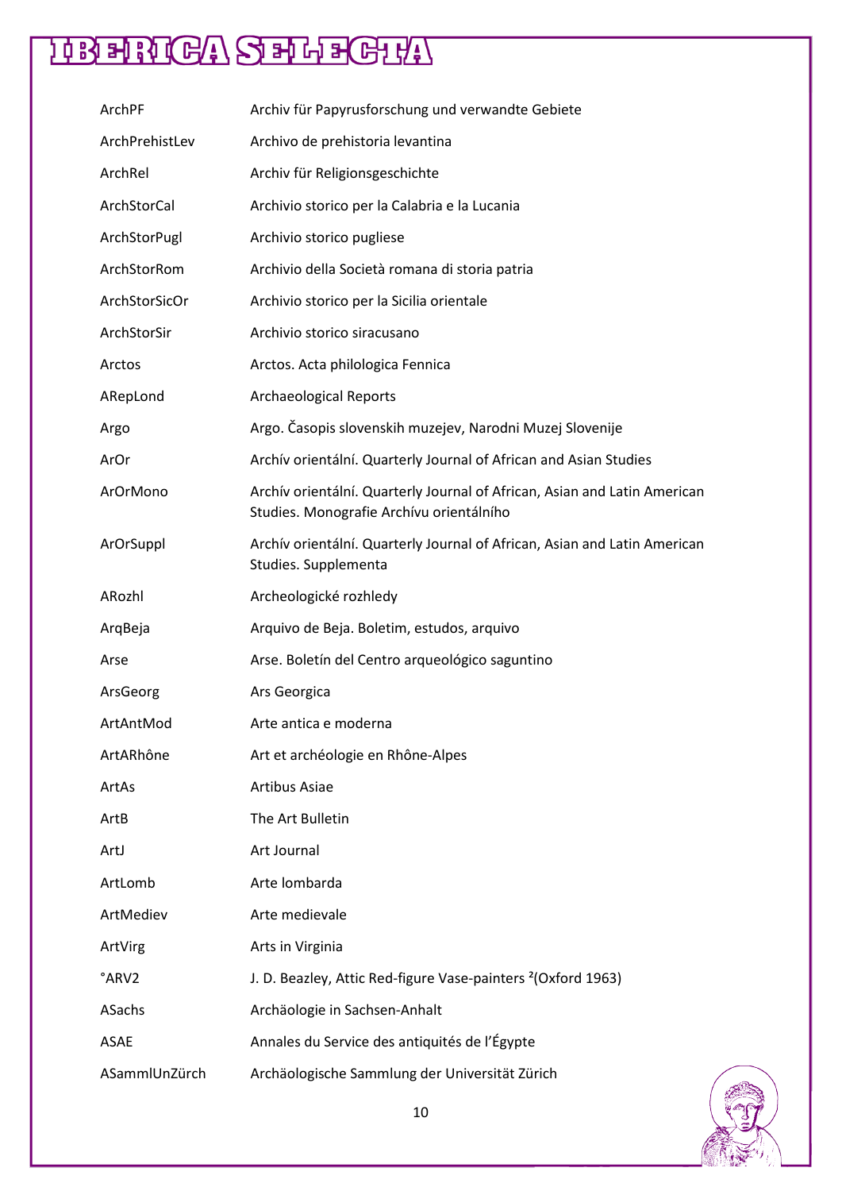| | |
|---|---|
| ArchPF | Archiv für Papyrusforschung und verwandte Gebiete |
| ArchPrehistLev | Archivo de prehistoria levantina |
| ArchRel | Archiv für Religionsgeschichte |
| ArchStorCal | Archivio storico per la Calabria e la Lucania |
| ArchStorPugl | Archivio storico pugliese |
| ArchStorRom | Archivio della Società romana di storia patria |
| ArchStorSicOr | Archivio storico per la Sicilia orientale |
| ArchStorSir | Archivio storico siracusano |
| Arctos | Arctos. Acta philologica Fennica |
| ARepLond | Archaeological Reports |
| Argo | Argo. Časopis slovenskih muzejev, Narodni Muzej Slovenije |
| ArOr | Archív orientální. Quarterly Journal of African and Asian Studies |
| ArOrMono | Archív orientální. Quarterly Journal of African, Asian and Latin American Studies. Monografie Archívu orientálního |
| ArOrSuppl | Archív orientální. Quarterly Journal of African, Asian and Latin American Studies. Supplementa |
| ARozhl | Archeologické rozhledy |
| ArqBeja | Arquivo de Beja. Boletim, estudos, arquivo |
| Arse | Arse. Boletín del Centro arqueológico saguntino |
| ArsGeorg | Ars Georgica |
| ArtAntMod | Arte antica e moderna |
| ArtARhône | Art et archéologie en Rhône-Alpes |
| ArtAs | Artibus Asiae |
| ArtB | The Art Bulletin |
| ArtJ | Art Journal |
| ArtLomb | Arte lombarda |
| ArtMediev | Arte medievale |
| ArtVirg | Arts in Virginia |
| °ARV2 | J. D. Beazley, Attic Red-figure Vase-painters ²(Oxford 1963) |
| ASachs | Archäologie in Sachsen-Anhalt |
| ASAE | Annales du Service des antiquités de l'Égypte |
| ASammlUnZürch | Archäologische Sammlung der Universität Zürich |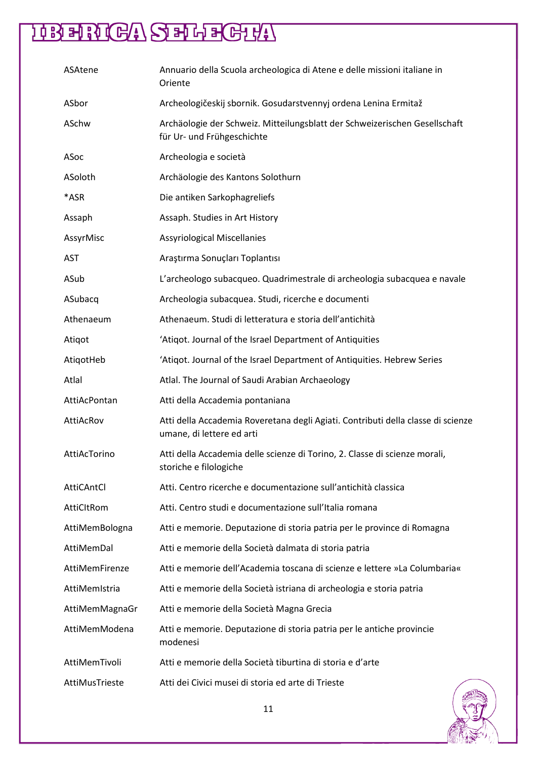| | |
|---|---|
| ASAtene | Annuario della Scuola archeologica di Atene e delle missioni italiane in Oriente |
| ASbor | Archeologičeskij sbornik. Gosudarstvennyj ordena Lenina Ermitaž |
| ASchw | Archäologie der Schweiz. Mitteilungsblatt der Schweizerischen Gesellschaft für Ur- und Frühgeschichte |
| ASoc | Archeologia e società |
| ASoloth | Archäologie des Kantons Solothurn |
| *ASR | Die antiken Sarkophagreliefs |
| Assaph | Assaph. Studies in Art History |
| AssyrMisc | Assyriological Miscellanies |
| AST | Araştırma Sonuçları Toplantısı |
| ASub | L'archeologo subacqueo. Quadrimestrale di archeologia subacquea e navale |
| ASubacq | Archeologia subacquea. Studi, ricerche e documenti |
| Athenaeum | Athenaeum. Studi di letteratura e storia dell'antichità |
| Atiqot | 'Atiqot. Journal of the Israel Department of Antiquities |
| AtiqotHeb | 'Atiqot. Journal of the Israel Department of Antiquities. Hebrew Series |
| Atlal | Atlal. The Journal of Saudi Arabian Archaeology |
| AttiAcPontan | Atti della Accademia pontaniana |
| AttiAcRov | Atti della Accademia Roveretana degli Agiati. Contributi della classe di scienze umane, di lettere ed arti |
| AttiAcTorino | Atti della Accademia delle scienze di Torino, 2. Classe di scienze morali, storiche e filologiche |
| AttiCAntCl | Atti. Centro ricerche e documentazione sull'antichità classica |
| AttiCItRom | Atti. Centro studi e documentazione sull'Italia romana |
| AttiMemBologna | Atti e memorie. Deputazione di storia patria per le province di Romagna |
| AttiMemDal | Atti e memorie della Società dalmata di storia patria |
| AttiMemFirenze | Atti e memorie dell'Academia toscana di scienze e lettere »La Columbaria« |
| AttiMemIstria | Atti e memorie della Società istriana di archeologia e storia patria |
| AttiMemMagnaGr | Atti e memorie della Società Magna Grecia |
| AttiMemModena | Atti e memorie. Deputazione di storia patria per le antiche provincie modenesi |
| AttiMemTivoli | Atti e memorie della Società tiburtina di storia e d'arte |
| AttiMusTrieste | Atti dei Civici musei di storia ed arte di Trieste |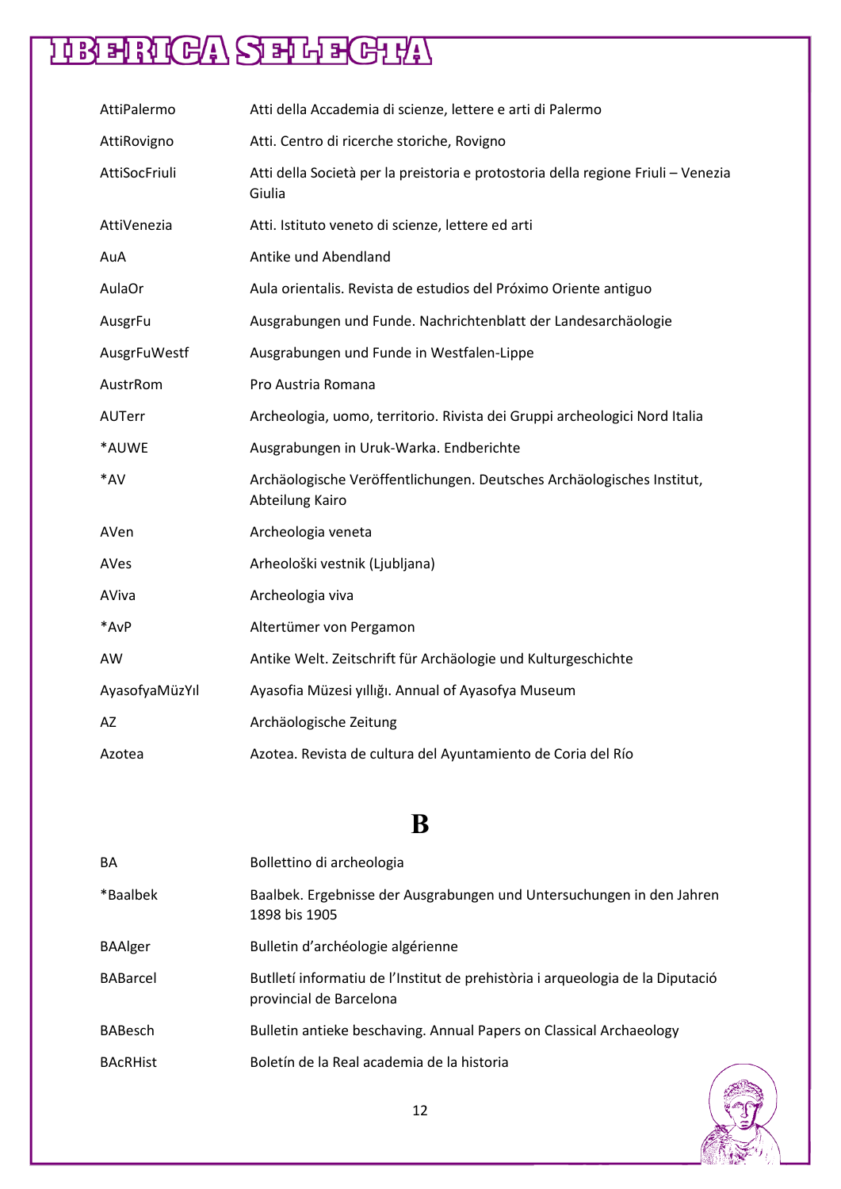| | |
|---|---|
| AttiPalermo | Atti della Accademia di scienze, lettere e arti di Palermo |
| AttiRovigno | Atti. Centro di ricerche storiche, Rovigno |
| AttiSocFriuli | Atti della Società per la preistoria e protostoria della regione Friuli – Venezia Giulia |
| AttiVenezia | Atti. Istituto veneto di scienze, lettere ed arti |
| AuA | Antike und Abendland |
| AulaOr | Aula orientalis. Revista de estudios del Próximo Oriente antiguo |
| AusgrFu | Ausgrabungen und Funde. Nachrichtenblatt der Landesarchäologie |
| AusgrFuWestf | Ausgrabungen und Funde in Westfalen-Lippe |
| AustrRom | Pro Austria Romana |
| AUTerr | Archeologia, uomo, territorio. Rivista dei Gruppi archeologici Nord Italia |
| *AUWE | Ausgrabungen in Uruk-Warka. Endberichte |
| *AV | Archäologische Veröffentlichungen. Deutsches Archäologisches Institut, Abteilung Kairo |
| AVen | Archeologia veneta |
| AVes | Arheološki vestnik (Ljubljana) |
| AViva | Archeologia viva |
| *AvP | Altertümer von Pergamon |
| AW | Antike Welt. Zeitschrift für Archäologie und Kulturgeschichte |
| AyasofyaMüzYıl | Ayasofia Müzesi yıllığı. Annual of Ayasofya Museum |
| AZ | Archäologische Zeitung |
| Azotea | Azotea. Revista de cultura del Ayuntamiento de Coria del Río |

# B

| | |
|---|---|
| BA | Bollettino di archeologia |
| *Baalbek | Baalbek. Ergebnisse der Ausgrabungen und Untersuchungen in den Jahren 1898 bis 1905 |
| BAAlger | Bulletin d'archéologie algérienne |
| BABarcel | Butlletí informatiu de l'Institut de prehistòria i arqueologia de la Diputació provincial de Barcelona |
| BABesch | Bulletin antieke beschaving. Annual Papers on Classical Archaeology |
| BAcRHist | Boletín de la Real academia de la historia |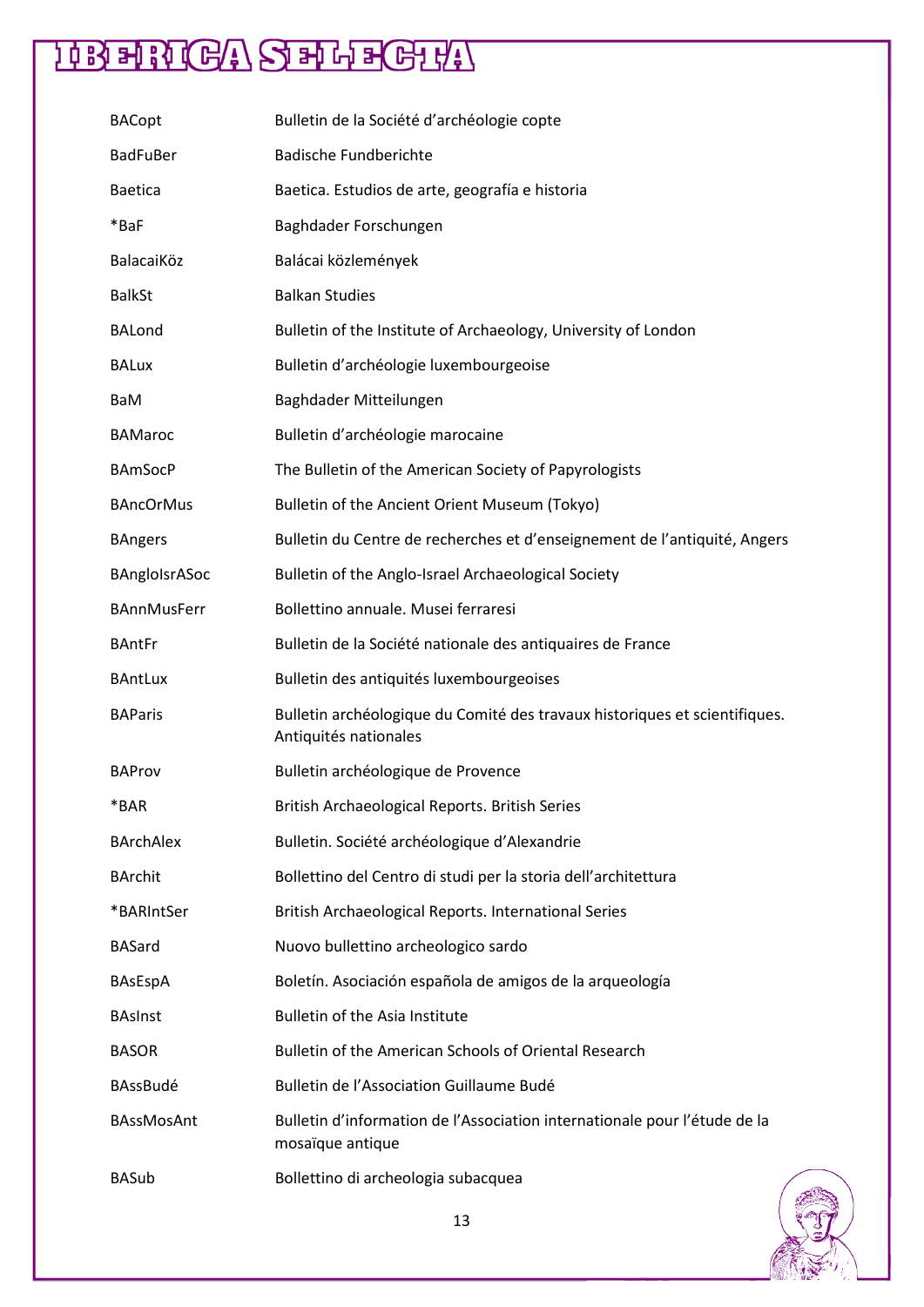| | |
|---|---|
| BACopt | Bulletin de la Société d'archéologie copte |
| BadFuBer | Badische Fundberichte |
| Baetica | Baetica. Estudios de arte, geografía e historia |
| *BaF | Baghdader Forschungen |
| BalacaiKöz | Balácai közlemények |
| BalkSt | Balkan Studies |
| BALond | Bulletin of the Institute of Archaeology, University of London |
| BALux | Bulletin d'archéologie luxembourgeoise |
| BaM | Baghdader Mitteilungen |
| BAMaroc | Bulletin d'archéologie marocaine |
| BAmSocP | The Bulletin of the American Society of Papyrologists |
| BAncOrMus | Bulletin of the Ancient Orient Museum (Tokyo) |
| BAngers | Bulletin du Centre de recherches et d'enseignement de l'antiquité, Angers |
| BAngloIsrASoc | Bulletin of the Anglo-Israel Archaeological Society |
| BAnnMusFerr | Bollettino annuale. Musei ferraresi |
| BAntFr | Bulletin de la Société nationale des antiquaires de France |
| BAntLux | Bulletin des antiquités luxembourgeoises |
| BAParis | Bulletin archéologique du Comité des travaux historiques et scientifiques. Antiquités nationales |
| BAProv | Bulletin archéologique de Provence |
| *BAR | British Archaeological Reports. British Series |
| BArchAlex | Bulletin. Société archéologique d'Alexandrie |
| BArchit | Bollettino del Centro di studi per la storia dell'architettura |
| *BARIntSer | British Archaeological Reports. International Series |
| BASard | Nuovo bullettino archeologico sardo |
| BAsEspA | Boletín. Asociación española de amigos de la arqueología |
| BAsInst | Bulletin of the Asia Institute |
| BASOR | Bulletin of the American Schools of Oriental Research |
| BAssBudé | Bulletin de l'Association Guillaume Budé |
| BAssMosAnt | Bulletin d'information de l'Association internationale pour l'étude de la mosaïque antique |
| BASub | Bollettino di archeologia subacquea |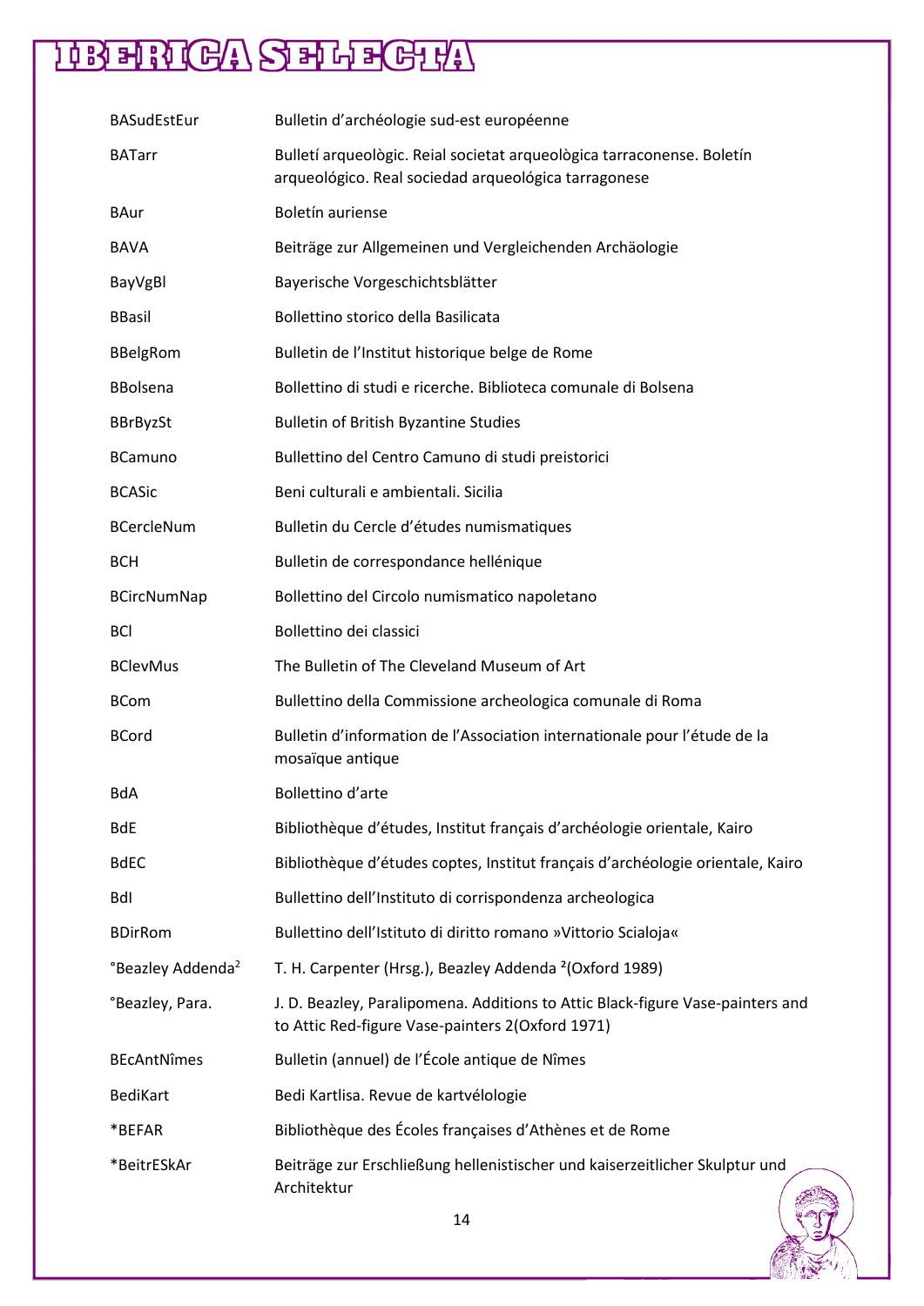| | |
|---|---|
| BASudEstEur | Bulletin d'archéologie sud-est européenne |
| BATarr | Butlletí arqueològic. Reial societat arqueològica tarraconense. Boletín arqueológico. Real sociedad arqueológica tarragonese |
| BAur | Boletín auriense |
| BAVA | Beiträge zur Allgemeinen und Vergleichenden Archäologie |
| BayVgBl | Bayerische Vorgeschichtsblätter |
| BBasil | Bollettino storico della Basilicata |
| BBelgRom | Bulletin de l'Institut historique belge de Rome |
| BBolsena | Bollettino di studi e ricerche. Biblioteca comunale di Bolsena |
| BBrByzSt | Bulletin of British Byzantine Studies |
| BCamuno | Bullettino del Centro Camuno di studi preistorici |
| BCASic | Beni culturali e ambientali. Sicilia |
| BCercleNum | Bulletin du Cercle d'études numismatiques |
| BCH | Bulletin de correspondance hellénique |
| BCircNumNap | Bollettino del Circolo numismatico napoletano |
| BCl | Bollettino dei classici |
| BClevMus | The Bulletin of The Cleveland Museum of Art |
| BCom | Bullettino della Commissione archeologica comunale di Roma |
| BCord | Bulletin d'information de l'Association internationale pour l'étude de la mosaïque antique |
| BdA | Bollettino d'arte |
| BdE | Bibliothèque d'études, Institut français d'archéologie orientale, Kairo |
| BdEC | Bibliothèque d'études coptes, Institut français d'archéologie orientale, Kairo |
| BdI | Bullettino dell'Instituto di corrispondenza archeologica |
| BDirRom | Bullettino dell'Istituto di diritto romano »Vittorio Scialoja« |
| °Beazley Addenda$^2$ | T. H. Carpenter (Hrsg.), Beazley Addenda $^2$(Oxford 1989) |
| °Beazley, Para. | J. D. Beazley, Paralipomena. Additions to Attic Black-figure Vase-painters and to Attic Red-figure Vase-painters 2(Oxford 1971) |
| BEcAntNîmes | Bulletin (annuel) de l'École antique de Nîmes |
| BediKart | Bedi Kartlisa. Revue de kartvélologie |
| *BEFAR | Bibliothèque des Écoles françaises d'Athènes et de Rome |
| *BeitrESkAr | Beiträge zur Erschließung hellenistischer und kaiserzeitlicher Skulptur und Architektur |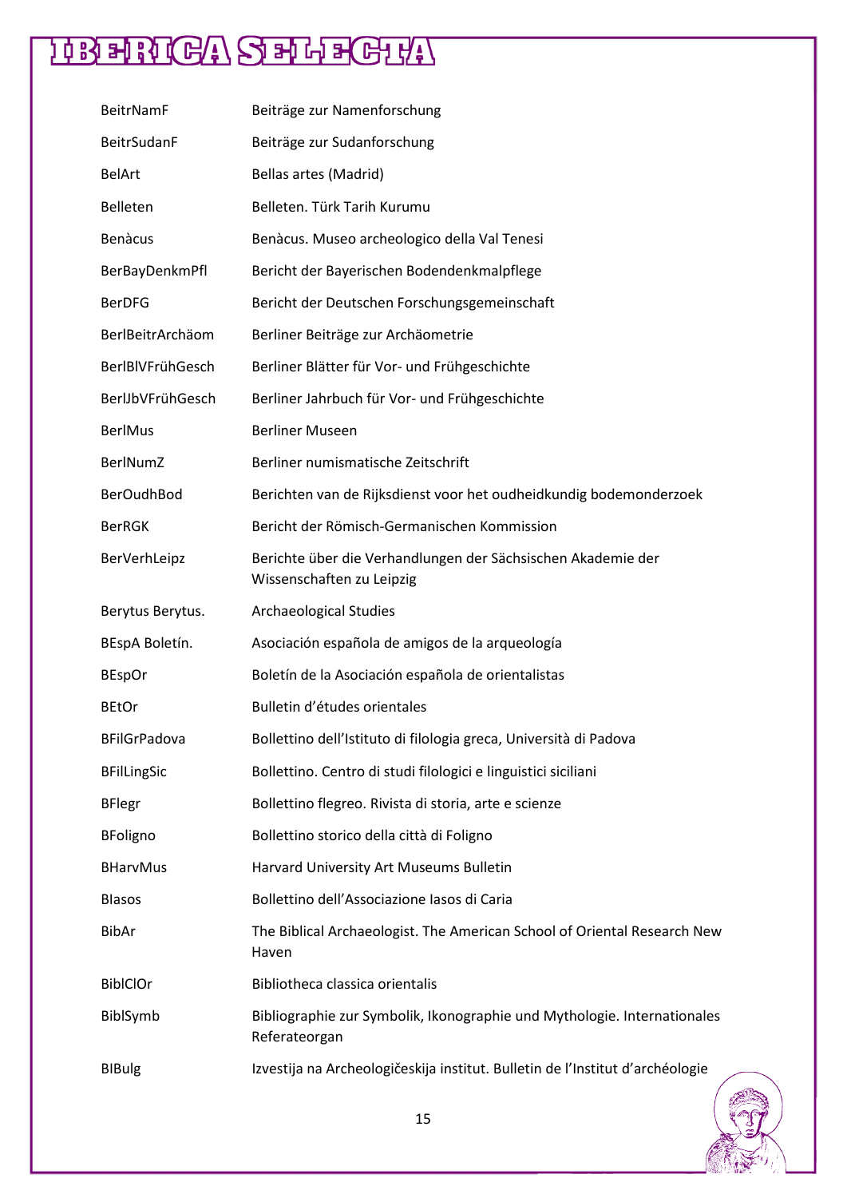| | |
|---|---|
| BeitrNamF | Beiträge zur Namenforschung |
| BeitrSudanF | Beiträge zur Sudanforschung |
| BelArt | Bellas artes (Madrid) |
| Belleten | Belleten. Türk Tarih Kurumu |
| Benàcus | Benàcus. Museo archeologico della Val Tenesi |
| BerBayDenkmPfl | Bericht der Bayerischen Bodendenkmalpflege |
| BerDFG | Bericht der Deutschen Forschungsgemeinschaft |
| BerlBeitrArchäom | Berliner Beiträge zur Archäometrie |
| BerlBlVFrühGesch | Berliner Blätter für Vor- und Frühgeschichte |
| BerlJbVFrühGesch | Berliner Jahrbuch für Vor- und Frühgeschichte |
| BerlMus | Berliner Museen |
| BerlNumZ | Berliner numismatische Zeitschrift |
| BerOudhBod | Berichten van de Rijksdienst voor het oudheidkundig bodemonderzoek |
| BerRGK | Bericht der Römisch-Germanischen Kommission |
| BerVerhLeipz | Berichte über die Verhandlungen der Sächsischen Akademie der Wissenschaften zu Leipzig |
| Berytus Berytus. | Archaeological Studies |
| BEspA Boletín. | Asociación española de amigos de la arqueología |
| BEspOr | Boletín de la Asociación española de orientalistas |
| BEtOr | Bulletin d'études orientales |
| BFilGrPadova | Bollettino dell'Istituto di filologia greca, Università di Padova |
| BFilLingSic | Bollettino. Centro di studi filologici e linguistici siciliani |
| BFlegr | Bollettino flegreo. Rivista di storia, arte e scienze |
| BFoligno | Bollettino storico della città di Foligno |
| BHarvMus | Harvard University Art Museums Bulletin |
| BIasos | Bollettino dell'Associazione Iasos di Caria |
| BibAr | The Biblical Archaeologist. The American School of Oriental Research New Haven |
| BiblClOr | Bibliotheca classica orientalis |
| BiblSymb | Bibliographie zur Symbolik, Ikonographie und Mythologie. Internationales Referateorgan |
| BIBulg | Izvestija na Archeologičeskija institut. Bulletin de l'Institut d'archéologie |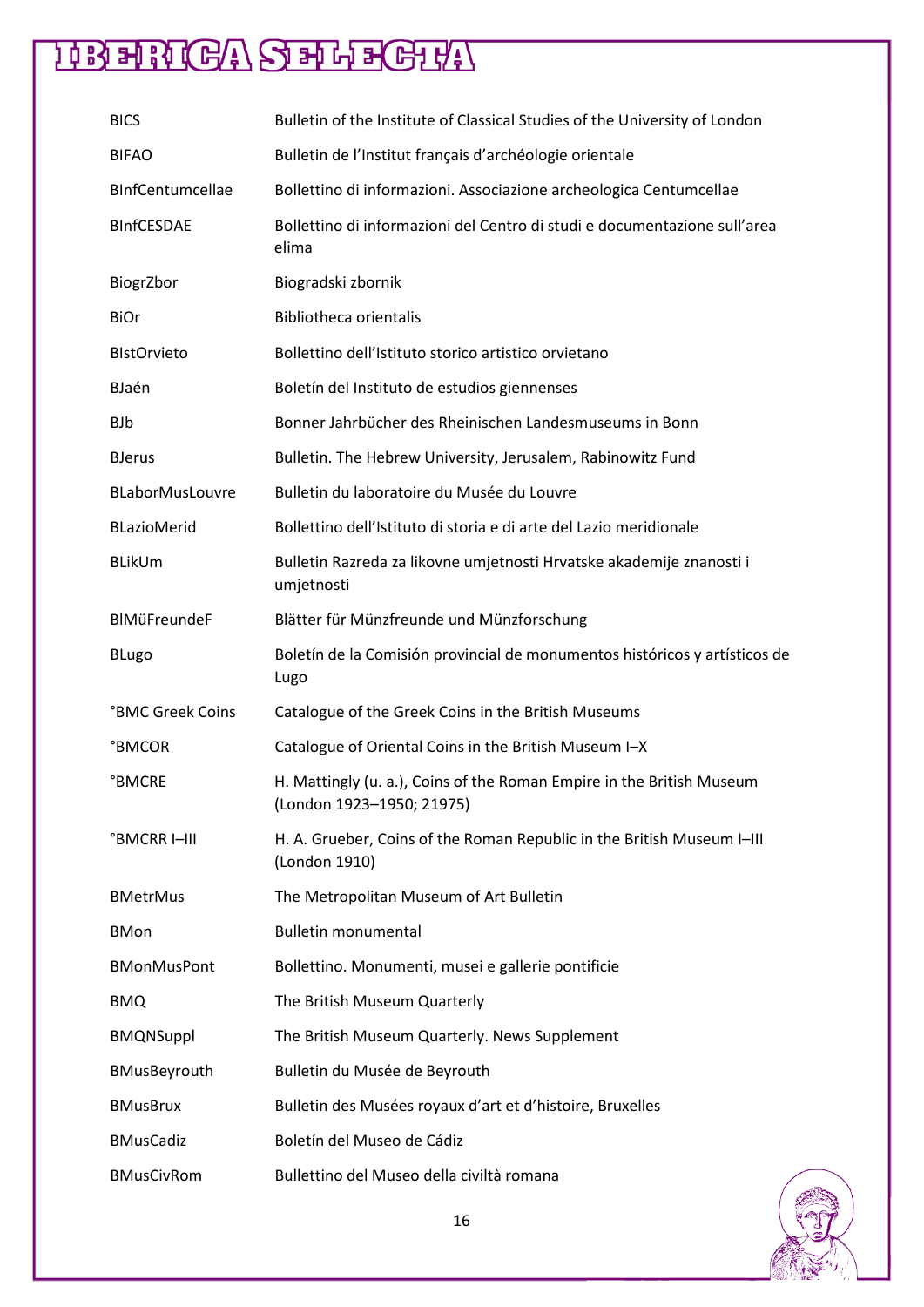| | |
|---|---|
| BICS | Bulletin of the Institute of Classical Studies of the University of London |
| BIFAO | Bulletin de l'Institut français d'archéologie orientale |
| BInfCentumcellae | Bollettino di informazioni. Associazione archeologica Centumcellae |
| BInfCESDAE | Bollettino di informazioni del Centro di studi e documentazione sull'area elima |
| BiogrZbor | Biogradski zbornik |
| BiOr | Bibliotheca orientalis |
| BIstOrvieto | Bollettino dell'Istituto storico artistico orvietano |
| BJaén | Boletín del Instituto de estudios giennenses |
| BJb | Bonner Jahrbücher des Rheinischen Landesmuseums in Bonn |
| BJerus | Bulletin. The Hebrew University, Jerusalem, Rabinowitz Fund |
| BLaborMusLouvre | Bulletin du laboratoire du Musée du Louvre |
| BLazioMerid | Bollettino dell'Istituto di storia e di arte del Lazio meridionale |
| BLikUm | Bulletin Razreda za likovne umjetnosti Hrvatske akademije znanosti i umjetnosti |
| BlMüFreundeF | Blätter für Münzfreunde und Münzforschung |
| BLugo | Boletín de la Comisión provincial de monumentos históricos y artísticos de Lugo |
| °BMC Greek Coins | Catalogue of the Greek Coins in the British Museums |
| °BMCOR | Catalogue of Oriental Coins in the British Museum I–X |
| °BMCRE | H. Mattingly (u. a.), Coins of the Roman Empire in the British Museum (London 1923–1950; 21975) |
| °BMCRR I–III | H. A. Grueber, Coins of the Roman Republic in the British Museum I–III (London 1910) |
| BMetrMus | The Metropolitan Museum of Art Bulletin |
| BMon | Bulletin monumental |
| BMonMusPont | Bollettino. Monumenti, musei e gallerie pontificie |
| BMQ | The British Museum Quarterly |
| BMQNSuppl | The British Museum Quarterly. News Supplement |
| BMusBeyrouth | Bulletin du Musée de Beyrouth |
| BMusBrux | Bulletin des Musées royaux d'art et d'histoire, Bruxelles |
| BMusCadiz | Boletín del Museo de Cádiz |
| BMusCivRom | Bullettino del Museo della civiltà romana |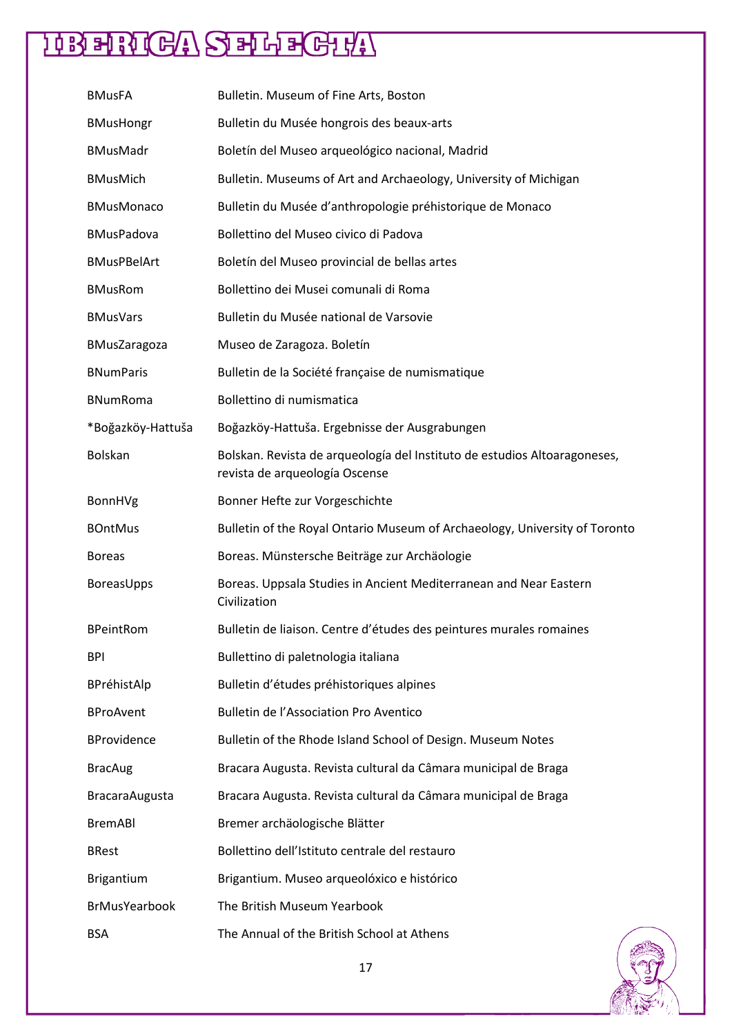| | |
|---|---|
| BMusFA | Bulletin. Museum of Fine Arts, Boston |
| BMusHongr | Bulletin du Musée hongrois des beaux-arts |
| BMusMadr | Boletín del Museo arqueológico nacional, Madrid |
| BMusMich | Bulletin. Museums of Art and Archaeology, University of Michigan |
| BMusMonaco | Bulletin du Musée d'anthropologie préhistorique de Monaco |
| BMusPadova | Bollettino del Museo civico di Padova |
| BMusPBelArt | Boletín del Museo provincial de bellas artes |
| BMusRom | Bollettino dei Musei comunali di Roma |
| BMusVars | Bulletin du Musée national de Varsovie |
| BMusZaragoza | Museo de Zaragoza. Boletín |
| BNumParis | Bulletin de la Société française de numismatique |
| BNumRoma | Bollettino di numismatica |
| *Boğazköy-Hattuša | Boğazköy-Hattuša. Ergebnisse der Ausgrabungen |
| Bolskan | Bolskan. Revista de arqueología del Instituto de estudios Altoaragoneses, revista de arqueología Oscense |
| BonnHVg | Bonner Hefte zur Vorgeschichte |
| BOntMus | Bulletin of the Royal Ontario Museum of Archaeology, University of Toronto |
| Boreas | Boreas. Münstersche Beiträge zur Archäologie |
| BoreasUpps | Boreas. Uppsala Studies in Ancient Mediterranean and Near Eastern Civilization |
| BPeintRom | Bulletin de liaison. Centre d'études des peintures murales romaines |
| BPI | Bullettino di paletnologia italiana |
| BPréhistAlp | Bulletin d'études préhistoriques alpines |
| BProAvent | Bulletin de l'Association Pro Aventico |
| BProvidence | Bulletin of the Rhode Island School of Design. Museum Notes |
| BracAug | Bracara Augusta. Revista cultural da Câmara municipal de Braga |
| BracaraAugusta | Bracara Augusta. Revista cultural da Câmara municipal de Braga |
| BremABl | Bremer archäologische Blätter |
| BRest | Bollettino dell'Istituto centrale del restauro |
| Brigantium | Brigantium. Museo arqueolóxico e histórico |
| BrMusYearbook | The British Museum Yearbook |
| BSA | The Annual of the British School at Athens |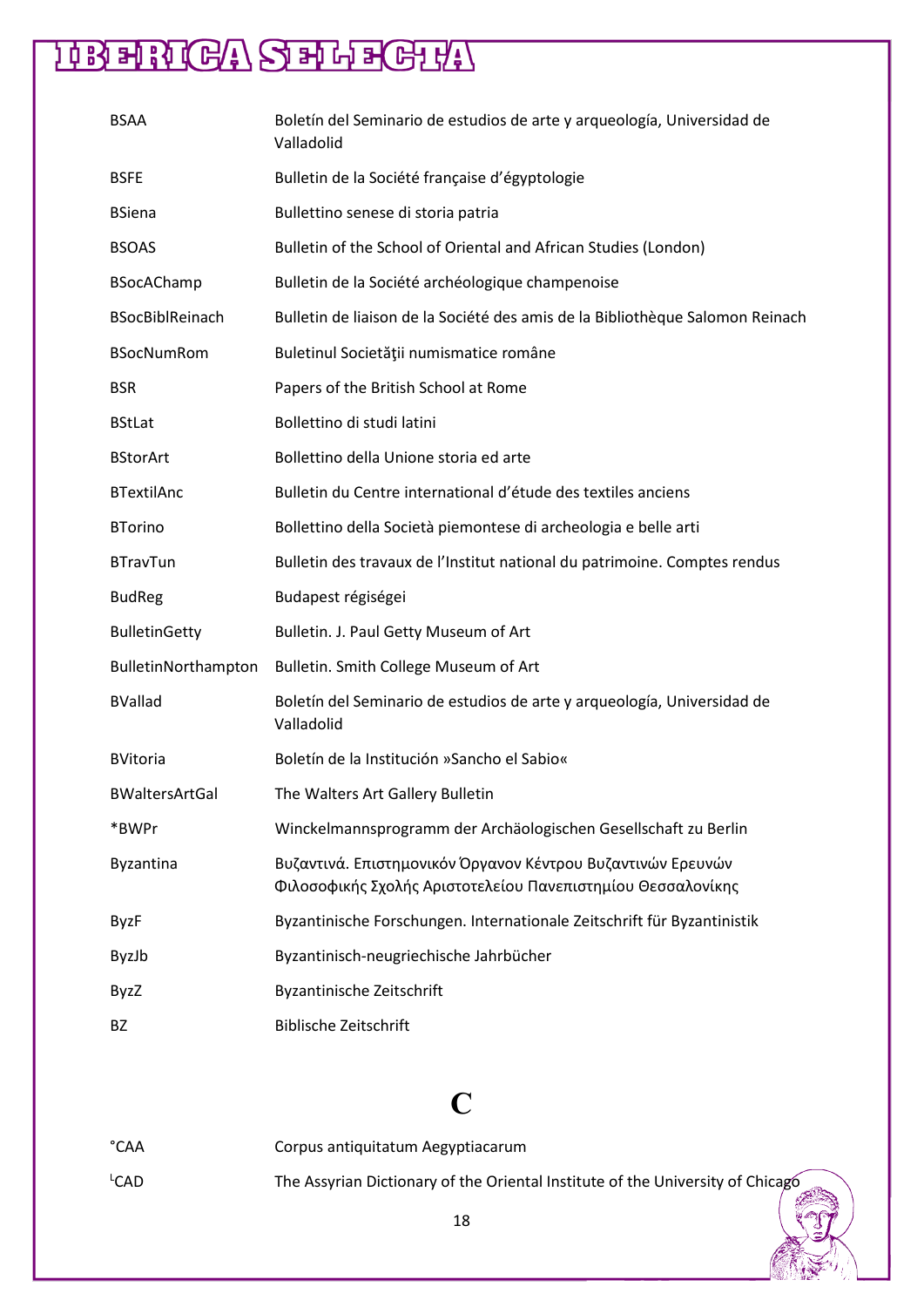| | |
|---|---|
| BSAA | Boletín del Seminario de estudios de arte y arqueología, Universidad de Valladolid |
| BSFE | Bulletin de la Société française d'égyptologie |
| BSiena | Bullettino senese di storia patria |
| BSOAS | Bulletin of the School of Oriental and African Studies (London) |
| BSocAChamp | Bulletin de la Société archéologique champenoise |
| BSocBiblReinach | Bulletin de liaison de la Société des amis de la Bibliothèque Salomon Reinach |
| BSocNumRom | Buletinul Societăţii numismatice române |
| BSR | Papers of the British School at Rome |
| BStLat | Bollettino di studi latini |
| BStorArt | Bollettino della Unione storia ed arte |
| BTextilAnc | Bulletin du Centre international d'étude des textiles anciens |
| BTorino | Bollettino della Società piemontese di archeologia e belle arti |
| BTravTun | Bulletin des travaux de l'Institut national du patrimoine. Comptes rendus |
| BudReg | Budapest régiségei |
| BulletinGetty | Bulletin. J. Paul Getty Museum of Art |
| BulletinNorthampton | Bulletin. Smith College Museum of Art |
| BVallad | Boletín del Seminario de estudios de arte y arqueología, Universidad de Valladolid |
| BVitoria | Boletín de la Institución »Sancho el Sabio« |
| BWaltersArtGal | The Walters Art Gallery Bulletin |
| *BWPr | Winckelmannsprogramm der Archäologischen Gesellschaft zu Berlin |
| Byzantina | Βυζαντινά. Επιστημονικόν Όργανον Κέντρου Βυζαντινών Ερευνών Φιλοσοφικής Σχολής Αριστοτελείου Πανεπιστημίου Θεσσαλονίκης |
| ByzF | Byzantinische Forschungen. Internationale Zeitschrift für Byzantinistik |
| ByzJb | Byzantinisch-neugriechische Jahrbücher |
| ByzZ | Byzantinische Zeitschrift |
| BZ | Biblische Zeitschrift |

# C

| | |
|---|---|
| °CAA | Corpus antiquitatum Aegyptiacarum |
| ᴸCAD | The Assyrian Dictionary of the Oriental Institute of the University of Chicago |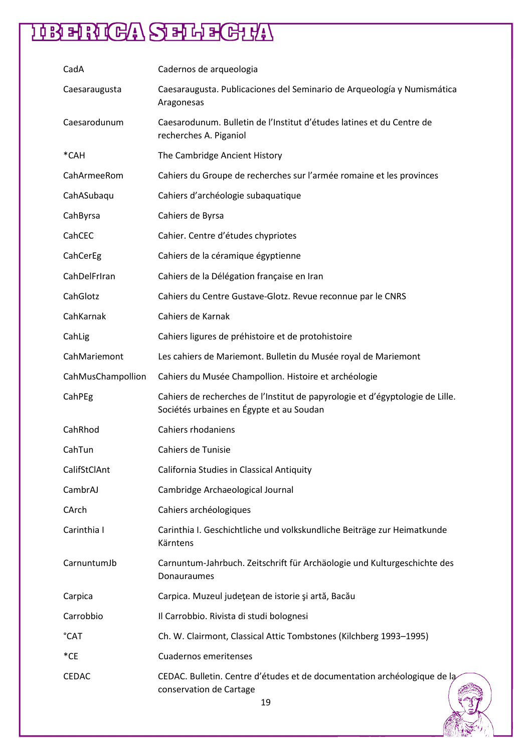| | |
|---|---|
| CadA | Cadernos de arqueologia |
| Caesaraugusta | Caesaraugusta. Publicaciones del Seminario de Arqueología y Numismática Aragonesas |
| Caesarodunum | Caesarodunum. Bulletin de l'Institut d'études latines et du Centre de recherches A. Piganiol |
| *CAH | The Cambridge Ancient History |
| CahArmeeRom | Cahiers du Groupe de recherches sur l'armée romaine et les provinces |
| CahASubaqu | Cahiers d'archéologie subaquatique |
| CahByrsa | Cahiers de Byrsa |
| CahCEC | Cahier. Centre d'études chypriotes |
| CahCerEg | Cahiers de la céramique égyptienne |
| CahDelFrIran | Cahiers de la Délégation française en Iran |
| CahGlotz | Cahiers du Centre Gustave-Glotz. Revue reconnue par le CNRS |
| CahKarnak | Cahiers de Karnak |
| CahLig | Cahiers ligures de préhistoire et de protohistoire |
| CahMariemont | Les cahiers de Mariemont. Bulletin du Musée royal de Mariemont |
| CahMusChampollion | Cahiers du Musée Champollion. Histoire et archéologie |
| CahPEg | Cahiers de recherches de l'Institut de papyrologie et d'égyptologie de Lille. Sociétés urbaines en Égypte et au Soudan |
| CahRhod | Cahiers rhodaniens |
| CahTun | Cahiers de Tunisie |
| CalifStClAnt | California Studies in Classical Antiquity |
| CambrAJ | Cambridge Archaeological Journal |
| CArch | Cahiers archéologiques |
| Carinthia I | Carinthia I. Geschichtliche und volkskundliche Beiträge zur Heimatkunde Kärntens |
| CarnuntumJb | Carnuntum-Jahrbuch. Zeitschrift für Archäologie und Kulturgeschichte des Donauraumes |
| Carpica | Carpica. Muzeul judeţean de istorie şi artă, Bacău |
| Carrobbio | Il Carrobbio. Rivista di studi bolognesi |
| °CAT | Ch. W. Clairmont, Classical Attic Tombstones (Kilchberg 1993–1995) |
| *CE | Cuadernos emeritenses |
| CEDAC | CEDAC. Bulletin. Centre d'études et de documentation archéologique de la conservation de Cartage |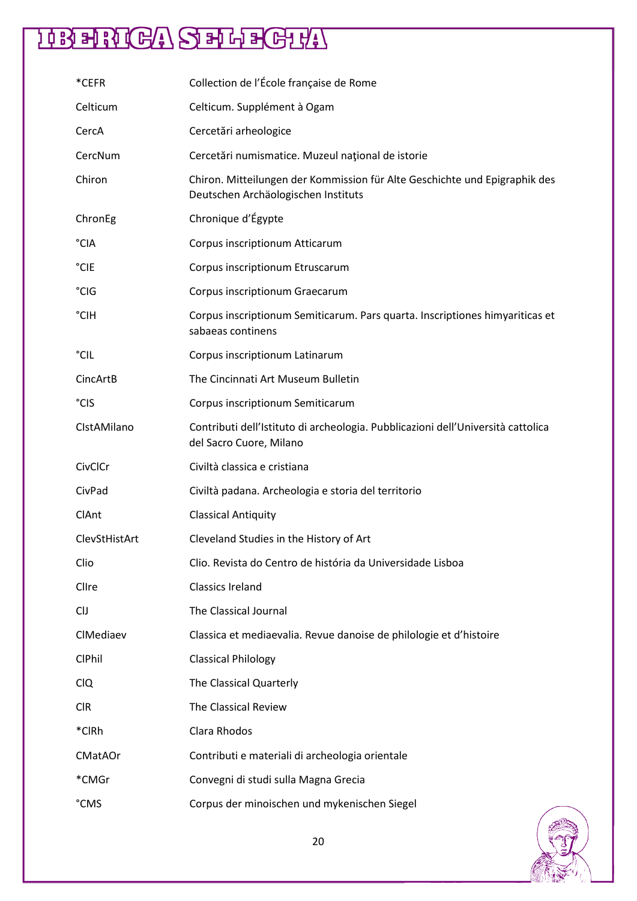| | |
|---|---|
| *CEFR | Collection de l’École française de Rome |
| Celticum | Celticum. Supplément à Ogam |
| CercA | Cercetări arheologice |
| CercNum | Cercetări numismatice. Muzeul naţional de istorie |
| Chiron | Chiron. Mitteilungen der Kommission für Alte Geschichte und Epigraphik des Deutschen Archäologischen Instituts |
| ChronEg | Chronique d’Égypte |
| °CIA | Corpus inscriptionum Atticarum |
| °CIE | Corpus inscriptionum Etruscarum |
| °CIG | Corpus inscriptionum Graecarum |
| °CIH | Corpus inscriptionum Semiticarum. Pars quarta. Inscriptiones himyariticas et sabaeas continens |
| °CIL | Corpus inscriptionum Latinarum |
| CincArtB | The Cincinnati Art Museum Bulletin |
| °CIS | Corpus inscriptionum Semiticarum |
| CIstAMilano | Contributi dell’Istituto di archeologia. Pubblicazioni dell’Università cattolica del Sacro Cuore, Milano |
| CivClCr | Civiltà classica e cristiana |
| CivPad | Civiltà padana. Archeologia e storia del territorio |
| ClAnt | Classical Antiquity |
| ClevStHistArt | Cleveland Studies in the History of Art |
| Clio | Clio. Revista do Centro de história da Universidade Lisboa |
| ClIre | Classics Ireland |
| ClJ | The Classical Journal |
| ClMediaev | Classica et mediaevalia. Revue danoise de philologie et d’histoire |
| ClPhil | Classical Philology |
| ClQ | The Classical Quarterly |
| ClR | The Classical Review |
| *ClRh | Clara Rhodos |
| CMatAOr | Contributi e materiali di archeologia orientale |
| *CMGr | Convegni di studi sulla Magna Grecia |
| °CMS | Corpus der minoischen und mykenischen Siegel |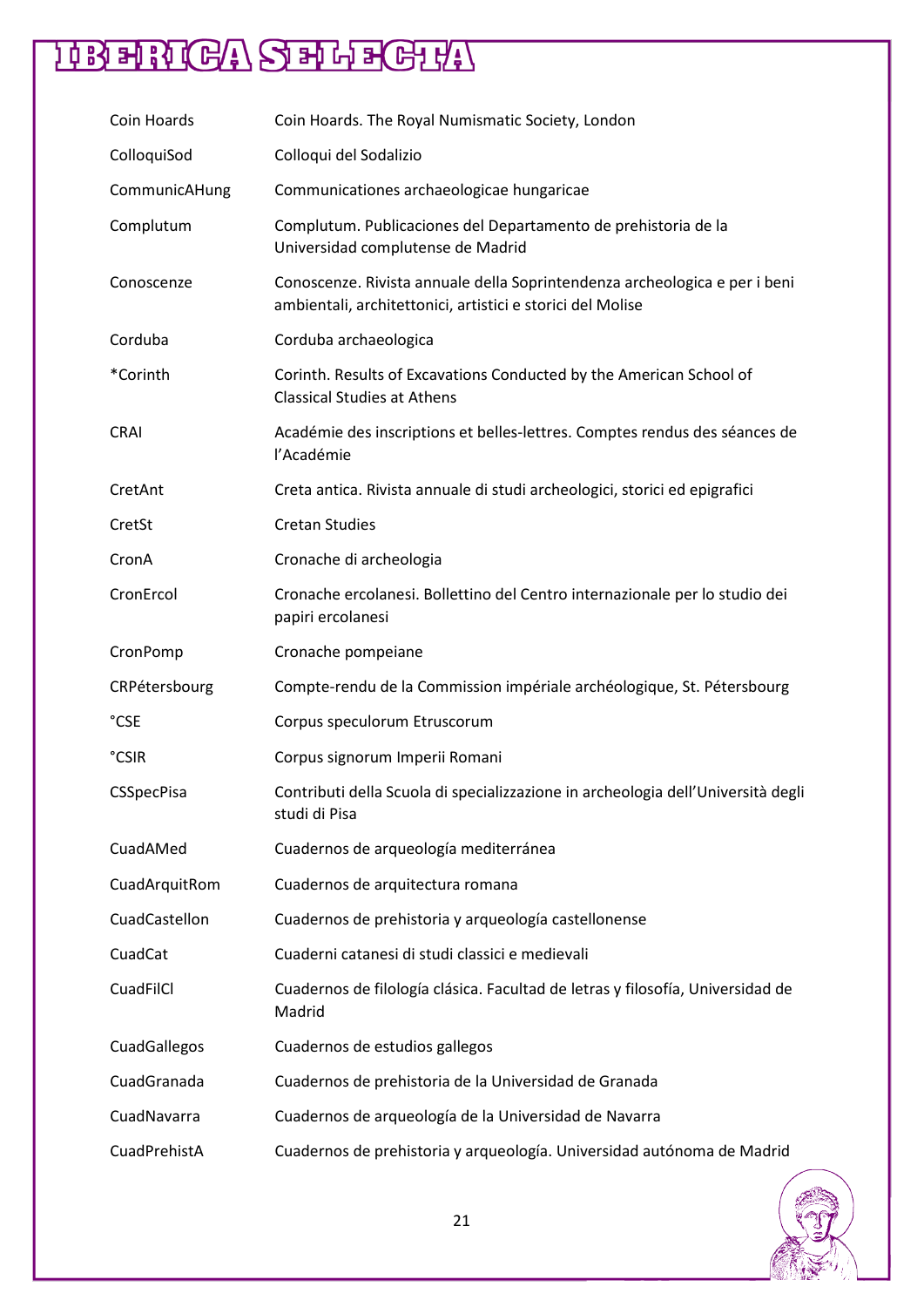| | |
|---|---|
| Coin Hoards | Coin Hoards. The Royal Numismatic Society, London |
| ColloquiSod | Colloqui del Sodalizio |
| CommunicAHung | Communicationes archaeologicae hungaricae |
| Complutum | Complutum. Publicaciones del Departamento de prehistoria de la Universidad complutense de Madrid |
| Conoscenze | Conoscenze. Rivista annuale della Soprintendenza archeologica e per i beni ambientali, architettonici, artistici e storici del Molise |
| Corduba | Corduba archaeologica |
| *Corinth | Corinth. Results of Excavations Conducted by the American School of Classical Studies at Athens |
| CRAI | Académie des inscriptions et belles-lettres. Comptes rendus des séances de l'Académie |
| CretAnt | Creta antica. Rivista annuale di studi archeologici, storici ed epigrafici |
| CretSt | Cretan Studies |
| CronA | Cronache di archeologia |
| CronErcol | Cronache ercolanesi. Bollettino del Centro internazionale per lo studio dei papiri ercolanesi |
| CronPomp | Cronache pompeiane |
| CRPétersbourg | Compte-rendu de la Commission impériale archéologique, St. Pétersbourg |
| °CSE | Corpus speculorum Etruscorum |
| °CSIR | Corpus signorum Imperii Romani |
| CSSpecPisa | Contributi della Scuola di specializzazione in archeologia dell'Università degli studi di Pisa |
| CuadAMed | Cuadernos de arqueología mediterránea |
| CuadArquitRom | Cuadernos de arquitectura romana |
| CuadCastellon | Cuadernos de prehistoria y arqueología castellonense |
| CuadCat | Cuaderni catanesi di studi classici e medievali |
| CuadFilCl | Cuadernos de filología clásica. Facultad de letras y filosofía, Universidad de Madrid |
| CuadGallegos | Cuadernos de estudios gallegos |
| CuadGranada | Cuadernos de prehistoria de la Universidad de Granada |
| CuadNavarra | Cuadernos de arqueología de la Universidad de Navarra |
| CuadPrehistA | Cuadernos de prehistoria y arqueología. Universidad autónoma de Madrid |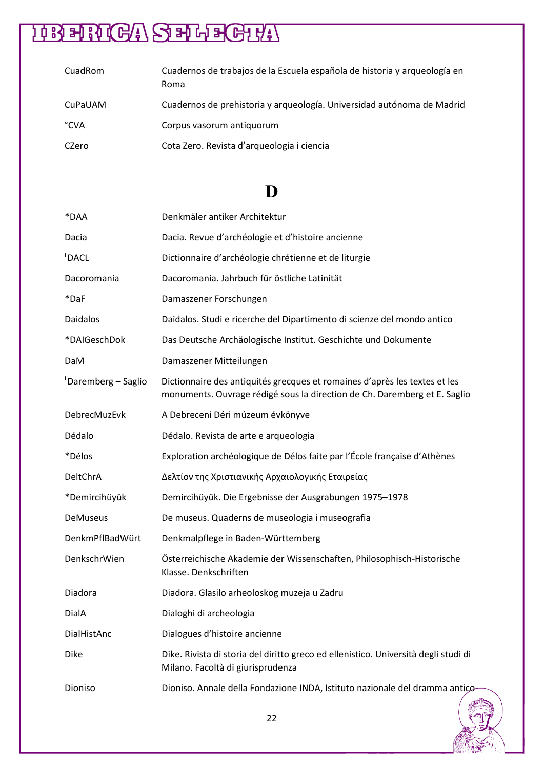| | |
|---|---|
| CuadRom | Cuadernos de trabajos de la Escuela española de historia y arqueología en Roma |
| CuPaUAM | Cuadernos de prehistoria y arqueología. Universidad autónoma de Madrid |
| °CVA | Corpus vasorum antiquorum |
| CZero | Cota Zero. Revista d'arqueologia i ciencia |

# D

| | |
|---|---|
| *DAA | Denkmäler antiker Architektur |
| Dacia | Dacia. Revue d'archéologie et d'histoire ancienne |
| ᴸDACL | Dictionnaire d'archéologie chrétienne et de liturgie |
| Dacoromania | Dacoromania. Jahrbuch für östliche Latinität |
| *DaF | Damaszener Forschungen |
| Daidalos | Daidalos. Studi e ricerche del Dipartimento di scienze del mondo antico |
| *DAIGeschDok | Das Deutsche Archäologische Institut. Geschichte und Dokumente |
| DaM | Damaszener Mitteilungen |
| ᴸDaremberg – Saglio | Dictionnaire des antiquités grecques et romaines d'après les textes et les monuments. Ouvrage rédigé sous la direction de Ch. Daremberg et E. Saglio |
| DebrecMuzEvk | A Debreceni Déri múzeum évkönyve |
| Dédalo | Dédalo. Revista de arte e arqueologia |
| *Délos | Exploration archéologique de Délos faite par l'École française d'Athènes |
| DeltChrA | Δελτίον της Χριστιανικής Αρχαιολογικής Εταιρείας |
| *Demircihüyük | Demircihüyük. Die Ergebnisse der Ausgrabungen 1975–1978 |
| DeMuseus | De museus. Quaderns de museologia i museografia |
| DenkmPflBadWürt | Denkmalpflege in Baden-Württemberg |
| DenkschrWien | Österreichische Akademie der Wissenschaften, Philosophisch-Historische Klasse. Denkschriften |
| Diadora | Diadora. Glasilo arheoloskog muzeja u Zadru |
| DialA | Dialoghi di archeologia |
| DialHistAnc | Dialogues d'histoire ancienne |
| Dike | Dike. Rivista di storia del diritto greco ed ellenistico. Università degli studi di Milano. Facoltà di giurisprudenza |
| Dioniso | Dioniso. Annale della Fondazione INDA, Istituto nazionale del dramma antico |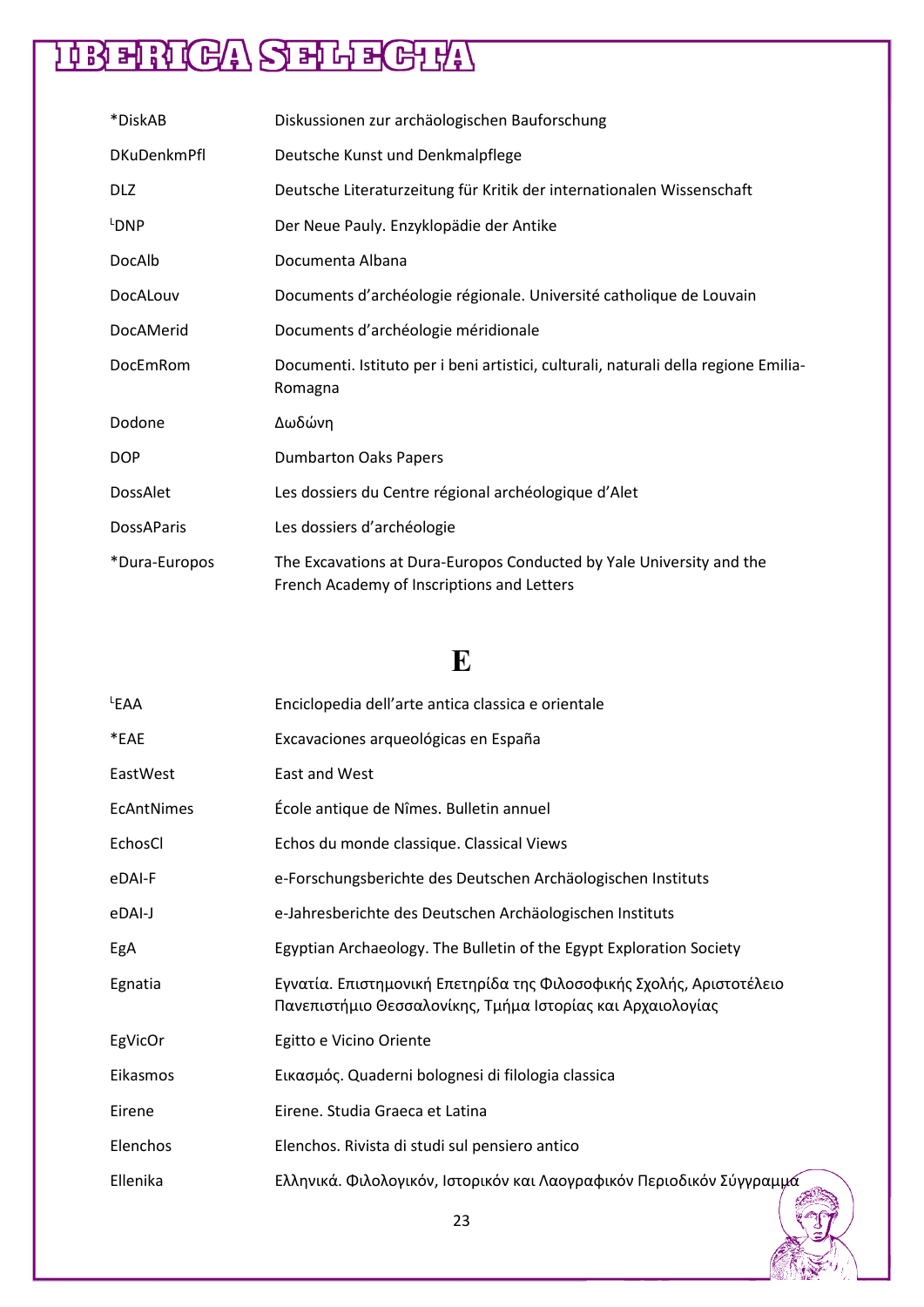| | |
|---|---|
| *DiskAB | Diskussionen zur archäologischen Bauforschung |
| DKuDenkmPfl | Deutsche Kunst und Denkmalpflege |
| DLZ | Deutsche Literaturzeitung für Kritik der internationalen Wissenschaft |
| ᴸDNP | Der Neue Pauly. Enzyklopädie der Antike |
| DocAlb | Documenta Albana |
| DocALouv | Documents d’archéologie régionale. Université catholique de Louvain |
| DocAMerid | Documents d’archéologie méridionale |
| DocEmRom | Documenti. Istituto per i beni artistici, culturali, naturali della regione Emilia-Romagna |
| Dodone | Δωδώνη |
| DOP | Dumbarton Oaks Papers |
| DossAlet | Les dossiers du Centre régional archéologique d’Alet |
| DossAParis | Les dossiers d’archéologie |
| *Dura-Europos | The Excavations at Dura-Europos Conducted by Yale University and the French Academy of Inscriptions and Letters |

# E

| | |
|---|---|
| ᴸEAA | Enciclopedia dell’arte antica classica e orientale |
| *EAE | Excavaciones arqueológicas en España |
| EastWest | East and West |
| EcAntNimes | École antique de Nîmes. Bulletin annuel |
| EchosCl | Echos du monde classique. Classical Views |
| eDAI-F | e-Forschungsberichte des Deutschen Archäologischen Instituts |
| eDAI-J | e-Jahresberichte des Deutschen Archäologischen Instituts |
| EgA | Egyptian Archaeology. The Bulletin of the Egypt Exploration Society |
| Egnatia | Εγνατία. Επιστημονική Επετηρίδα της Φιλοσοφικής Σχολής, Αριστοτέλειο Πανεπιστήμιο Θεσσαλονίκης, Τμήμα Ιστορίας και Αρχαιολογίας |
| EgVicOr | Egitto e Vicino Oriente |
| Eikasmos | Εικασμός. Quaderni bolognesi di filologia classica |
| Eirene | Eirene. Studia Graeca et Latina |
| Elenchos | Elenchos. Rivista di studi sul pensiero antico |
| Ellenika | Ελληνικά. Φιλολογικόν, Ιστορικόν και Λαογραφικόν Περιοδικόν Σύγγραμμα |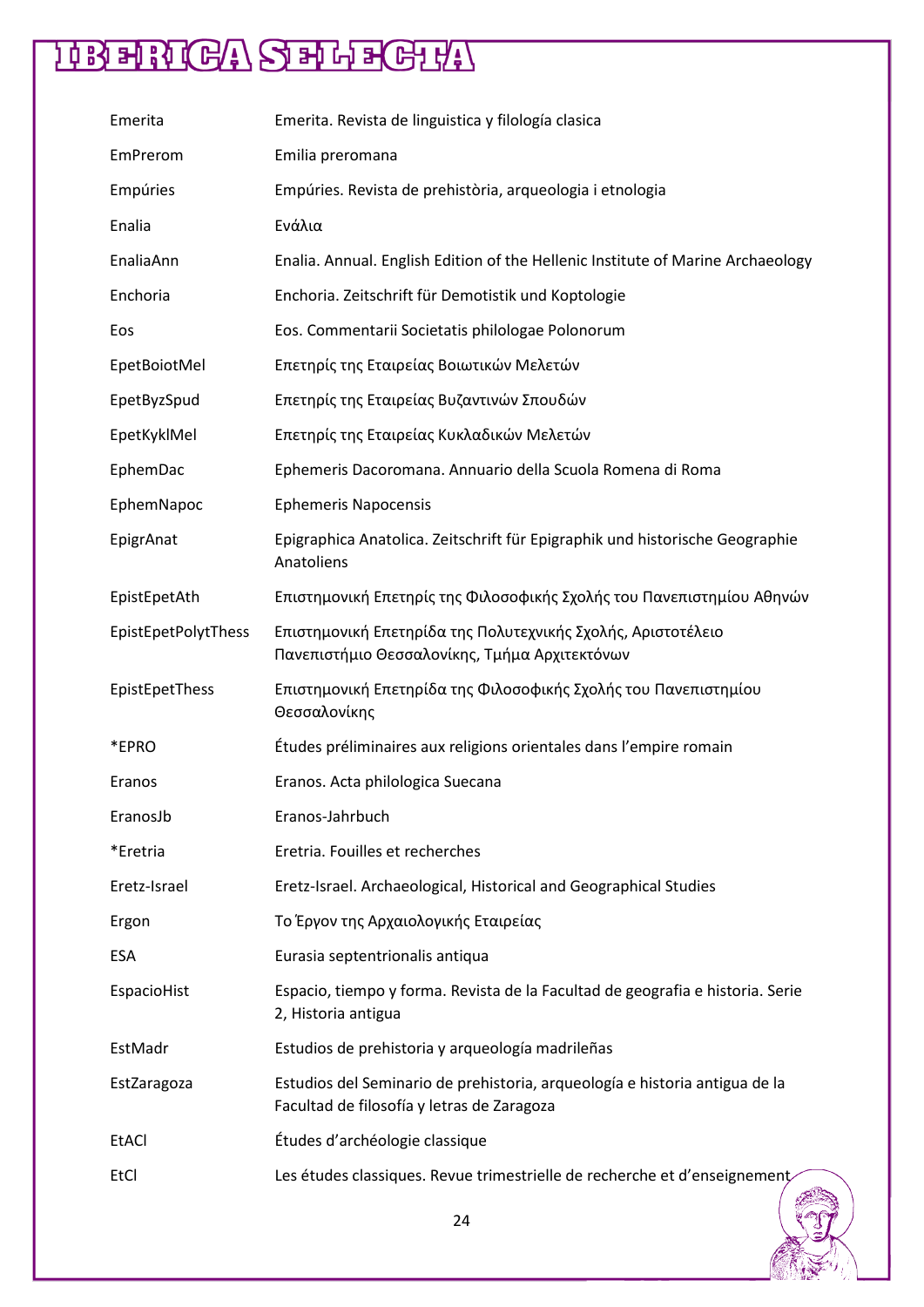| | |
|---|---|
| Emerita | Emerita. Revista de linguistica y filología clasica |
| EmPrerom | Emilia preromana |
| Empúries | Empúries. Revista de prehistòria, arqueologia i etnologia |
| Enalia | Ενάλια |
| EnaliaAnn | Enalia. Annual. English Edition of the Hellenic Institute of Marine Archaeology |
| Enchoria | Enchoria. Zeitschrift für Demotistik und Koptologie |
| Eos | Eos. Commentarii Societatis philologae Polonorum |
| EpetBoiotMel | Επετηρίς της Εταιρείας Βοιωτικών Μελετών |
| EpetByzSpud | Επετηρίς της Εταιρείας Βυζαντινών Σπουδών |
| EpetKyklMel | Επετηρίς της Εταιρείας Κυκλαδικών Μελετών |
| EphemDac | Ephemeris Dacoromana. Annuario della Scuola Romena di Roma |
| EphemNapoc | Ephemeris Napocensis |
| EpigrAnat | Epigraphica Anatolica. Zeitschrift für Epigraphik und historische Geographie Anatoliens |
| EpistEpetAth | Επιστημονική Επετηρίς της Φιλοσοφικής Σχολής του Πανεπιστημίου Αθηνών |
| EpistEpetPolytThess | Επιστημονική Επετηρίδα της Πολυτεχνικής Σχολής, Αριστοτέλειο Πανεπιστήμιο Θεσσαλονίκης, Τμήμα Αρχιτεκτόνων |
| EpistEpetThess | Επιστημονική Επετηρίδα της Φιλοσοφικής Σχολής του Πανεπιστημίου Θεσσαλονίκης |
| *EPRO | Études préliminaires aux religions orientales dans l'empire romain |
| Eranos | Eranos. Acta philologica Suecana |
| EranosJb | Eranos-Jahrbuch |
| *Eretria | Eretria. Fouilles et recherches |
| Eretz-Israel | Eretz-Israel. Archaeological, Historical and Geographical Studies |
| Ergon | Το Έργον της Αρχαιολογικής Εταιρείας |
| ESA | Eurasia septentrionalis antiqua |
| EspacioHist | Espacio, tiempo y forma. Revista de la Facultad de geografia e historia. Serie 2, Historia antigua |
| EstMadr | Estudios de prehistoria y arqueología madrileñas |
| EstZaragoza | Estudios del Seminario de prehistoria, arqueología e historia antigua de la Facultad de filosofía y letras de Zaragoza |
| EtACl | Études d'archéologie classique |
| EtCl | Les études classiques. Revue trimestrielle de recherche et d'enseignement |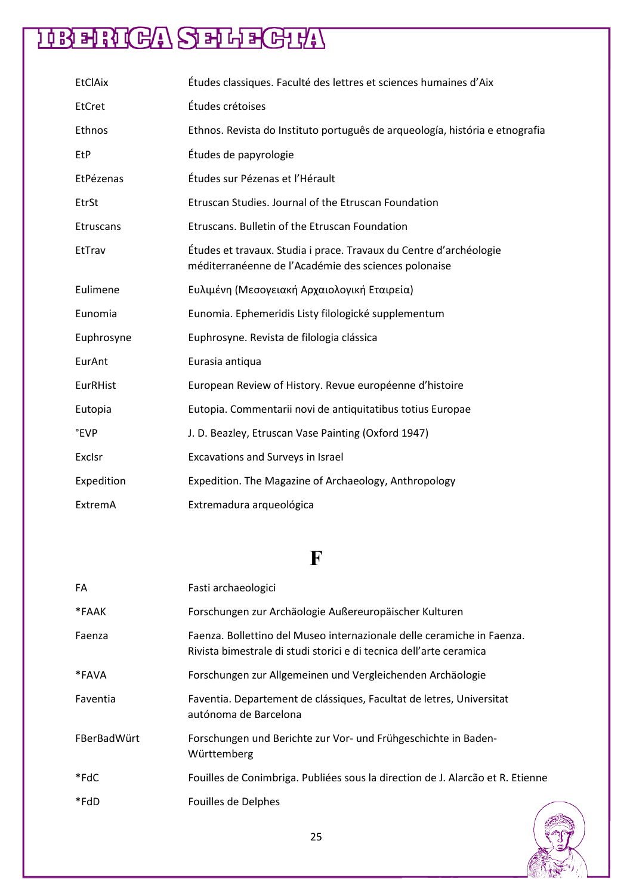| | |
|---|---|
| EtClAix | Études classiques. Faculté des lettres et sciences humaines d’Aix |
| EtCret | Études crétoises |
| Ethnos | Ethnos. Revista do Instituto português de arqueología, história e etnografia |
| EtP | Études de papyrologie |
| EtPézenas | Études sur Pézenas et l’Hérault |
| EtrSt | Etruscan Studies. Journal of the Etruscan Foundation |
| Etruscans | Etruscans. Bulletin of the Etruscan Foundation |
| EtTrav | Études et travaux. Studia i prace. Travaux du Centre d’archéologie méditerranéenne de l’Académie des sciences polonaise |
| Eulimene | Ευλιμένη (Μεσογειακή Αρχαιολογική Εταιρεία) |
| Eunomia | Eunomia. Ephemeridis Listy filologické supplementum |
| Euphrosyne | Euphrosyne. Revista de filologia clássica |
| EurAnt | Eurasia antiqua |
| EurRHist | European Review of History. Revue européenne d’histoire |
| Eutopia | Eutopia. Commentarii novi de antiquitatibus totius Europae |
| °EVP | J. D. Beazley, Etruscan Vase Painting (Oxford 1947) |
| ExcIsr | Excavations and Surveys in Israel |
| Expedition | Expedition. The Magazine of Archaeology, Anthropology |
| ExtremA | Extremadura arqueológica |

# F

| | |
|---|---|
| FA | Fasti archaeologici |
| *FAAK | Forschungen zur Archäologie Außereuropäischer Kulturen |
| Faenza | Faenza. Bollettino del Museo internazionale delle ceramiche in Faenza. Rivista bimestrale di studi storici e di tecnica dell’arte ceramica |
| *FAVA | Forschungen zur Allgemeinen und Vergleichenden Archäologie |
| Faventia | Faventia. Departement de clássiques, Facultat de letres, Universitat autónoma de Barcelona |
| FBerBadWürt | Forschungen und Berichte zur Vor- und Frühgeschichte in Baden-Württemberg |
| *FdC | Fouilles de Conimbriga. Publiées sous la direction de J. Alarcão et R. Etienne |
| *FdD | Fouilles de Delphes |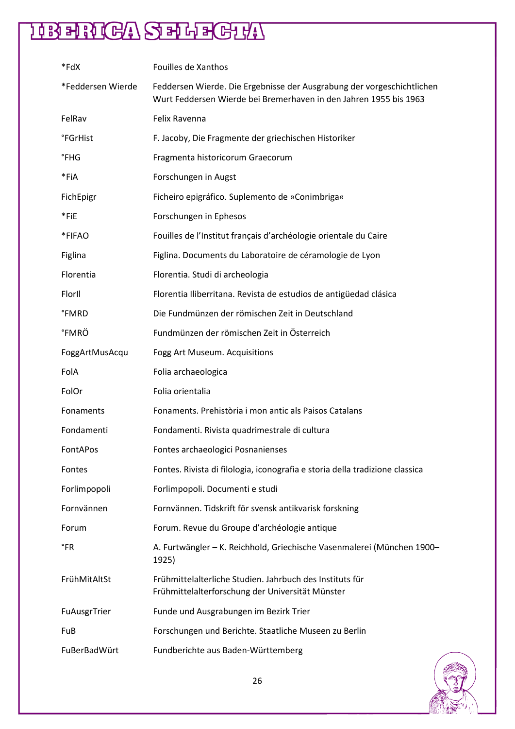| | |
|---|---|
| *FdX | Fouilles de Xanthos |
| *Feddersen Wierde | Feddersen Wierde. Die Ergebnisse der Ausgrabung der vorgeschichtlichen Wurt Feddersen Wierde bei Bremerhaven in den Jahren 1955 bis 1963 |
| FelRav | Felix Ravenna |
| °FGrHist | F. Jacoby, Die Fragmente der griechischen Historiker |
| °FHG | Fragmenta historicorum Graecorum |
| *FiA | Forschungen in Augst |
| FichEpigr | Ficheiro epigráfico. Suplemento de »Conimbriga« |
| *FiE | Forschungen in Ephesos |
| *FIFAO | Fouilles de l'Institut français d'archéologie orientale du Caire |
| Figlina | Figlina. Documents du Laboratoire de céramologie de Lyon |
| Florentia | Florentia. Studi di archeologia |
| FlorIl | Florentia Iliberritana. Revista de estudios de antigüedad clásica |
| °FMRD | Die Fundmünzen der römischen Zeit in Deutschland |
| °FMRÖ | Fundmünzen der römischen Zeit in Österreich |
| FoggArtMusAcqu | Fogg Art Museum. Acquisitions |
| FolA | Folia archaeologica |
| FolOr | Folia orientalia |
| Fonaments | Fonaments. Prehistòria i mon antic als Paisos Catalans |
| Fondamenti | Fondamenti. Rivista quadrimestrale di cultura |
| FontAPos | Fontes archaeologici Posnanienses |
| Fontes | Fontes. Rivista di filologia, iconografia e storia della tradizione classica |
| Forlimpopoli | Forlimpopoli. Documenti e studi |
| Fornvännen | Fornvännen. Tidskrift för svensk antikvarisk forskning |
| Forum | Forum. Revue du Groupe d'archéologie antique |
| °FR | A. Furtwängler – K. Reichhold, Griechische Vasenmalerei (München 1900–1925) |
| FrühMitAltSt | Frühmittelalterliche Studien. Jahrbuch des Instituts für Frühmittelalterforschung der Universität Münster |
| FuAusgrTrier | Funde und Ausgrabungen im Bezirk Trier |
| FuB | Forschungen und Berichte. Staatliche Museen zu Berlin |
| FuBerBadWürt | Fundberichte aus Baden-Württemberg |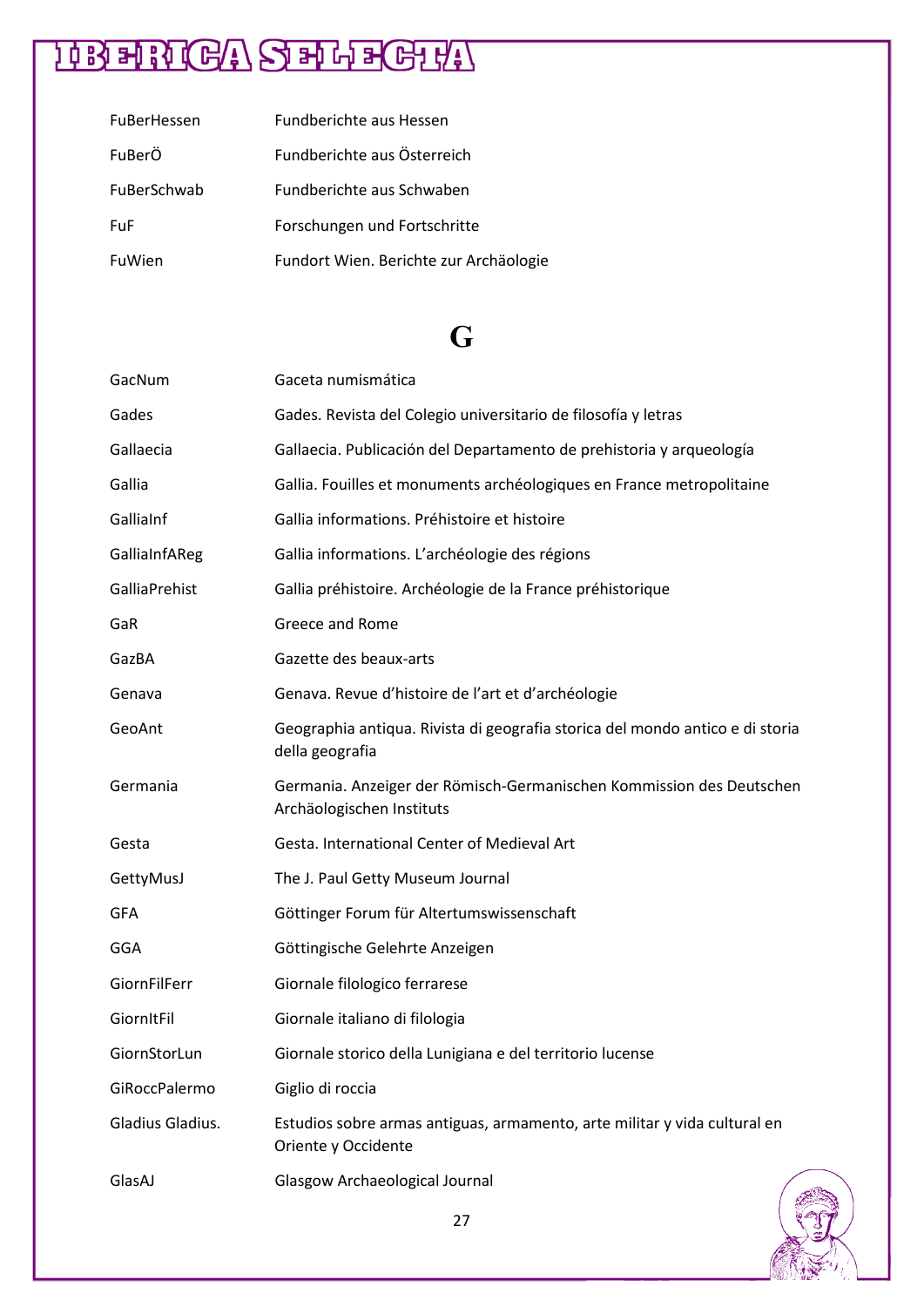| | |
|---|---|
| FuBerHessen | Fundberichte aus Hessen |
| FuBerÖ | Fundberichte aus Österreich |
| FuBerSchwab | Fundberichte aus Schwaben |
| FuF | Forschungen und Fortschritte |
| FuWien | Fundort Wien. Berichte zur Archäologie |

## G

| | |
|---|---|
| GacNum | Gaceta numismática |
| Gades | Gades. Revista del Colegio universitario de filosofía y letras |
| Gallaecia | Gallaecia. Publicación del Departamento de prehistoria y arqueología |
| Gallia | Gallia. Fouilles et monuments archéologiques en France metropolitaine |
| GalliaInf | Gallia informations. Préhistoire et histoire |
| GalliaInfAReg | Gallia informations. L'archéologie des régions |
| GalliaPrehist | Gallia préhistoire. Archéologie de la France préhistorique |
| GaR | Greece and Rome |
| GazBA | Gazette des beaux-arts |
| Genava | Genava. Revue d'histoire de l'art et d'archéologie |
| GeoAnt | Geographia antiqua. Rivista di geografia storica del mondo antico e di storia della geografia |
| Germania | Germania. Anzeiger der Römisch-Germanischen Kommission des Deutschen Archäologischen Instituts |
| Gesta | Gesta. International Center of Medieval Art |
| GettyMusJ | The J. Paul Getty Museum Journal |
| GFA | Göttinger Forum für Altertumswissenschaft |
| GGA | Göttingische Gelehrte Anzeigen |
| GiornFilFerr | Giornale filologico ferrarese |
| GiornItFil | Giornale italiano di filologia |
| GiornStorLun | Giornale storico della Lunigiana e del territorio lucense |
| GiRoccPalermo | Giglio di roccia |
| Gladius Gladius. | Estudios sobre armas antiguas, armamento, arte militar y vida cultural en Oriente y Occidente |
| GlasAJ | Glasgow Archaeological Journal |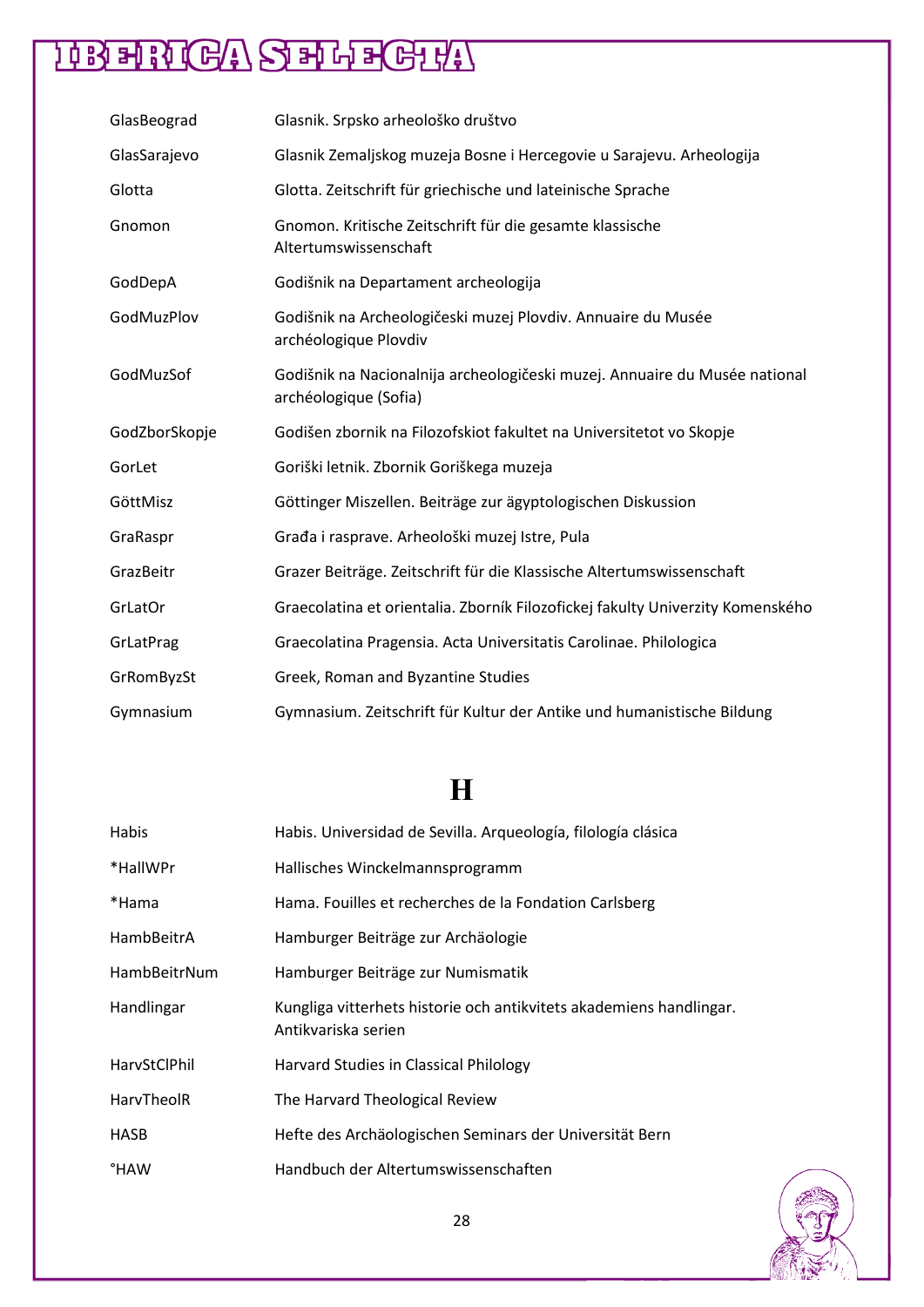| | |
|---|---|
| GlasBeograd | Glasnik. Srpsko arheološko društvo |
| GlasSarajevo | Glasnik Zemaljskog muzeja Bosne i Hercegovie u Sarajevu. Arheologija |
| Glotta | Glotta. Zeitschrift für griechische und lateinische Sprache |
| Gnomon | Gnomon. Kritische Zeitschrift für die gesamte klassische Altertumswissenschaft |
| GodDepA | Godišnik na Departament archeologija |
| GodMuzPlov | Godišnik na Archeologičeski muzej Plovdiv. Annuaire du Musée archéologique Plovdiv |
| GodMuzSof | Godišnik na Nacionalnija archeologičeski muzej. Annuaire du Musée national archéologique (Sofia) |
| GodZborSkopje | Godišen zbornik na Filozofskiot fakultet na Universitetot vo Skopje |
| GorLet | Goriški letnik. Zbornik Goriškega muzeja |
| GöttMisz | Göttinger Miszellen. Beiträge zur ägyptologischen Diskussion |
| GraRaspr | Građa i rasprave. Arheološki muzej Istre, Pula |
| GrazBeitr | Grazer Beiträge. Zeitschrift für die Klassische Altertumswissenschaft |
| GrLatOr | Graecolatina et orientalia. Zborník Filozofickej fakulty Univerzity Komenského |
| GrLatPrag | Graecolatina Pragensia. Acta Universitatis Carolinae. Philologica |
| GrRomByzSt | Greek, Roman and Byzantine Studies |
| Gymnasium | Gymnasium. Zeitschrift für Kultur der Antike und humanistische Bildung |

## H

| | |
|---|---|
| Habis | Habis. Universidad de Sevilla. Arqueología, filología clásica |
| *HallWPr | Hallisches Winckelmannsprogramm |
| *Hama | Hama. Fouilles et recherches de la Fondation Carlsberg |
| HambBeitrA | Hamburger Beiträge zur Archäologie |
| HambBeitrNum | Hamburger Beiträge zur Numismatik |
| Handlingar | Kungliga vitterhets historie och antikvitets akademiens handlingar. Antikvariska serien |
| HarvStClPhil | Harvard Studies in Classical Philology |
| HarvTheolR | The Harvard Theological Review |
| HASB | Hefte des Archäologischen Seminars der Universität Bern |
| °HAW | Handbuch der Altertumswissenschaften |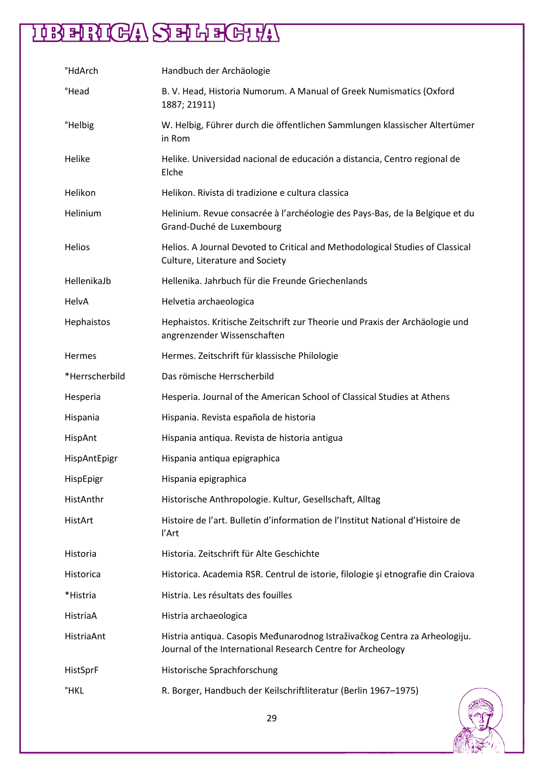| | |
|---|---|
| °HdArch | Handbuch der Archäologie |
| °Head | B. V. Head, Historia Numorum. A Manual of Greek Numismatics (Oxford 1887; 21911) |
| °Helbig | W. Helbig, Führer durch die öffentlichen Sammlungen klassischer Altertümer in Rom |
| Helike | Helike. Universidad nacional de educación a distancia, Centro regional de Elche |
| Helikon | Helikon. Rivista di tradizione e cultura classica |
| Helinium | Helinium. Revue consacrée à l'archéologie des Pays-Bas, de la Belgique et du Grand-Duché de Luxembourg |
| Helios | Helios. A Journal Devoted to Critical and Methodological Studies of Classical Culture, Literature and Society |
| HellenikaJb | Hellenika. Jahrbuch für die Freunde Griechenlands |
| HelvA | Helvetia archaeologica |
| Hephaistos | Hephaistos. Kritische Zeitschrift zur Theorie und Praxis der Archäologie und angrenzender Wissenschaften |
| Hermes | Hermes. Zeitschrift für klassische Philologie |
| *Herrscherbild | Das römische Herrscherbild |
| Hesperia | Hesperia. Journal of the American School of Classical Studies at Athens |
| Hispania | Hispania. Revista española de historia |
| HispAnt | Hispania antiqua. Revista de historia antigua |
| HispAntEpigr | Hispania antiqua epigraphica |
| HispEpigr | Hispania epigraphica |
| HistAnthr | Historische Anthropologie. Kultur, Gesellschaft, Alltag |
| HistArt | Histoire de l'art. Bulletin d'information de l'Institut National d'Histoire de l'Art |
| Historia | Historia. Zeitschrift für Alte Geschichte |
| Historica | Historica. Academia RSR. Centrul de istorie, filologie şi etnografie din Craiova |
| *Histria | Histria. Les résultats des fouilles |
| HistriaA | Histria archaeologica |
| HistriaAnt | Histria antiqua. Casopis Međunarodnog Istraživačkog Centra za Arheologiju. Journal of the International Research Centre for Archeology |
| HistSprF | Historische Sprachforschung |
| °HKL | R. Borger, Handbuch der Keilschriftliteratur (Berlin 1967–1975) |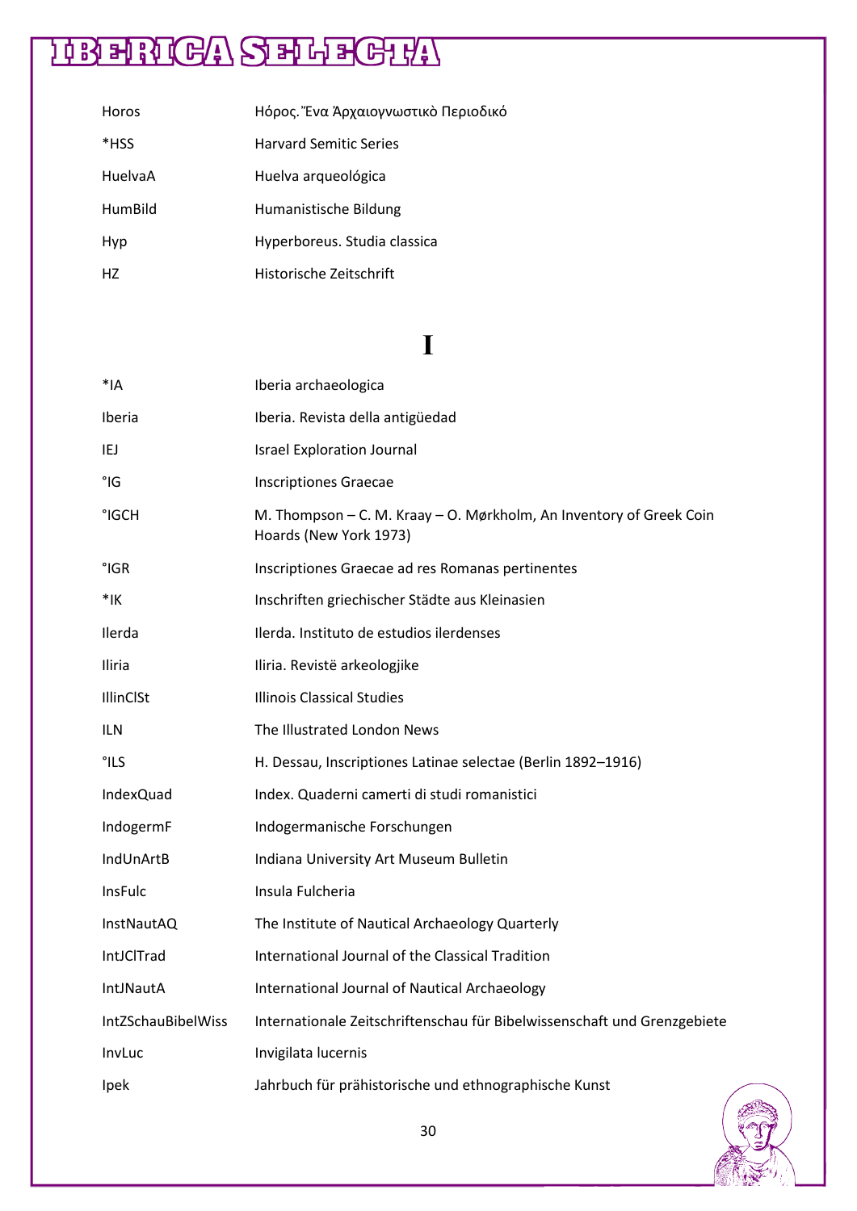| | |
|---|---|
| Horos | Ηόρος. Ένα Άρχαιογνωστικὸ Περιοδικό |
| *HSS | Harvard Semitic Series |
| HuelvaA | Huelva arqueológica |
| HumBild | Humanistische Bildung |
| Hyp | Hyperboreus. Studia classica |
| HZ | Historische Zeitschrift |

# I

| | |
|---|---|
| *IA | Iberia archaeologica |
| Iberia | Iberia. Revista della antigüedad |
| IEJ | Israel Exploration Journal |
| °IG | Inscriptiones Graecae |
| °IGCH | M. Thompson – C. M. Kraay – O. Mørkholm, An Inventory of Greek Coin Hoards (New York 1973) |
| °IGR | Inscriptiones Graecae ad res Romanas pertinentes |
| *IK | Inschriften griechischer Städte aus Kleinasien |
| Ilerda | Ilerda. Instituto de estudios ilerdenses |
| Iliria | Iliria. Revistë arkeologjike |
| IllinClSt | Illinois Classical Studies |
| ILN | The Illustrated London News |
| °ILS | H. Dessau, Inscriptiones Latinae selectae (Berlin 1892–1916) |
| IndexQuad | Index. Quaderni camerti di studi romanistici |
| IndogermF | Indogermanische Forschungen |
| IndUnArtB | Indiana University Art Museum Bulletin |
| InsFulc | Insula Fulcheria |
| InstNautAQ | The Institute of Nautical Archaeology Quarterly |
| IntJClTrad | International Journal of the Classical Tradition |
| IntJNautA | International Journal of Nautical Archaeology |
| IntZSchauBibelWiss | Internationale Zeitschriftenschau für Bibelwissenschaft und Grenzgebiete |
| InvLuc | Invigilata lucernis |
| Ipek | Jahrbuch für prähistorische und ethnographische Kunst |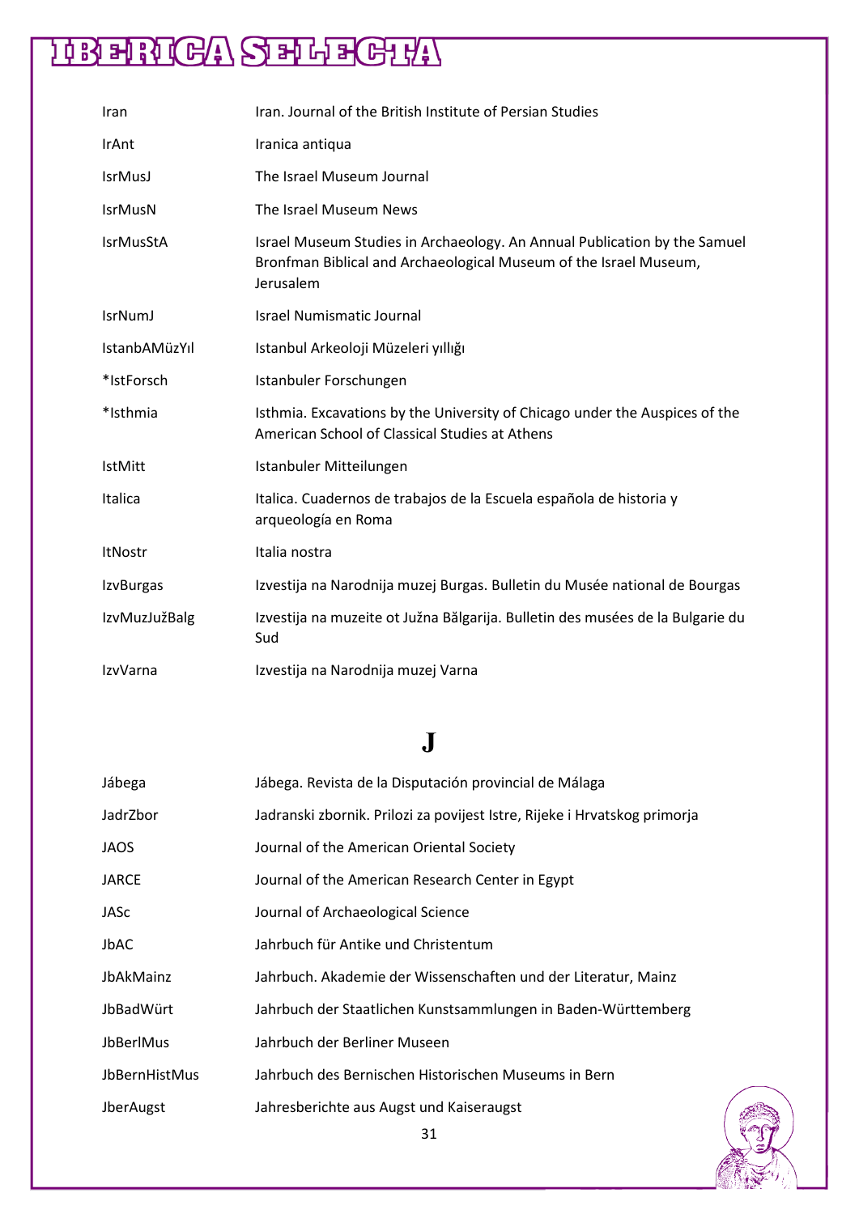| | |
|---|---|
| Iran | Iran. Journal of the British Institute of Persian Studies |
| IrAnt | Iranica antiqua |
| IsrMusJ | The Israel Museum Journal |
| IsrMusN | The Israel Museum News |
| IsrMusStA | Israel Museum Studies in Archaeology. An Annual Publication by the Samuel Bronfman Biblical and Archaeological Museum of the Israel Museum, Jerusalem |
| IsrNumJ | Israel Numismatic Journal |
| IstanbAMüzYıl | Istanbul Arkeoloji Müzeleri yıllığı |
| *IstForsch | Istanbuler Forschungen |
| *Isthmia | Isthmia. Excavations by the University of Chicago under the Auspices of the American School of Classical Studies at Athens |
| IstMitt | Istanbuler Mitteilungen |
| Italica | Italica. Cuadernos de trabajos de la Escuela española de historia y arqueología en Roma |
| ItNostr | Italia nostra |
| IzvBurgas | Izvestija na Narodnija muzej Burgas. Bulletin du Musée national de Bourgas |
| IzvMuzJužBalg | Izvestija na muzeite ot Južna Bălgarija. Bulletin des musées de la Bulgarie du Sud |
| IzvVarna | Izvestija na Narodnija muzej Varna |

# J

| | |
|---|---|
| Jábega | Jábega. Revista de la Disputación provincial de Málaga |
| JadrZbor | Jadranski zbornik. Prilozi za povijest Istre, Rijeke i Hrvatskog primorja |
| JAOS | Journal of the American Oriental Society |
| JARCE | Journal of the American Research Center in Egypt |
| JASc | Journal of Archaeological Science |
| JbAC | Jahrbuch für Antike und Christentum |
| JbAkMainz | Jahrbuch. Akademie der Wissenschaften und der Literatur, Mainz |
| JbBadWürt | Jahrbuch der Staatlichen Kunstsammlungen in Baden-Württemberg |
| JbBerlMus | Jahrbuch der Berliner Museen |
| JbBernHistMus | Jahrbuch des Bernischen Historischen Museums in Bern |
| JberAugst | Jahresberichte aus Augst und Kaiseraugst |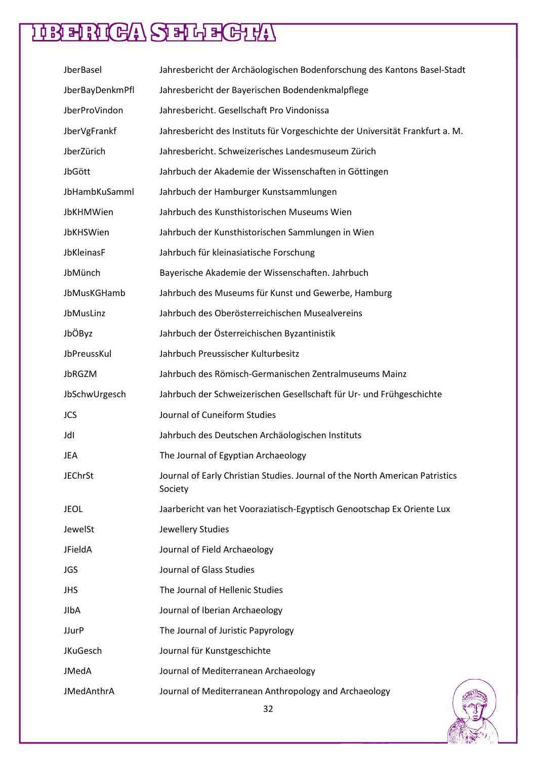| | |
|---|---|
| JberBasel | Jahresbericht der Archäologischen Bodenforschung des Kantons Basel-Stadt |
| JberBayDenkmPfl | Jahresbericht der Bayerischen Bodendenkmalpflege |
| JberProVindon | Jahresbericht. Gesellschaft Pro Vindonissa |
| JberVgFrankf | Jahresbericht des Instituts für Vorgeschichte der Universität Frankfurt a. M. |
| JberZürich | Jahresbericht. Schweizerisches Landesmuseum Zürich |
| JbGött | Jahrbuch der Akademie der Wissenschaften in Göttingen |
| JbHambKuSamml | Jahrbuch der Hamburger Kunstsammlungen |
| JbKHMWien | Jahrbuch des Kunsthistorischen Museums Wien |
| JbKHSWien | Jahrbuch der Kunsthistorischen Sammlungen in Wien |
| JbKleinasF | Jahrbuch für kleinasiatische Forschung |
| JbMünch | Bayerische Akademie der Wissenschaften. Jahrbuch |
| JbMusKGHamb | Jahrbuch des Museums für Kunst und Gewerbe, Hamburg |
| JbMusLinz | Jahrbuch des Oberösterreichischen Musealvereins |
| JbÖByz | Jahrbuch der Österreichischen Byzantinistik |
| JbPreussKul | Jahrbuch Preussischer Kulturbesitz |
| JbRGZM | Jahrbuch des Römisch-Germanischen Zentralmuseums Mainz |
| JbSchwUrgesch | Jahrbuch der Schweizerischen Gesellschaft für Ur- und Frühgeschichte |
| JCS | Journal of Cuneiform Studies |
| JdI | Jahrbuch des Deutschen Archäologischen Instituts |
| JEA | The Journal of Egyptian Archaeology |
| JEChrSt | Journal of Early Christian Studies. Journal of the North American Patristics Society |
| JEOL | Jaarbericht van het Vooraziatisch-Egyptisch Genootschap Ex Oriente Lux |
| JewelSt | Jewellery Studies |
| JFieldA | Journal of Field Archaeology |
| JGS | Journal of Glass Studies |
| JHS | The Journal of Hellenic Studies |
| JIbA | Journal of Iberian Archaeology |
| JJurP | The Journal of Juristic Papyrology |
| JKuGesch | Journal für Kunstgeschichte |
| JMedA | Journal of Mediterranean Archaeology |
| JMedAnthrA | Journal of Mediterranean Anthropology and Archaeology |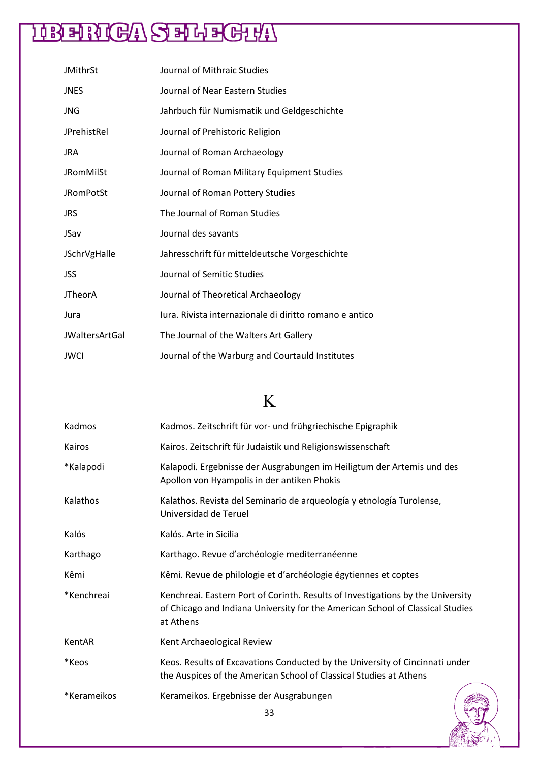| | |
|---|---|
| JMithrSt | Journal of Mithraic Studies |
| JNES | Journal of Near Eastern Studies |
| JNG | Jahrbuch für Numismatik und Geldgeschichte |
| JPrehistRel | Journal of Prehistoric Religion |
| JRA | Journal of Roman Archaeology |
| JRomMilSt | Journal of Roman Military Equipment Studies |
| JRomPotSt | Journal of Roman Pottery Studies |
| JRS | The Journal of Roman Studies |
| JSav | Journal des savants |
| JSchrVgHalle | Jahresschrift für mitteldeutsche Vorgeschichte |
| JSS | Journal of Semitic Studies |
| JTheorA | Journal of Theoretical Archaeology |
| Jura | Iura. Rivista internazionale di diritto romano e antico |
| JWaltersArtGal | The Journal of the Walters Art Gallery |
| JWCI | Journal of the Warburg and Courtauld Institutes |

# K

| | |
|---|---|
| Kadmos | Kadmos. Zeitschrift für vor- und frühgriechische Epigraphik |
| Kairos | Kairos. Zeitschrift für Judaistik und Religionswissenschaft |
| *Kalapodi | Kalapodi. Ergebnisse der Ausgrabungen im Heiligtum der Artemis und des Apollon von Hyampolis in der antiken Phokis |
| Kalathos | Kalathos. Revista del Seminario de arqueología y etnología Turolense, Universidad de Teruel |
| Kalós | Kalós. Arte in Sicilia |
| Karthago | Karthago. Revue d'archéologie mediterranéenne |
| Kêmi | Kêmi. Revue de philologie et d'archéologie égytiennes et coptes |
| *Kenchreai | Kenchreai. Eastern Port of Corinth. Results of Investigations by the University of Chicago and Indiana University for the American School of Classical Studies at Athens |
| KentAR | Kent Archaeological Review |
| *Keos | Keos. Results of Excavations Conducted by the University of Cincinnati under the Auspices of the American School of Classical Studies at Athens |
| *Kerameikos | Kerameikos. Ergebnisse der Ausgrabungen |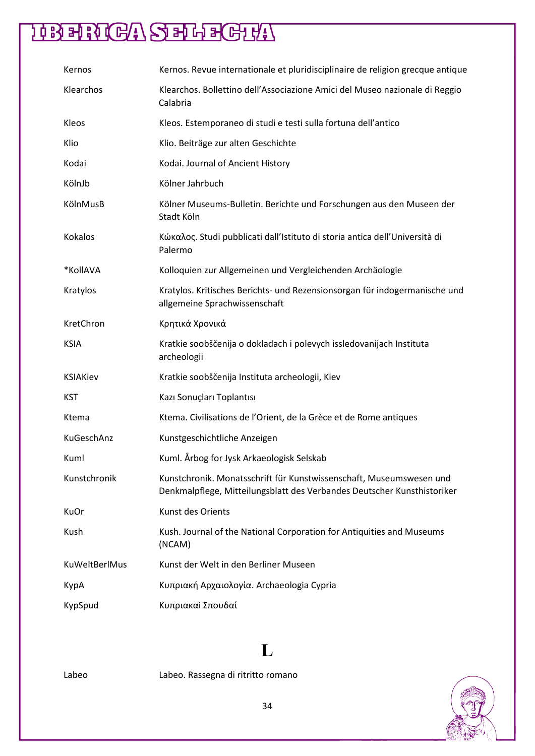| | |
|---|---|
| Kernos | Kernos. Revue internationale et pluridisciplinaire de religion grecque antique |
| Klearchos | Klearchos. Bollettino dell'Associazione Amici del Museo nazionale di Reggio Calabria |
| Kleos | Kleos. Estemporaneo di studi e testi sulla fortuna dell'antico |
| Klio | Klio. Beiträge zur alten Geschichte |
| Kodai | Kodai. Journal of Ancient History |
| KölnJb | Kölner Jahrbuch |
| KölnMusB | Kölner Museums-Bulletin. Berichte und Forschungen aus den Museen der Stadt Köln |
| Kokalos | Κώκαλος. Studi pubblicati dall'Istituto di storia antica dell'Università di Palermo |
| *KollAVA | Kolloquien zur Allgemeinen und Vergleichenden Archäologie |
| Kratylos | Kratylos. Kritisches Berichts- und Rezensionsorgan für indogermanische und allgemeine Sprachwissenschaft |
| KretChron | Κρητικά Χρονικά |
| KSIA | Kratkie soobščenija o dokladach i polevych issledovanijach Instituta archeologii |
| KSIAKiev | Kratkie soobščenija Instituta archeologii, Kiev |
| KST | Kazı Sonuçları Toplantısı |
| Ktema | Ktema. Civilisations de l'Orient, de la Grèce et de Rome antiques |
| KuGeschAnz | Kunstgeschichtliche Anzeigen |
| Kuml | Kuml. Årbog for Jysk Arkaeologisk Selskab |
| Kunstchronik | Kunstchronik. Monatsschrift für Kunstwissenschaft, Museumswesen und Denkmalpflege, Mitteilungsblatt des Verbandes Deutscher Kunsthistoriker |
| KuOr | Kunst des Orients |
| Kush | Kush. Journal of the National Corporation for Antiquities and Museums (NCAM) |
| KuWeltBerlMus | Kunst der Welt in den Berliner Museen |
| KypA | Κυπριακή Αρχαιολογία. Archaeologia Cypria |
| KypSpud | Κυπριακαὶ Σπουδαί |

# L

| | |
|---|---|
| Labeo | Labeo. Rassegna di ritritto romano |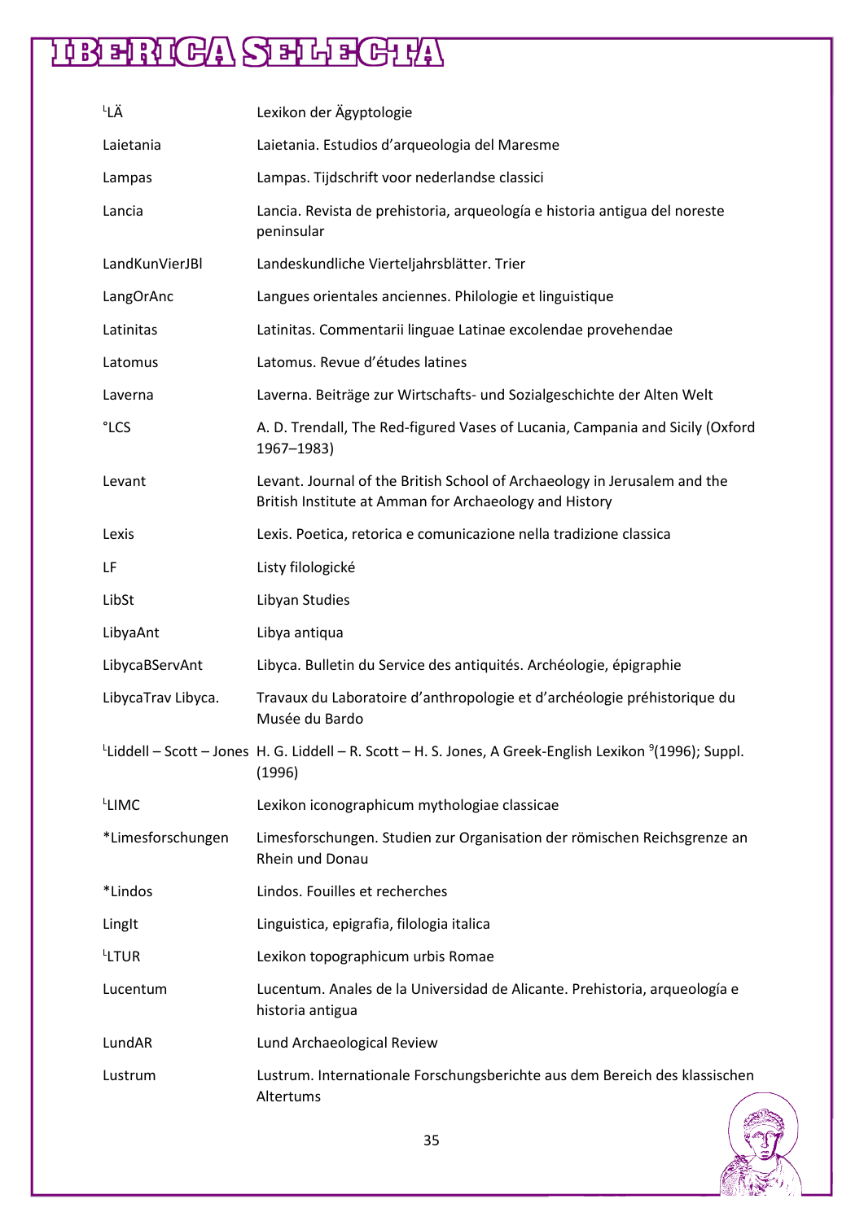| | |
|---|---|
| ᴸLÄ | Lexikon der Ägyptologie |
| Laietania | Laietania. Estudios d'arqueologia del Maresme |
| Lampas | Lampas. Tijdschrift voor nederlandse classici |
| Lancia | Lancia. Revista de prehistoria, arqueología e historia antigua del noreste peninsular |
| LandKunVierJBl | Landeskundliche Vierteljahrsblätter. Trier |
| LangOrAnc | Langues orientales anciennes. Philologie et linguistique |
| Latinitas | Latinitas. Commentarii linguae Latinae excolendae provehendae |
| Latomus | Latomus. Revue d'études latines |
| Laverna | Laverna. Beiträge zur Wirtschafts- und Sozialgeschichte der Alten Welt |
| °LCS | A. D. Trendall, The Red-figured Vases of Lucania, Campania and Sicily (Oxford 1967–1983) |
| Levant | Levant. Journal of the British School of Archaeology in Jerusalem and the British Institute at Amman for Archaeology and History |
| Lexis | Lexis. Poetica, retorica e comunicazione nella tradizione classica |
| LF | Listy filologické |
| LibSt | Libyan Studies |
| LibyaAnt | Libya antiqua |
| LibycaBServAnt | Libyca. Bulletin du Service des antiquités. Archéologie, épigraphie |
| LibycaTrav Libyca. | Travaux du Laboratoire d'anthropologie et d'archéologie préhistorique du Musée du Bardo |
| ᴸLiddell – Scott – Jones | H. G. Liddell – R. Scott – H. S. Jones, A Greek-English Lexikon [9](1996); Suppl. (1996) |
| ᴸLIMC | Lexikon iconographicum mythologiae classicae |
| *Limesforschungen | Limesforschungen. Studien zur Organisation der römischen Reichsgrenze an Rhein und Donau |
| *Lindos | Lindos. Fouilles et recherches |
| LingIt | Linguistica, epigrafia, filologia italica |
| ᴸLTUR | Lexikon topographicum urbis Romae |
| Lucentum | Lucentum. Anales de la Universidad de Alicante. Prehistoria, arqueología e historia antigua |
| LundAR | Lund Archaeological Review |
| Lustrum | Lustrum. Internationale Forschungsberichte aus dem Bereich des klassischen Altertums |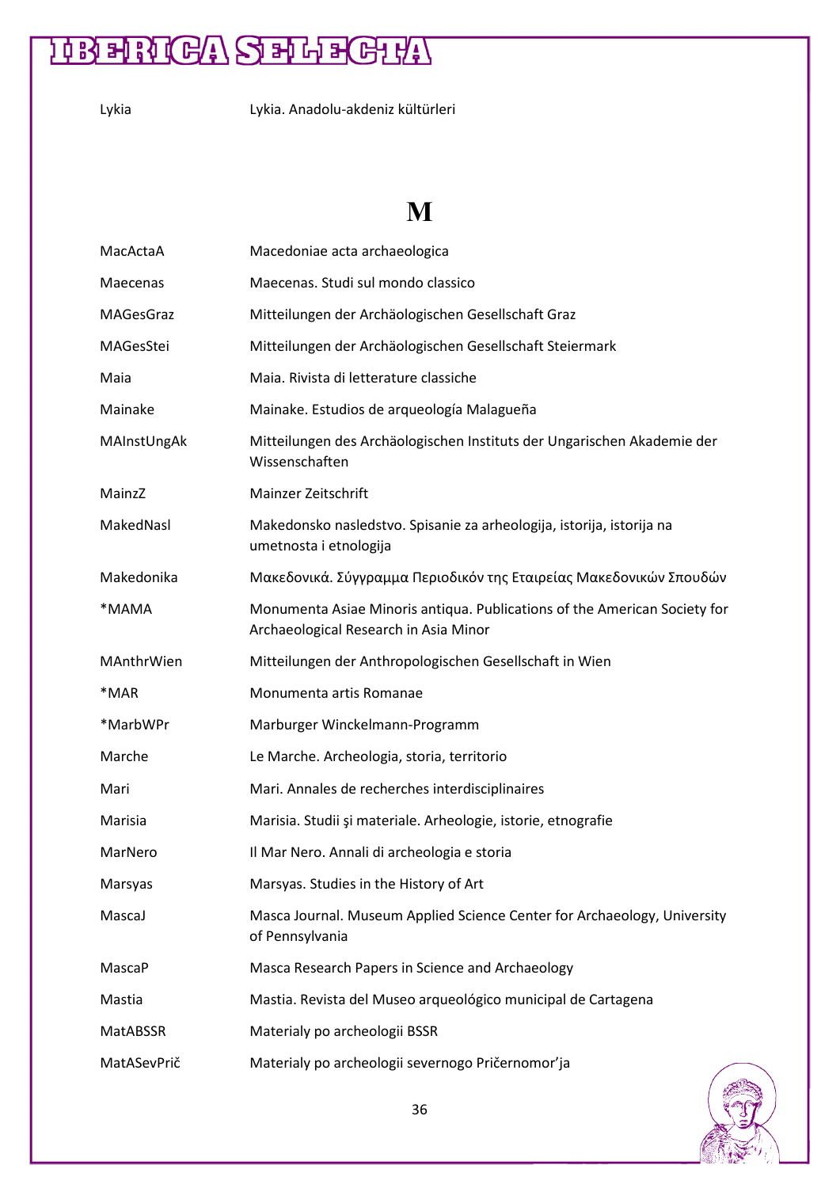| | |
|---|---|
| Lykia | Lykia. Anadolu-akdeniz kültürleri |

# M

| | |
|---|---|
| MacActaA | Macedoniae acta archaeologica |
| Maecenas | Maecenas. Studi sul mondo classico |
| MAGesGraz | Mitteilungen der Archäologischen Gesellschaft Graz |
| MAGesStei | Mitteilungen der Archäologischen Gesellschaft Steiermark |
| Maia | Maia. Rivista di letterature classiche |
| Mainake | Mainake. Estudios de arqueología Malagueña |
| MAInstUngAk | Mitteilungen des Archäologischen Instituts der Ungarischen Akademie der Wissenschaften |
| MainzZ | Mainzer Zeitschrift |
| MakedNasl | Makedonsko nasledstvo. Spisanie za arheologija, istorija, istorija na umetnosta i etnologija |
| Makedonika | Μακεδονικά. Σύγγραμμα Περιοδικόν της Εταιρείας Μακεδονικών Σπουδών |
| *MAMA | Monumenta Asiae Minoris antiqua. Publications of the American Society for Archaeological Research in Asia Minor |
| MAnthrWien | Mitteilungen der Anthropologischen Gesellschaft in Wien |
| *MAR | Monumenta artis Romanae |
| *MarbWPr | Marburger Winckelmann-Programm |
| Marche | Le Marche. Archeologia, storia, territorio |
| Mari | Mari. Annales de recherches interdisciplinaires |
| Marisia | Marisia. Studii şi materiale. Arheologie, istorie, etnografie |
| MarNero | Il Mar Nero. Annali di archeologia e storia |
| Marsyas | Marsyas. Studies in the History of Art |
| MascaJ | Masca Journal. Museum Applied Science Center for Archaeology, University of Pennsylvania |
| MascaP | Masca Research Papers in Science and Archaeology |
| Mastia | Mastia. Revista del Museo arqueológico municipal de Cartagena |
| MatABSSR | Materialy po archeologii BSSR |
| MatASevPrič | Materialy po archeologii severnogo Pričernomor'ja |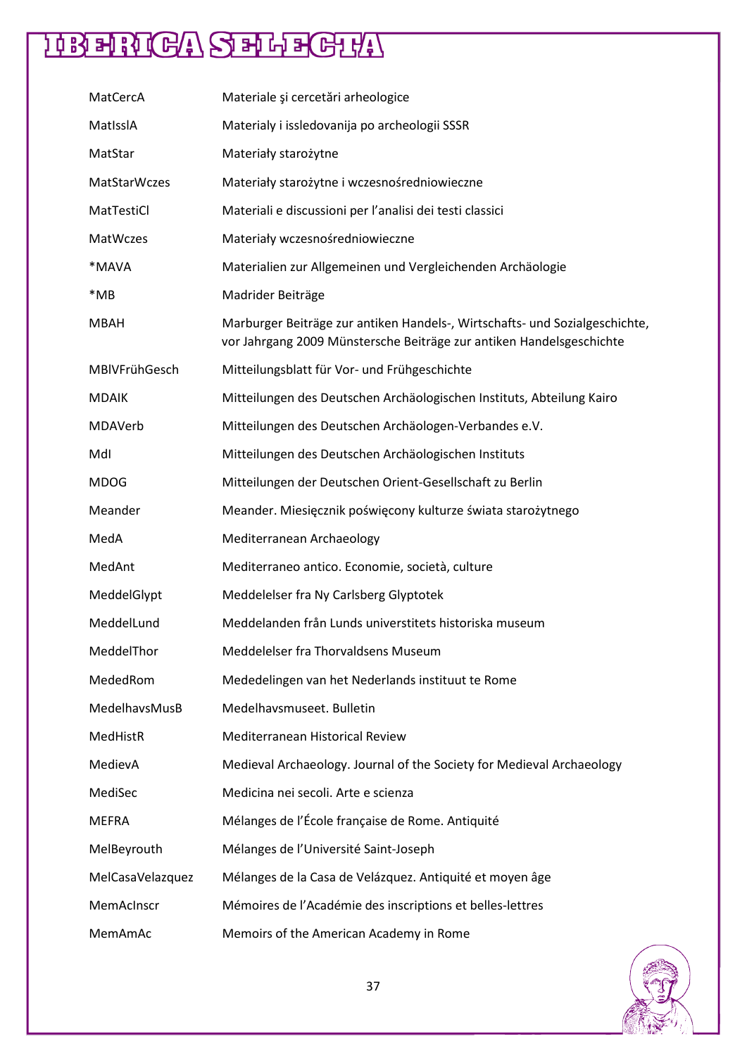| | |
|---|---|
| MatCercA | Materiale şi cercetări arheologice |
| MatIsslA | Materialy i issledovanija po archeologii SSSR |
| MatStar | Materiały starożytne |
| MatStarWczes | Materiały starożytne i wczesnośredniowieczne |
| MatTestiCl | Materiali e discussioni per l'analisi dei testi classici |
| MatWczes | Materiały wczesnośredniowieczne |
| *MAVA | Materialien zur Allgemeinen und Vergleichenden Archäologie |
| *MB | Madrider Beiträge |
| MBAH | Marburger Beiträge zur antiken Handels-, Wirtschafts- und Sozialgeschichte, vor Jahrgang 2009 Münstersche Beiträge zur antiken Handelsgeschichte |
| MBlVFrühGesch | Mitteilungsblatt für Vor- und Frühgeschichte |
| MDAIK | Mitteilungen des Deutschen Archäologischen Instituts, Abteilung Kairo |
| MDAVerb | Mitteilungen des Deutschen Archäologen-Verbandes e.V. |
| MdI | Mitteilungen des Deutschen Archäologischen Instituts |
| MDOG | Mitteilungen der Deutschen Orient-Gesellschaft zu Berlin |
| Meander | Meander. Miesięcznik poświęcony kulturze świata starożytnego |
| MedA | Mediterranean Archaeology |
| MedAnt | Mediterraneo antico. Economie, società, culture |
| MeddelGlypt | Meddelelser fra Ny Carlsberg Glyptotek |
| MeddelLund | Meddelanden från Lunds universtitets historiska museum |
| MeddelThor | Meddelelser fra Thorvaldsens Museum |
| MededRom | Mededelingen van het Nederlands instituut te Rome |
| MedelhavsMusB | Medelhavsmuseet. Bulletin |
| MedHistR | Mediterranean Historical Review |
| MedievA | Medieval Archaeology. Journal of the Society for Medieval Archaeology |
| MediSec | Medicina nei secoli. Arte e scienza |
| MEFRA | Mélanges de l'École française de Rome. Antiquité |
| MelBeyrouth | Mélanges de l'Université Saint-Joseph |
| MelCasaVelazquez | Mélanges de la Casa de Velázquez. Antiquité et moyen âge |
| MemAcInscr | Mémoires de l'Académie des inscriptions et belles-lettres |
| MemAmAc | Memoirs of the American Academy in Rome |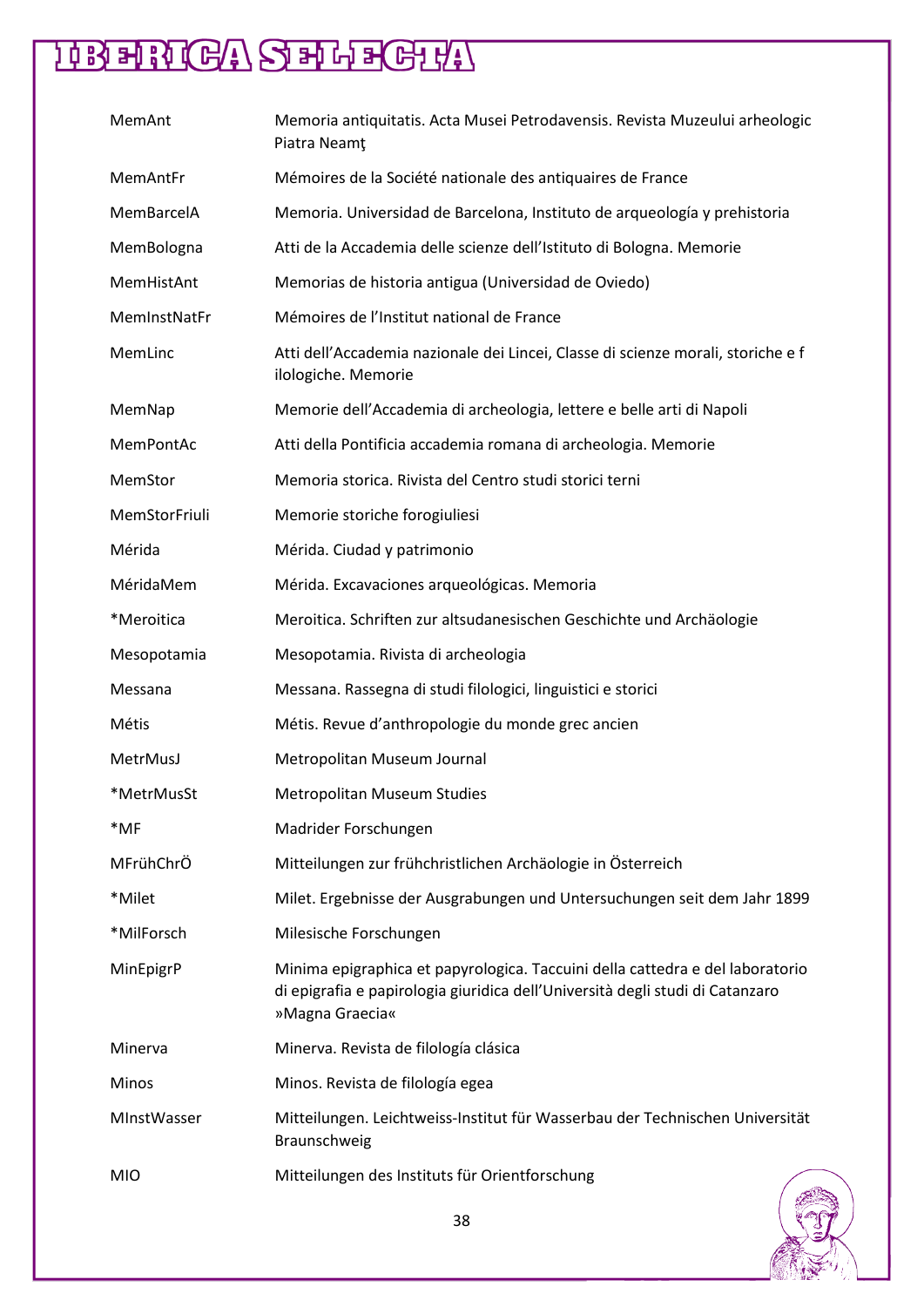| | |
|---|---|
| MemAnt | Memoria antiquitatis. Acta Musei Petrodavensis. Revista Muzeului arheologic Piatra Neamţ |
| MemAntFr | Mémoires de la Société nationale des antiquaires de France |
| MemBarcelA | Memoria. Universidad de Barcelona, Instituto de arqueología y prehistoria |
| MemBologna | Atti de la Accademia delle scienze dell'Istituto di Bologna. Memorie |
| MemHistAnt | Memorias de historia antigua (Universidad de Oviedo) |
| MemInstNatFr | Mémoires de l'Institut national de France |
| MemLinc | Atti dell'Accademia nazionale dei Lincei, Classe di scienze morali, storiche e f ilologiche. Memorie |
| MemNap | Memorie dell'Accademia di archeologia, lettere e belle arti di Napoli |
| MemPontAc | Atti della Pontificia accademia romana di archeologia. Memorie |
| MemStor | Memoria storica. Rivista del Centro studi storici terni |
| MemStorFriuli | Memorie storiche forogiuliesi |
| Mérida | Mérida. Ciudad y patrimonio |
| MéridaMem | Mérida. Excavaciones arqueológicas. Memoria |
| *Meroitica | Meroitica. Schriften zur altsudanesischen Geschichte und Archäologie |
| Mesopotamia | Mesopotamia. Rivista di archeologia |
| Messana | Messana. Rassegna di studi filologici, linguistici e storici |
| Métis | Métis. Revue d'anthropologie du monde grec ancien |
| MetrMusJ | Metropolitan Museum Journal |
| *MetrMusSt | Metropolitan Museum Studies |
| *MF | Madrider Forschungen |
| MFrühChrÖ | Mitteilungen zur frühchristlichen Archäologie in Österreich |
| *Milet | Milet. Ergebnisse der Ausgrabungen und Untersuchungen seit dem Jahr 1899 |
| *MilForsch | Milesische Forschungen |
| MinEpigrP | Minima epigraphica et papyrologica. Taccuini della cattedra e del laboratorio di epigrafia e papirologia giuridica dell'Università degli studi di Catanzaro »Magna Graecia« |
| Minerva | Minerva. Revista de filología clásica |
| Minos | Minos. Revista de filología egea |
| MInstWasser | Mitteilungen. Leichtweiss-Institut für Wasserbau der Technischen Universität Braunschweig |
| MIO | Mitteilungen des Instituts für Orientforschung |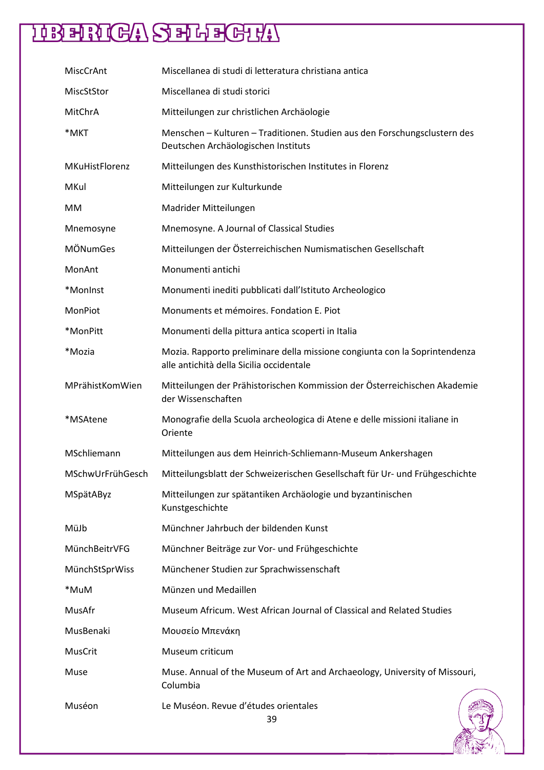| | |
|---|---|
| MiscCrAnt | Miscellanea di studi di letteratura christiana antica |
| MiscStStor | Miscellanea di studi storici |
| MitChrA | Mitteilungen zur christlichen Archäologie |
| *MKT | Menschen – Kulturen – Traditionen. Studien aus den Forschungsclustern des Deutschen Archäologischen Instituts |
| MKuHistFlorenz | Mitteilungen des Kunsthistorischen Institutes in Florenz |
| MKul | Mitteilungen zur Kulturkunde |
| MM | Madrider Mitteilungen |
| Mnemosyne | Mnemosyne. A Journal of Classical Studies |
| MÖNumGes | Mitteilungen der Österreichischen Numismatischen Gesellschaft |
| MonAnt | Monumenti antichi |
| *MonInst | Monumenti inediti pubblicati dall'Istituto Archeologico |
| MonPiot | Monuments et mémoires. Fondation E. Piot |
| *MonPitt | Monumenti della pittura antica scoperti in Italia |
| *Mozia | Mozia. Rapporto preliminare della missione congiunta con la Soprintendenza alle antichità della Sicilia occidentale |
| MPrähistKomWien | Mitteilungen der Prähistorischen Kommission der Österreichischen Akademie der Wissenschaften |
| *MSAtene | Monografie della Scuola archeologica di Atene e delle missioni italiane in Oriente |
| MSchliemann | Mitteilungen aus dem Heinrich-Schliemann-Museum Ankershagen |
| MSchwUrFrühGesch | Mitteilungsblatt der Schweizerischen Gesellschaft für Ur- und Frühgeschichte |
| MSpätAByz | Mitteilungen zur spätantiken Archäologie und byzantinischen Kunstgeschichte |
| MüJb | Münchner Jahrbuch der bildenden Kunst |
| MünchBeitrVFG | Münchner Beiträge zur Vor- und Frühgeschichte |
| MünchStSprWiss | Münchener Studien zur Sprachwissenschaft |
| *MuM | Münzen und Medaillen |
| MusAfr | Museum Africum. West African Journal of Classical and Related Studies |
| MusBenaki | Μουσείο Μπενάκη |
| MusCrit | Museum criticum |
| Muse | Muse. Annual of the Museum of Art and Archaeology, University of Missouri, Columbia |
| Muséon | Le Muséon. Revue d'études orientales |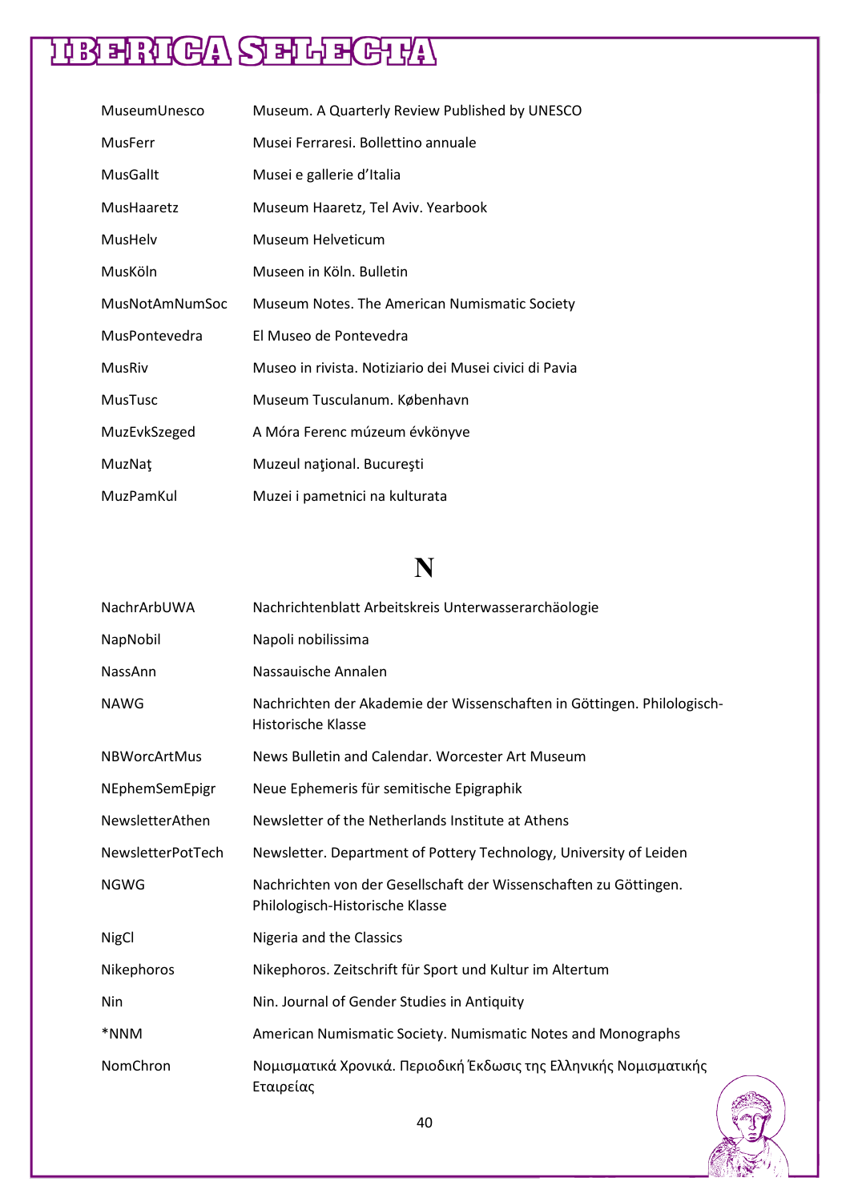| | |
|---|---|
| MuseumUnesco | Museum. A Quarterly Review Published by UNESCO |
| MusFerr | Musei Ferraresi. Bollettino annuale |
| MusGallt | Musei e gallerie d'Italia |
| MusHaaretz | Museum Haaretz, Tel Aviv. Yearbook |
| MusHelv | Museum Helveticum |
| MusKöln | Museen in Köln. Bulletin |
| MusNotAmNumSoc | Museum Notes. The American Numismatic Society |
| MusPontevedra | El Museo de Pontevedra |
| MusRiv | Museo in rivista. Notiziario dei Musei civici di Pavia |
| MusTusc | Museum Tusculanum. København |
| MuzEvkSzeged | A Móra Ferenc múzeum évkönyve |
| MuzNaţ | Muzeul naţional. Bucureşti |
| MuzPamKul | Muzei i pametnici na kulturata |

# N

| | |
|---|---|
| NachrArbUWA | Nachrichtenblatt Arbeitskreis Unterwasserarchäologie |
| NapNobil | Napoli nobilissima |
| NassAnn | Nassauische Annalen |
| NAWG | Nachrichten der Akademie der Wissenschaften in Göttingen. Philologisch-Historische Klasse |
| NBWorcArtMus | News Bulletin and Calendar. Worcester Art Museum |
| NEphemSemEpigr | Neue Ephemeris für semitische Epigraphik |
| NewsletterAthen | Newsletter of the Netherlands Institute at Athens |
| NewsletterPotTech | Newsletter. Department of Pottery Technology, University of Leiden |
| NGWG | Nachrichten von der Gesellschaft der Wissenschaften zu Göttingen. Philologisch-Historische Klasse |
| NigCl | Nigeria and the Classics |
| Nikephoros | Nikephoros. Zeitschrift für Sport und Kultur im Altertum |
| Nin | Nin. Journal of Gender Studies in Antiquity |
| *NNM | American Numismatic Society. Numismatic Notes and Monographs |
| NomChron | Νομισματικά Χρονικά. Περιοδική Έκδωσις της Ελληνικής Νομισματικής Εταιρείας |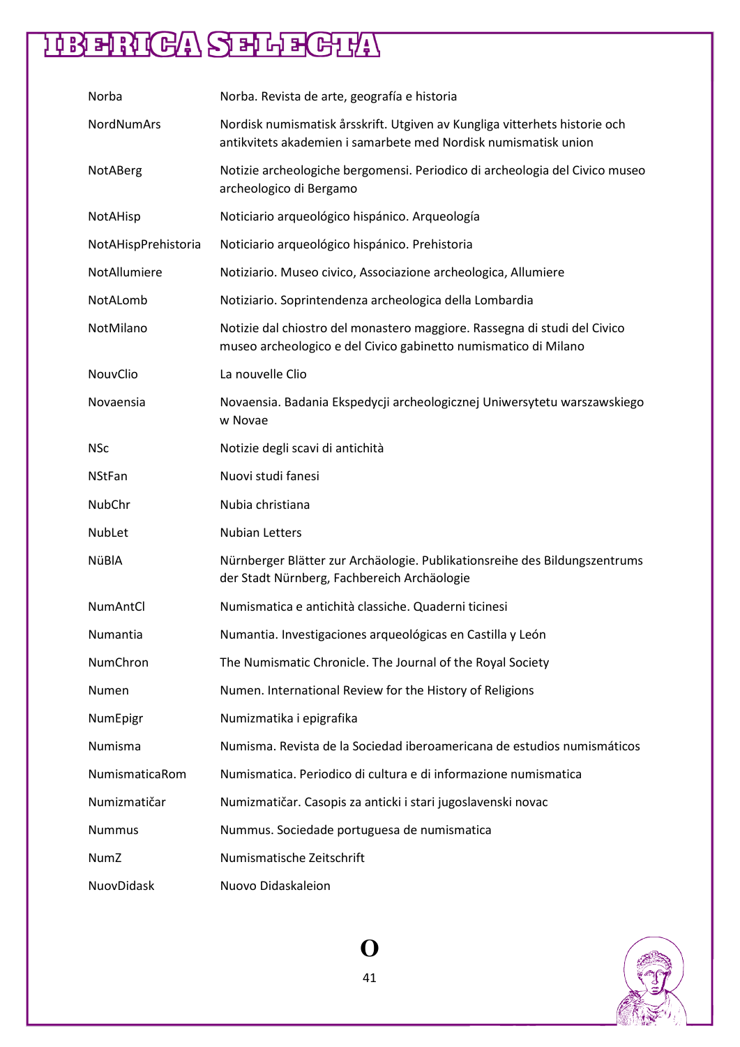| | |
|---|---|
| Norba | Norba. Revista de arte, geografía e historia |
| NordNumArs | Nordisk numismatisk årsskrift. Utgiven av Kungliga vitterhets historie och antikvitets akademien i samarbete med Nordisk numismatisk union |
| NotABerg | Notizie archeologiche bergomensi. Periodico di archeologia del Civico museo archeologico di Bergamo |
| NotAHisp | Noticiario arqueológico hispánico. Arqueología |
| NotAHispPrehistoria | Noticiario arqueológico hispánico. Prehistoria |
| NotAllumiere | Notiziario. Museo civico, Associazione archeologica, Allumiere |
| NotALomb | Notiziario. Soprintendenza archeologica della Lombardia |
| NotMilano | Notizie dal chiostro del monastero maggiore. Rassegna di studi del Civico museo archeologico e del Civico gabinetto numismatico di Milano |
| NouvClio | La nouvelle Clio |
| Novaensia | Novaensia. Badania Ekspedycji archeologicznej Uniwersytetu warszawskiego w Novae |
| NSc | Notizie degli scavi di antichità |
| NStFan | Nuovi studi fanesi |
| NubChr | Nubia christiana |
| NubLet | Nubian Letters |
| NüBlA | Nürnberger Blätter zur Archäologie. Publikationsreihe des Bildungszentrums der Stadt Nürnberg, Fachbereich Archäologie |
| NumAntCl | Numismatica e antichità classiche. Quaderni ticinesi |
| Numantia | Numantia. Investigaciones arqueológicas en Castilla y León |
| NumChron | The Numismatic Chronicle. The Journal of the Royal Society |
| Numen | Numen. International Review for the History of Religions |
| NumEpigr | Numizmatika i epigrafika |
| Numisma | Numisma. Revista de la Sociedad iberoamericana de estudios numismáticos |
| NumismaticaRom | Numismatica. Periodico di cultura e di informazione numismatica |
| Numizmatičar | Numizmatičar. Casopis za anticki i stari jugoslavenski novac |
| Nummus | Nummus. Sociedade portuguesa de numismatica |
| NumZ | Numismatische Zeitschrift |
| NuovDidask | Nuovo Didaskaleion |

# O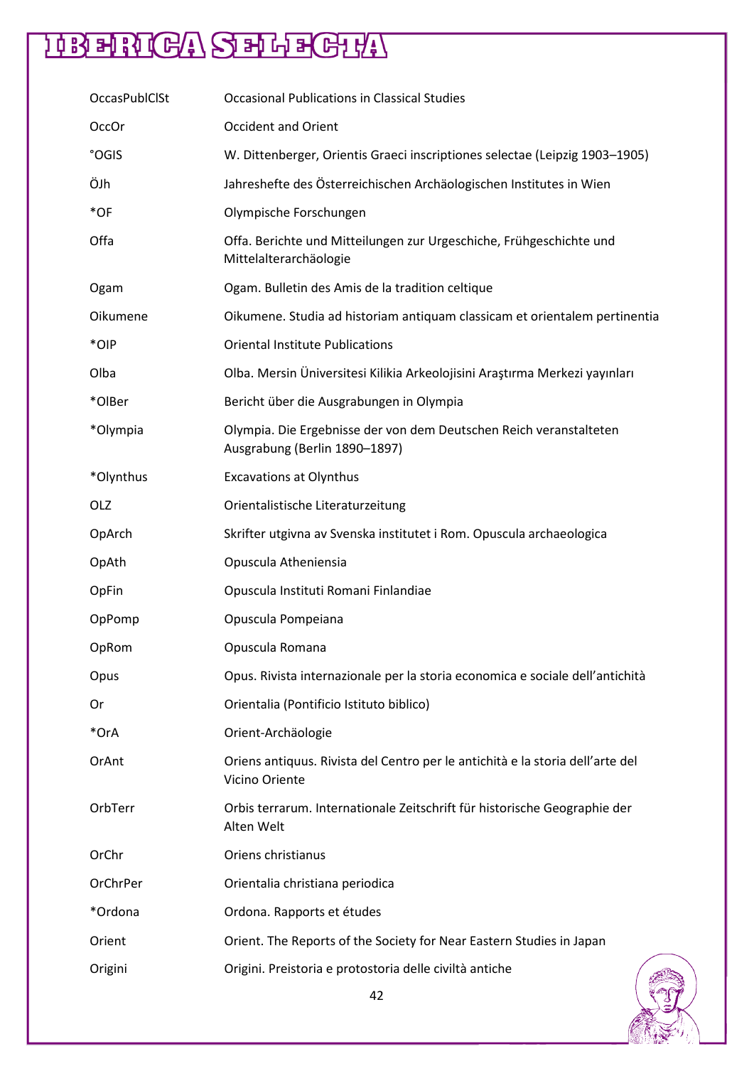| | |
|---|---|
| OccasPublClSt | Occasional Publications in Classical Studies |
| OccOr | Occident and Orient |
| °OGIS | W. Dittenberger, Orientis Graeci inscriptiones selectae (Leipzig 1903–1905) |
| ÖJh | Jahreshefte des Österreichischen Archäologischen Institutes in Wien |
| *OF | Olympische Forschungen |
| Offa | Offa. Berichte und Mitteilungen zur Urgeschiche, Frühgeschichte und Mittelalterarchäologie |
| Ogam | Ogam. Bulletin des Amis de la tradition celtique |
| Oikumene | Oikumene. Studia ad historiam antiquam classicam et orientalem pertinentia |
| *OIP | Oriental Institute Publications |
| Olba | Olba. Mersin Üniversitesi Kilikia Arkeolojisini Araştırma Merkezi yayınları |
| *OlBer | Bericht über die Ausgrabungen in Olympia |
| *Olympia | Olympia. Die Ergebnisse der von dem Deutschen Reich veranstalteten Ausgrabung (Berlin 1890–1897) |
| *Olynthus | Excavations at Olynthus |
| OLZ | Orientalistische Literaturzeitung |
| OpArch | Skrifter utgivna av Svenska institutet i Rom. Opuscula archaeologica |
| OpAth | Opuscula Atheniensia |
| OpFin | Opuscula Instituti Romani Finlandiae |
| OpPomp | Opuscula Pompeiana |
| OpRom | Opuscula Romana |
| Opus | Opus. Rivista internazionale per la storia economica e sociale dell'antichità |
| Or | Orientalia (Pontificio Istituto biblico) |
| *OrA | Orient-Archäologie |
| OrAnt | Oriens antiquus. Rivista del Centro per le antichità e la storia dell'arte del Vicino Oriente |
| OrbTerr | Orbis terrarum. Internationale Zeitschrift für historische Geographie der Alten Welt |
| OrChr | Oriens christianus |
| OrChrPer | Orientalia christiana periodica |
| *Ordona | Ordona. Rapports et études |
| Orient | Orient. The Reports of the Society for Near Eastern Studies in Japan |
| Origini | Origini. Preistoria e protostoria delle civiltà antiche |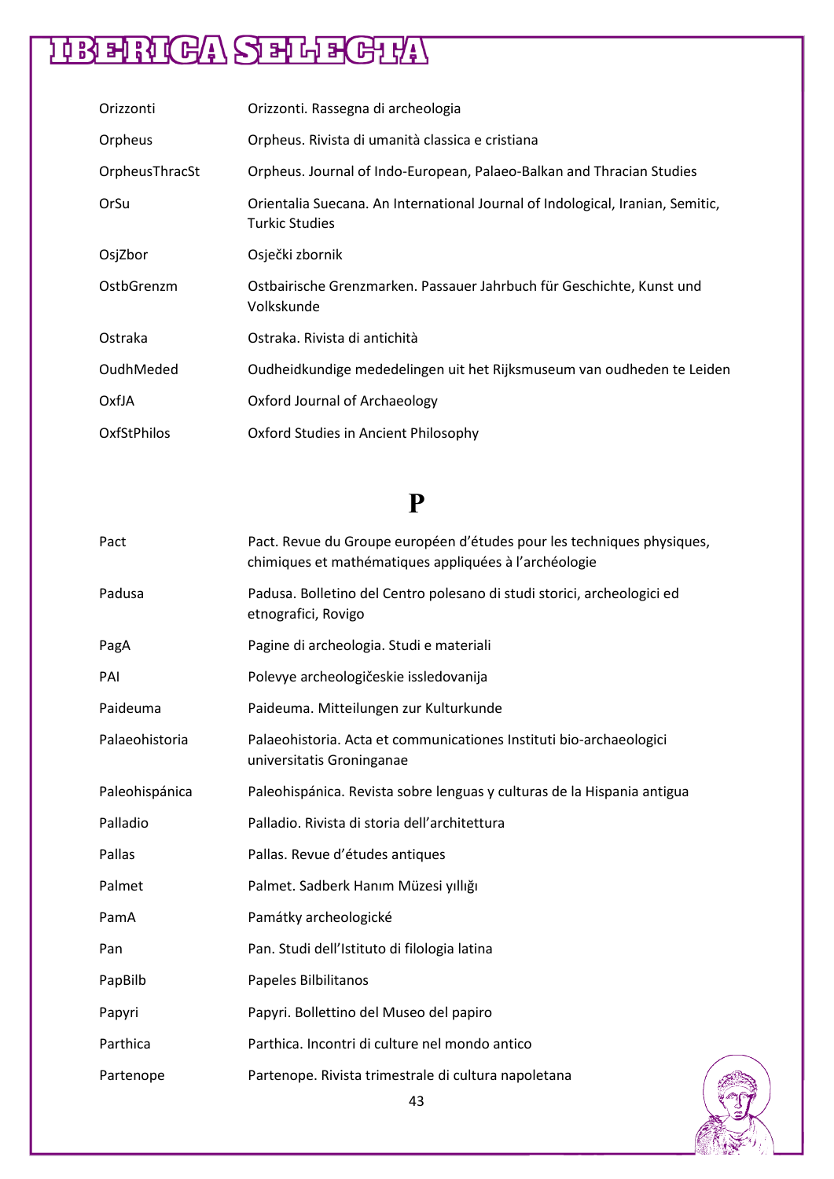| | |
|---|---|
| Orizzonti | Orizzonti. Rassegna di archeologia |
| Orpheus | Orpheus. Rivista di umanità classica e cristiana |
| OrpheusThracSt | Orpheus. Journal of Indo-European, Palaeo-Balkan and Thracian Studies |
| OrSu | Orientalia Suecana. An International Journal of Indological, Iranian, Semitic, Turkic Studies |
| OsjZbor | Osječki zbornik |
| OstbGrenzm | Ostbairische Grenzmarken. Passauer Jahrbuch für Geschichte, Kunst und Volkskunde |
| Ostraka | Ostraka. Rivista di antichità |
| OudhMeded | Oudheidkundige mededelingen uit het Rijksmuseum van oudheden te Leiden |
| OxfJA | Oxford Journal of Archaeology |
| OxfStPhilos | Oxford Studies in Ancient Philosophy |

# P

| | |
|---|---|
| Pact | Pact. Revue du Groupe européen d'études pour les techniques physiques, chimiques et mathématiques appliquées à l'archéologie |
| Padusa | Padusa. Bolletino del Centro polesano di studi storici, archeologici ed etnografici, Rovigo |
| PagA | Pagine di archeologia. Studi e materiali |
| PAI | Polevye archeologičeskie issledovanija |
| Paideuma | Paideuma. Mitteilungen zur Kulturkunde |
| Palaeohistoria | Palaeohistoria. Acta et communicationes Instituti bio-archaeologici universitatis Groninganae |
| Paleohispánica | Paleohispánica. Revista sobre lenguas y culturas de la Hispania antigua |
| Palladio | Palladio. Rivista di storia dell'architettura |
| Pallas | Pallas. Revue d'études antiques |
| Palmet | Palmet. Sadberk Hanım Müzesi yıllığı |
| PamA | Památky archeologické |
| Pan | Pan. Studi dell'Istituto di filologia latina |
| PapBilb | Papeles Bilbilitanos |
| Papyri | Papyri. Bollettino del Museo del papiro |
| Parthica | Parthica. Incontri di culture nel mondo antico |
| Partenope | Partenope. Rivista trimestrale di cultura napoletana |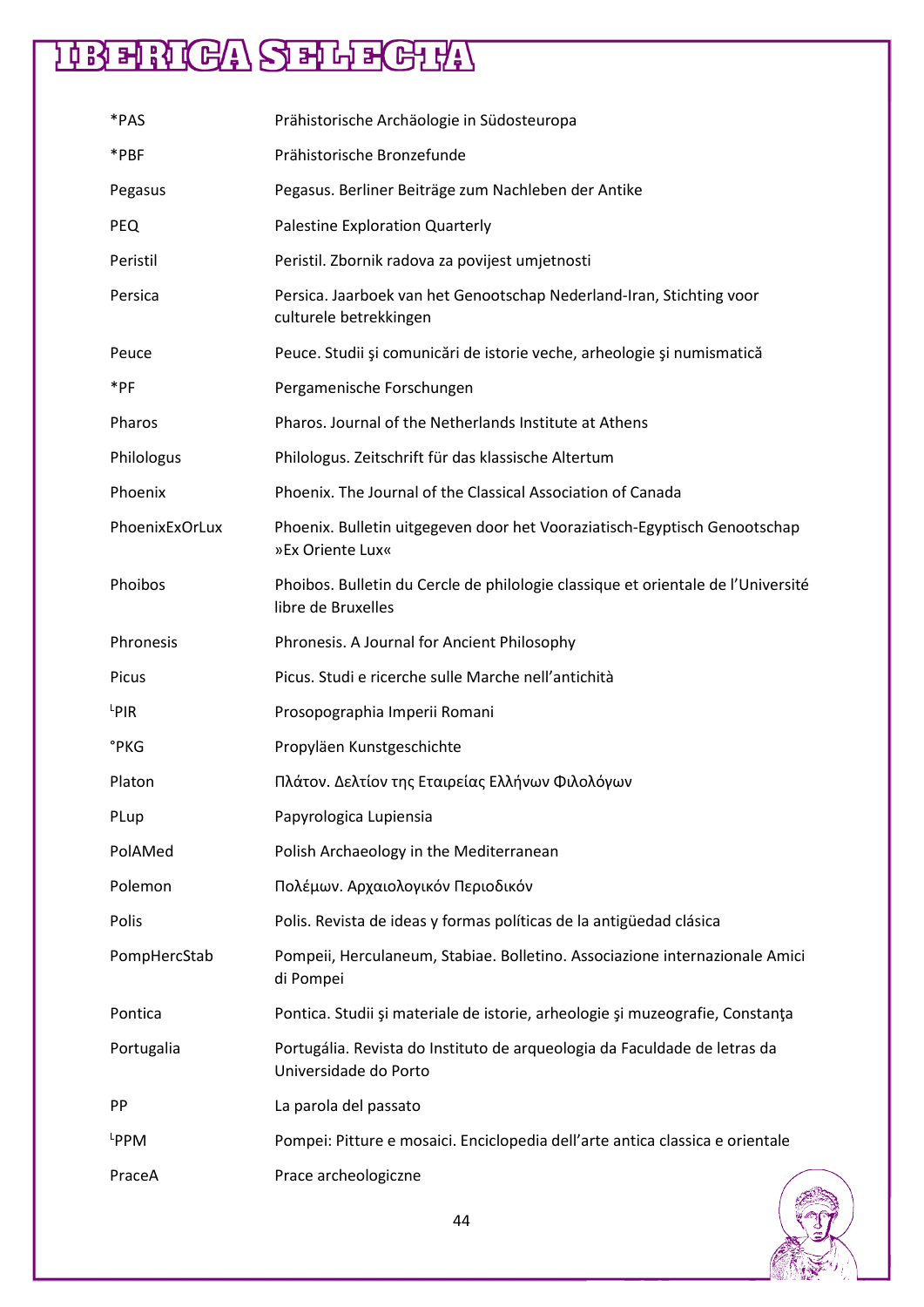| | |
|---|---|
| *PAS | Prähistorische Archäologie in Südosteuropa |
| *PBF | Prähistorische Bronzefunde |
| Pegasus | Pegasus. Berliner Beiträge zum Nachleben der Antike |
| PEQ | Palestine Exploration Quarterly |
| Peristil | Peristil. Zbornik radova za povijest umjetnosti |
| Persica | Persica. Jaarboek van het Genootschap Nederland-Iran, Stichting voor culturele betrekkingen |
| Peuce | Peuce. Studii şi comunicări de istorie veche, arheologie şi numismatică |
| *PF | Pergamenische Forschungen |
| Pharos | Pharos. Journal of the Netherlands Institute at Athens |
| Philologus | Philologus. Zeitschrift für das klassische Altertum |
| Phoenix | Phoenix. The Journal of the Classical Association of Canada |
| PhoenixExOrLux | Phoenix. Bulletin uitgegeven door het Vooraziatisch-Egyptisch Genootschap »Ex Oriente Lux« |
| Phoibos | Phoibos. Bulletin du Cercle de philologie classique et orientale de l'Université libre de Bruxelles |
| Phronesis | Phronesis. A Journal for Ancient Philosophy |
| Picus | Picus. Studi e ricerche sulle Marche nell'antichità |
| ᴸPIR | Prosopographia Imperii Romani |
| °PKG | Propyläen Kunstgeschichte |
| Platon | Πλάτον. Δελτίον της Εταιρείας Ελλήνων Φιλολόγων |
| PLup | Papyrologica Lupiensia |
| PolAMed | Polish Archaeology in the Mediterranean |
| Polemon | Πολέμων. Αρχαιολογικόν Περιοδικόν |
| Polis | Polis. Revista de ideas y formas políticas de la antigüedad clásica |
| PompHercStab | Pompeii, Herculaneum, Stabiae. Bolletino. Associazione internazionale Amici di Pompei |
| Pontica | Pontica. Studii şi materiale de istorie, arheologie şi muzeografie, Constanţa |
| Portugalia | Portugália. Revista do Instituto de arqueologia da Faculdade de letras da Universidade do Porto |
| PP | La parola del passato |
| ᴸPPM | Pompei: Pitture e mosaici. Enciclopedia dell'arte antica classica e orientale |
| PraceA | Prace archeologiczne |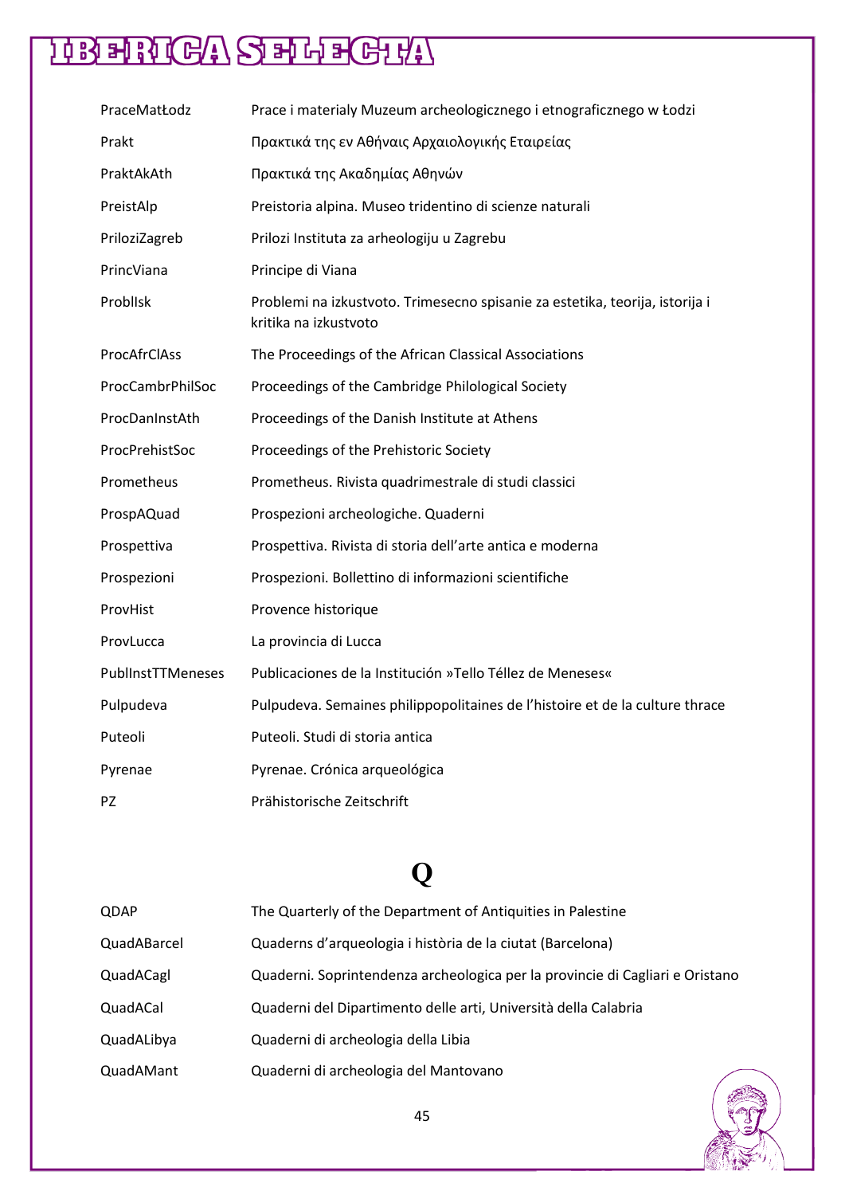| | |
|---|---|
| PraceMatŁodz | Prace i materialy Muzeum archeologicznego i etnograficznego w Łodzi |
| Prakt | Πρακτικά της εν Αθήναις Αρχαιολογικής Εταιρείας |
| PraktAkAth | Πρακτικά της Ακαδημίας Αθηνών |
| PreistAlp | Preistoria alpina. Museo tridentino di scienze naturali |
| PriloziZagreb | Prilozi Instituta za arheologiju u Zagrebu |
| PrincViana | Principe di Viana |
| ProblIsk | Problemi na izkustvoto. Trimesecno spisanie za estetika, teorija, istorija i kritika na izkustvoto |
| ProcAfrClAss | The Proceedings of the African Classical Associations |
| ProcCambrPhilSoc | Proceedings of the Cambridge Philological Society |
| ProcDanInstAth | Proceedings of the Danish Institute at Athens |
| ProcPrehistSoc | Proceedings of the Prehistoric Society |
| Prometheus | Prometheus. Rivista quadrimestrale di studi classici |
| ProspAQuad | Prospezioni archeologiche. Quaderni |
| Prospettiva | Prospettiva. Rivista di storia dell'arte antica e moderna |
| Prospezioni | Prospezioni. Bollettino di informazioni scientifiche |
| ProvHist | Provence historique |
| ProvLucca | La provincia di Lucca |
| PublInstTTMeneses | Publicaciones de la Institución »Tello Téllez de Meneses« |
| Pulpudeva | Pulpudeva. Semaines philippopolitaines de l'histoire et de la culture thrace |
| Puteoli | Puteoli. Studi di storia antica |
| Pyrenae | Pyrenae. Crónica arqueológica |
| PZ | Prähistorische Zeitschrift |

# Q

| | |
|---|---|
| QDAP | The Quarterly of the Department of Antiquities in Palestine |
| QuadABarcel | Quaderns d'arqueologia i història de la ciutat (Barcelona) |
| QuadACagl | Quaderni. Soprintendenza archeologica per la provincie di Cagliari e Oristano |
| QuadACal | Quaderni del Dipartimento delle arti, Università della Calabria |
| QuadALibya | Quaderni di archeologia della Libia |
| QuadAMant | Quaderni di archeologia del Mantovano |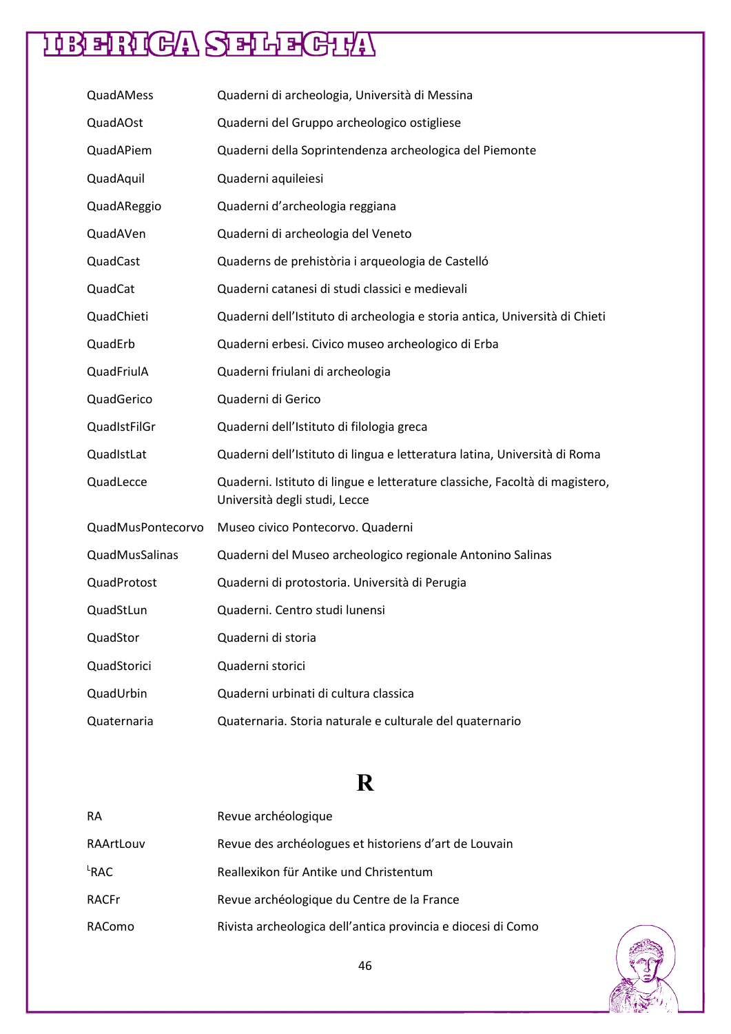| | |
|---|---|
| QuadAMess | Quaderni di archeologia, Università di Messina |
| QuadAOst | Quaderni del Gruppo archeologico ostigliese |
| QuadAPiem | Quaderni della Soprintendenza archeologica del Piemonte |
| QuadAquil | Quaderni aquileiesi |
| QuadAReggio | Quaderni d'archeologia reggiana |
| QuadAVen | Quaderni di archeologia del Veneto |
| QuadCast | Quaderns de prehistòria i arqueologia de Castelló |
| QuadCat | Quaderni catanesi di studi classici e medievali |
| QuadChieti | Quaderni dell'Istituto di archeologia e storia antica, Università di Chieti |
| QuadErb | Quaderni erbesi. Civico museo archeologico di Erba |
| QuadFriulA | Quaderni friulani di archeologia |
| QuadGerico | Quaderni di Gerico |
| QuadIstFilGr | Quaderni dell'Istituto di filologia greca |
| QuadIstLat | Quaderni dell'Istituto di lingua e letteratura latina, Università di Roma |
| QuadLecce | Quaderni. Istituto di lingue e letterature classiche, Facoltà di magistero, Università degli studi, Lecce |
| QuadMusPontecorvo | Museo civico Pontecorvo. Quaderni |
| QuadMusSalinas | Quaderni del Museo archeologico regionale Antonino Salinas |
| QuadProtost | Quaderni di protostoria. Università di Perugia |
| QuadStLun | Quaderni. Centro studi lunensi |
| QuadStor | Quaderni di storia |
| QuadStorici | Quaderni storici |
| QuadUrbin | Quaderni urbinati di cultura classica |
| Quaternaria | Quaternaria. Storia naturale e culturale del quaternario |

# R

| | |
|---|---|
| RA | Revue archéologique |
| RAArtLouv | Revue des archéologues et historiens d'art de Louvain |
| [L]RAC | Reallexikon für Antike und Christentum |
| RACFr | Revue archéologique du Centre de la France |
| RAComo | Rivista archeologica dell'antica provincia e diocesi di Como |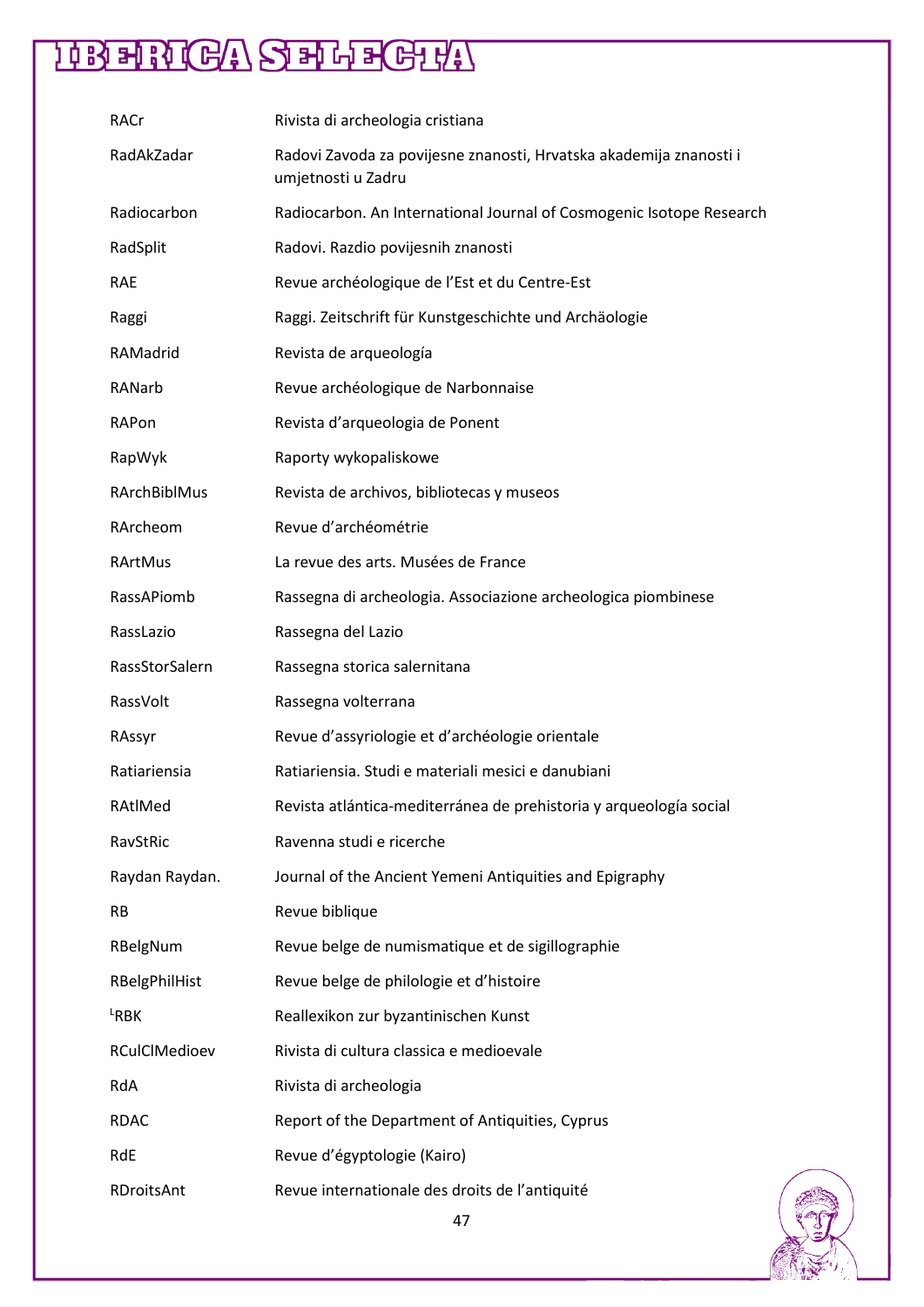| | |
|---|---|
| RACr | Rivista di archeologia cristiana |
| RadAkZadar | Radovi Zavoda za povijesne znanosti, Hrvatska akademija znanosti i umjetnosti u Zadru |
| Radiocarbon | Radiocarbon. An International Journal of Cosmogenic Isotope Research |
| RadSplit | Radovi. Razdio povijesnih znanosti |
| RAE | Revue archéologique de l'Est et du Centre-Est |
| Raggi | Raggi. Zeitschrift für Kunstgeschichte und Archäologie |
| RAMadrid | Revista de arqueología |
| RANarb | Revue archéologique de Narbonnaise |
| RAPon | Revista d'arqueologia de Ponent |
| RapWyk | Raporty wykopaliskowe |
| RArchBiblMus | Revista de archivos, bibliotecas y museos |
| RArcheom | Revue d'archéométrie |
| RArtMus | La revue des arts. Musées de France |
| RassAPiomb | Rassegna di archeologia. Associazione archeologica piombinese |
| RassLazio | Rassegna del Lazio |
| RassStorSalern | Rassegna storica salernitana |
| RassVolt | Rassegna volterrana |
| RAssyr | Revue d'assyriologie et d'archéologie orientale |
| Ratiariensia | Ratiariensia. Studi e materiali mesici e danubiani |
| RAtlMed | Revista atlántica-mediterránea de prehistoria y arqueología social |
| RavStRic | Ravenna studi e ricerche |
| Raydan Raydan. | Journal of the Ancient Yemeni Antiquities and Epigraphy |
| RB | Revue biblique |
| RBelgNum | Revue belge de numismatique et de sigillographie |
| RBelgPhilHist | Revue belge de philologie et d'histoire |
| [L]RBK | Reallexikon zur byzantinischen Kunst |
| RCulClMedioev | Rivista di cultura classica e medioevale |
| RdA | Rivista di archeologia |
| RDAC | Report of the Department of Antiquities, Cyprus |
| RdE | Revue d'égyptologie (Kairo) |
| RDroitsAnt | Revue internationale des droits de l'antiquité |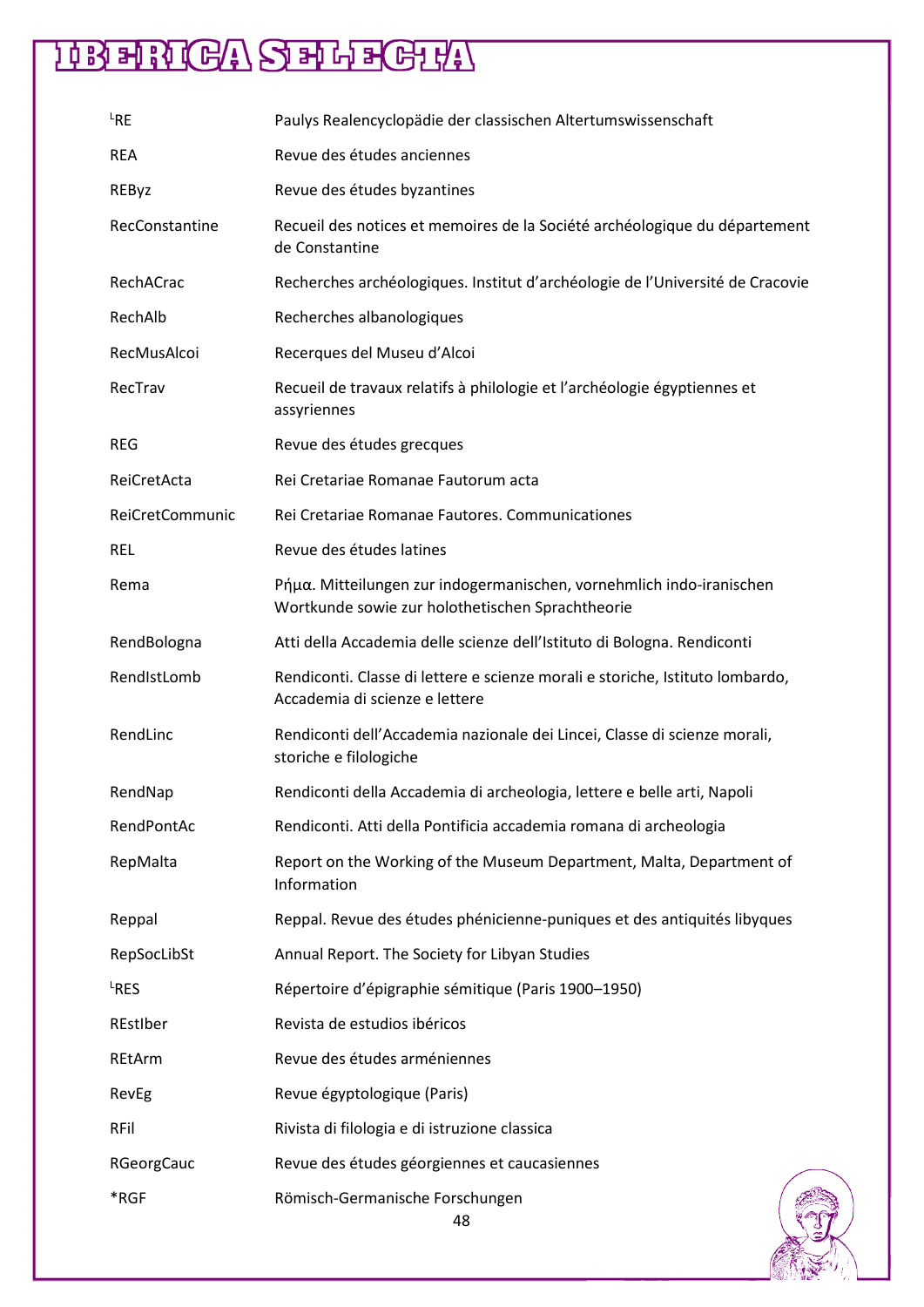| | |
|---|---|
| ᴸRE | Paulys Realencyclopädie der classischen Altertumswissenschaft |
| REA | Revue des études anciennes |
| REByz | Revue des études byzantines |
| RecConstantine | Recueil des notices et memoires de la Société archéologique du département de Constantine |
| RechACrac | Recherches archéologiques. Institut d'archéologie de l'Université de Cracovie |
| RechAlb | Recherches albanologiques |
| RecMusAlcoi | Recerques del Museu d'Alcoi |
| RecTrav | Recueil de travaux relatifs à philologie et l'archéologie égyptiennes et assyriennes |
| REG | Revue des études grecques |
| ReiCretActa | Rei Cretariae Romanae Fautorum acta |
| ReiCretCommunic | Rei Cretariae Romanae Fautores. Communicationes |
| REL | Revue des études latines |
| Rema | Ῥῆμα. Mitteilungen zur indogermanischen, vornehmlich indo-iranischen Wortkunde sowie zur holothetischen Sprachtheorie |
| RendBologna | Atti della Accademia delle scienze dell'Istituto di Bologna. Rendiconti |
| RendIstLomb | Rendiconti. Classe di lettere e scienze morali e storiche, Istituto lombardo, Accademia di scienze e lettere |
| RendLinc | Rendiconti dell'Accademia nazionale dei Lincei, Classe di scienze morali, storiche e filologiche |
| RendNap | Rendiconti della Accademia di archeologia, lettere e belle arti, Napoli |
| RendPontAc | Rendiconti. Atti della Pontificia accademia romana di archeologia |
| RepMalta | Report on the Working of the Museum Department, Malta, Department of Information |
| Reppal | Reppal. Revue des études phénicienne-puniques et des antiquités libyques |
| RepSocLibSt | Annual Report. The Society for Libyan Studies |
| ᴸRES | Répertoire d'épigraphie sémitique (Paris 1900–1950) |
| REstIber | Revista de estudios ibéricos |
| REtArm | Revue des études arméniennes |
| RevEg | Revue égyptologique (Paris) |
| RFil | Rivista di filologia e di istruzione classica |
| RGeorgCauc | Revue des études géorgiennes et caucasiennes |
| *RGF | Römisch-Germanische Forschungen |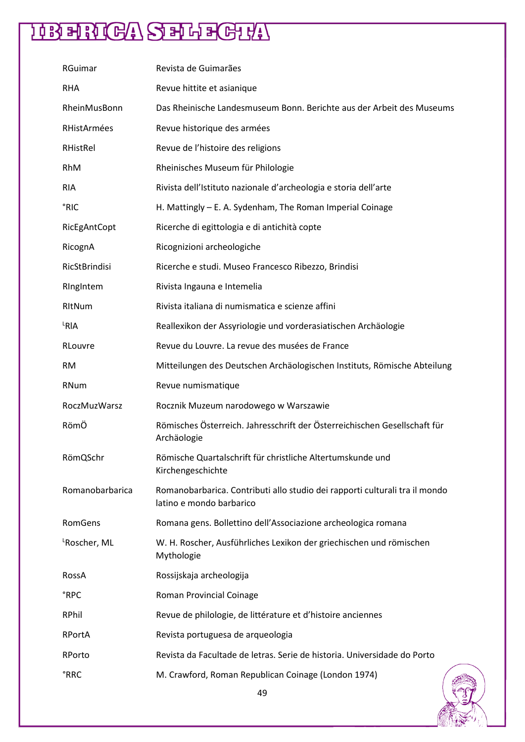| | |
|---|---|
| RGuimar | Revista de Guimarães |
| RHA | Revue hittite et asianique |
| RheinMusBonn | Das Rheinische Landesmuseum Bonn. Berichte aus der Arbeit des Museums |
| RHistArmées | Revue historique des armées |
| RHistRel | Revue de l'histoire des religions |
| RhM | Rheinisches Museum für Philologie |
| RIA | Rivista dell'Istituto nazionale d'archeologia e storia dell'arte |
| °RIC | H. Mattingly – E. A. Sydenham, The Roman Imperial Coinage |
| RicEgAntCopt | Ricerche di egittologia e di antichità copte |
| RicognA | Ricognizioni archeologiche |
| RicStBrindisi | Ricerche e studi. Museo Francesco Ribezzo, Brindisi |
| RIngIntem | Rivista Ingauna e Intemelia |
| RItNum | Rivista italiana di numismatica e scienze affini |
| ᴸRlA | Reallexikon der Assyriologie und vorderasiatischen Archäologie |
| RLouvre | Revue du Louvre. La revue des musées de France |
| RM | Mitteilungen des Deutschen Archäologischen Instituts, Römische Abteilung |
| RNum | Revue numismatique |
| RoczMuzWarsz | Rocznik Muzeum narodowego w Warszawie |
| RömÖ | Römisches Österreich. Jahresschrift der Österreichischen Gesellschaft für Archäologie |
| RömQSchr | Römische Quartalschrift für christliche Altertumskunde und Kirchengeschichte |
| Romanobarbarica | Romanobarbarica. Contributi allo studio dei rapporti culturali tra il mondo latino e mondo barbarico |
| RomGens | Romana gens. Bollettino dell'Associazione archeologica romana |
| ᴸRoscher, ML | W. H. Roscher, Ausführliches Lexikon der griechischen und römischen Mythologie |
| RossA | Rossijskaja archeologija |
| °RPC | Roman Provincial Coinage |
| RPhil | Revue de philologie, de littérature et d'histoire anciennes |
| RPortA | Revista portuguesa de arqueologia |
| RPorto | Revista da Facultade de letras. Serie de historia. Universidade do Porto |
| °RRC | M. Crawford, Roman Republican Coinage (London 1974) |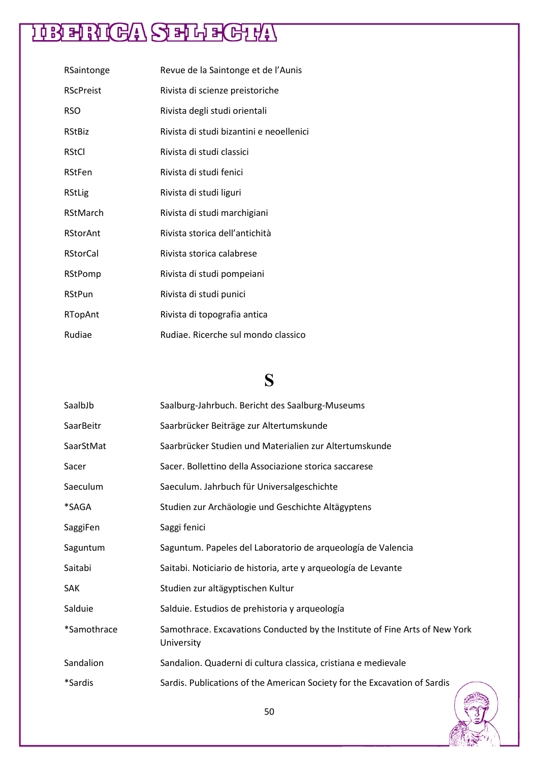| | |
|---|---|
| RSaintonge | Revue de la Saintonge et de l'Aunis |
| RScPreist | Rivista di scienze preistoriche |
| RSO | Rivista degli studi orientali |
| RStBiz | Rivista di studi bizantini e neoellenici |
| RStCl | Rivista di studi classici |
| RStFen | Rivista di studi fenici |
| RStLig | Rivista di studi liguri |
| RStMarch | Rivista di studi marchigiani |
| RStorAnt | Rivista storica dell'antichità |
| RStorCal | Rivista storica calabrese |
| RStPomp | Rivista di studi pompeiani |
| RStPun | Rivista di studi punici |
| RTopAnt | Rivista di topografia antica |
| Rudiae | Rudiae. Ricerche sul mondo classico |

# S

| | |
|---|---|
| SaalbJb | Saalburg-Jahrbuch. Bericht des Saalburg-Museums |
| SaarBeitr | Saarbrücker Beiträge zur Altertumskunde |
| SaarStMat | Saarbrücker Studien und Materialien zur Altertumskunde |
| Sacer | Sacer. Bollettino della Associazione storica saccarese |
| Saeculum | Saeculum. Jahrbuch für Universalgeschichte |
| *SAGA | Studien zur Archäologie und Geschichte Altägyptens |
| SaggiFen | Saggi fenici |
| Saguntum | Saguntum. Papeles del Laboratorio de arqueología de Valencia |
| Saitabi | Saitabi. Noticiario de historia, arte y arqueología de Levante |
| SAK | Studien zur altägyptischen Kultur |
| Salduie | Salduie. Estudios de prehistoria y arqueología |
| *Samothrace | Samothrace. Excavations Conducted by the Institute of Fine Arts of New York University |
| Sandalion | Sandalion. Quaderni di cultura classica, cristiana e medievale |
| *Sardis | Sardis. Publications of the American Society for the Excavation of Sardis |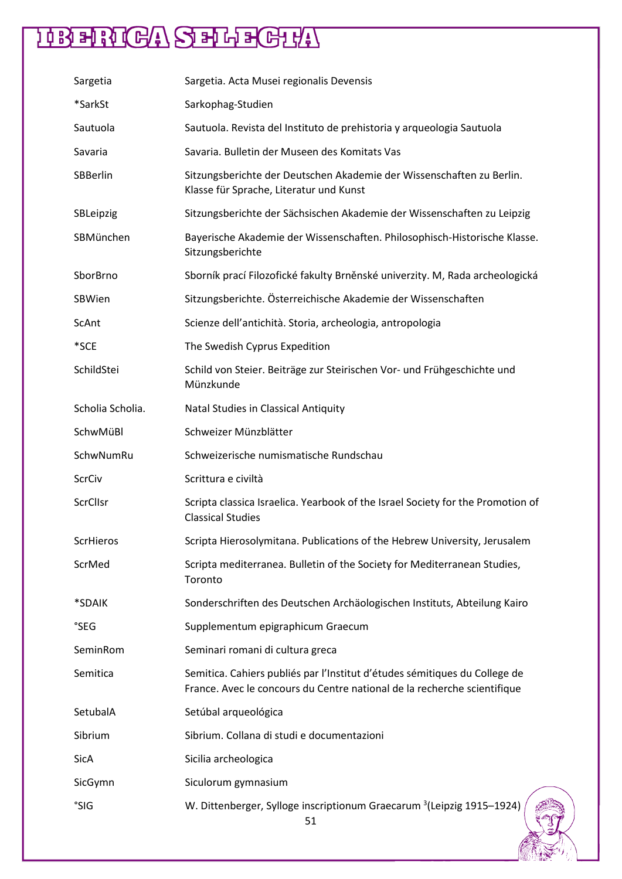| | |
|---|---|
| Sargetia | Sargetia. Acta Musei regionalis Devensis |
| *SarkSt | Sarkophag-Studien |
| Sautuola | Sautuola. Revista del Instituto de prehistoria y arqueologia Sautuola |
| Savaria | Savaria. Bulletin der Museen des Komitats Vas |
| SBBerlin | Sitzungsberichte der Deutschen Akademie der Wissenschaften zu Berlin. Klasse für Sprache, Literatur und Kunst |
| SBLeipzig | Sitzungsberichte der Sächsischen Akademie der Wissenschaften zu Leipzig |
| SBMünchen | Bayerische Akademie der Wissenschaften. Philosophisch-Historische Klasse. Sitzungsberichte |
| SborBrno | Sborník prací Filozofické fakulty Brněnské univerzity. M, Rada archeologická |
| SBWien | Sitzungsberichte. Österreichische Akademie der Wissenschaften |
| ScAnt | Scienze dell'antichità. Storia, archeologia, antropologia |
| *SCE | The Swedish Cyprus Expedition |
| SchildStei | Schild von Steier. Beiträge zur Steirischen Vor- und Frühgeschichte und Münzkunde |
| Scholia Scholia. | Natal Studies in Classical Antiquity |
| SchwMüBl | Schweizer Münzblätter |
| SchwNumRu | Schweizerische numismatische Rundschau |
| ScrCiv | Scrittura e civiltà |
| ScrClIsr | Scripta classica Israelica. Yearbook of the Israel Society for the Promotion of Classical Studies |
| ScrHieros | Scripta Hierosolymitana. Publications of the Hebrew University, Jerusalem |
| ScrMed | Scripta mediterranea. Bulletin of the Society for Mediterranean Studies, Toronto |
| *SDAIK | Sonderschriften des Deutschen Archäologischen Instituts, Abteilung Kairo |
| °SEG | Supplementum epigraphicum Graecum |
| SeminRom | Seminari romani di cultura greca |
| Semitica | Semitica. Cahiers publiés par l'Institut d'études sémitiques du College de France. Avec le concours du Centre national de la recherche scientifique |
| SetubalA | Setúbal arqueológica |
| Sibrium | Sibrium. Collana di studi e documentazioni |
| SicA | Sicilia archeologica |
| SicGymn | Siculorum gymnasium |
| °SIG | W. Dittenberger, Sylloge inscriptionum Graecarum [3](Leipzig 1915–1924) |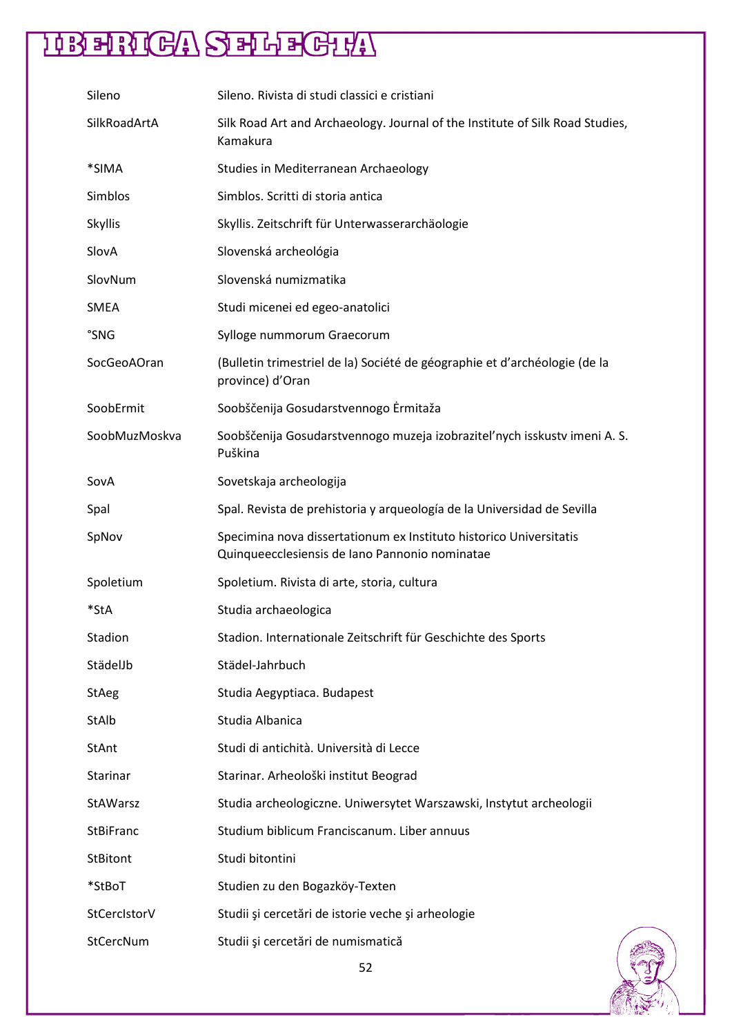| | |
|---|---|
| Sileno | Sileno. Rivista di studi classici e cristiani |
| SilkRoadArtA | Silk Road Art and Archaeology. Journal of the Institute of Silk Road Studies, Kamakura |
| *SIMA | Studies in Mediterranean Archaeology |
| Simblos | Simblos. Scritti di storia antica |
| Skyllis | Skyllis. Zeitschrift für Unterwasserarchäologie |
| SlovA | Slovenská archeológia |
| SlovNum | Slovenská numizmatika |
| SMEA | Studi micenei ed egeo-anatolici |
| °SNG | Sylloge nummorum Graecorum |
| SocGeoAOran | (Bulletin trimestriel de la) Société de géographie et d'archéologie (de la province) d'Oran |
| SoobErmit | Soobščenija Gosudarstvennogo Ėrmitaža |
| SoobMuzMoskva | Soobščenija Gosudarstvennogo muzeja izobrazitel'nych isskustv imeni A. S. Puškina |
| SovA | Sovetskaja archeologija |
| Spal | Spal. Revista de prehistoria y arqueología de la Universidad de Sevilla |
| SpNov | Specimina nova dissertationum ex Instituto historico Universitatis Quinqueecclesiensis de Iano Pannonio nominatae |
| Spoletium | Spoletium. Rivista di arte, storia, cultura |
| *StA | Studia archaeologica |
| Stadion | Stadion. Internationale Zeitschrift für Geschichte des Sports |
| StädelJb | Städel-Jahrbuch |
| StAeg | Studia Aegyptiaca. Budapest |
| StAlb | Studia Albanica |
| StAnt | Studi di antichità. Università di Lecce |
| Starinar | Starinar. Arheološki institut Beograd |
| StAWarsz | Studia archeologiczne. Uniwersytet Warszawski, Instytut archeologii |
| StBiFranc | Studium biblicum Franciscanum. Liber annuus |
| StBitont | Studi bitontini |
| *StBoT | Studien zu den Bogazköy-Texten |
| StCercIstorV | Studii şi cercetări de istorie veche şi arheologie |
| StCercNum | Studii şi cercetări de numismatică |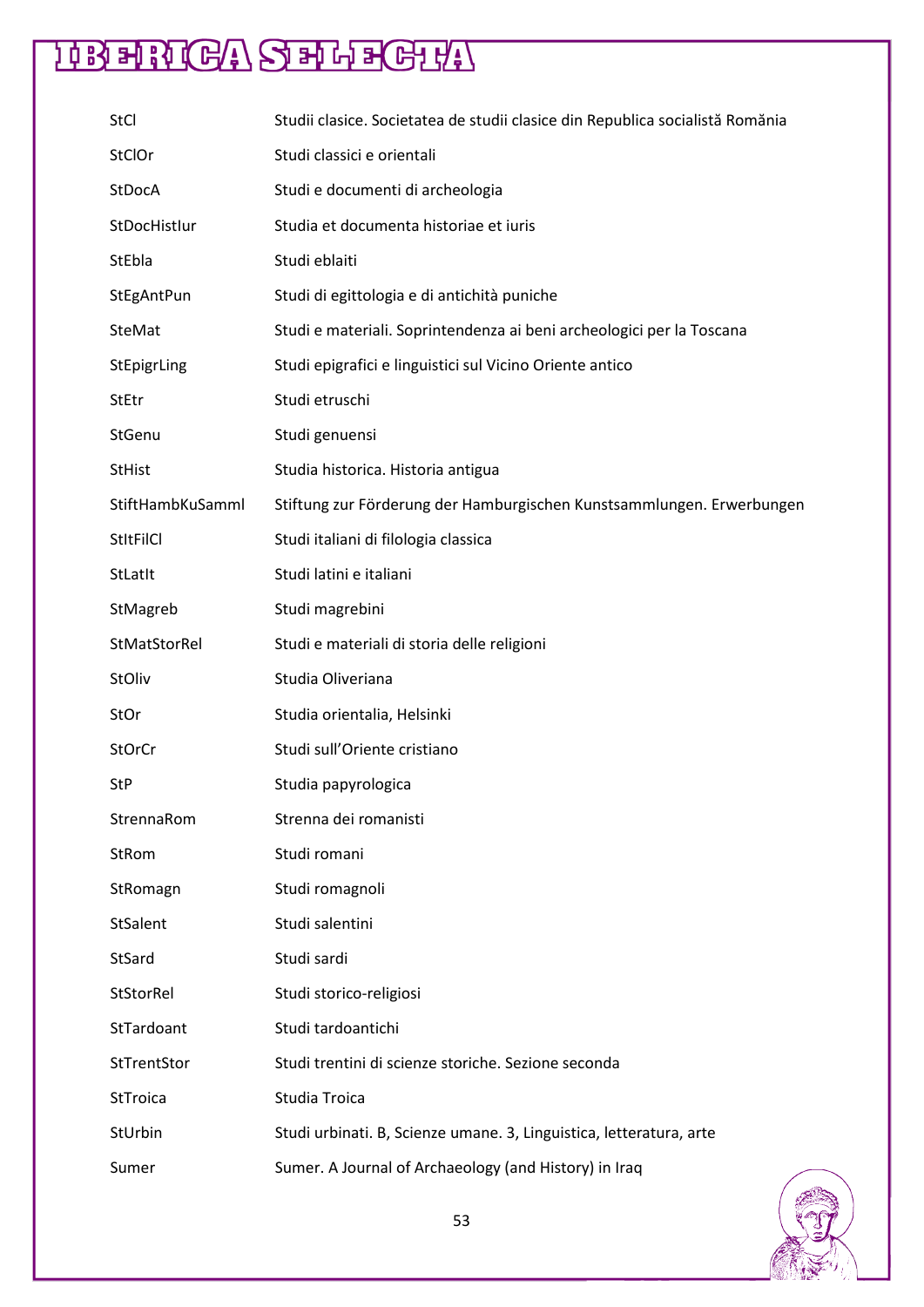| | |
|---|---|
| StCl | Studii clasice. Societatea de studii clasice din Republica socialistă România |
| StClOr | Studi classici e orientali |
| StDocA | Studi e documenti di archeologia |
| StDocHistIur | Studia et documenta historiae et iuris |
| StEbla | Studi eblaiti |
| StEgAntPun | Studi di egittologia e di antichità puniche |
| SteMat | Studi e materiali. Soprintendenza ai beni archeologici per la Toscana |
| StEpigrLing | Studi epigrafici e linguistici sul Vicino Oriente antico |
| StEtr | Studi etruschi |
| StGenu | Studi genuensi |
| StHist | Studia historica. Historia antigua |
| StiftHambKuSamml | Stiftung zur Förderung der Hamburgischen Kunstsammlungen. Erwerbungen |
| StItFilCl | Studi italiani di filologia classica |
| StLatIt | Studi latini e italiani |
| StMagreb | Studi magrebini |
| StMatStorRel | Studi e materiali di storia delle religioni |
| StOliv | Studia Oliveriana |
| StOr | Studia orientalia, Helsinki |
| StOrCr | Studi sull'Oriente cristiano |
| StP | Studia papyrologica |
| StrennaRom | Strenna dei romanisti |
| StRom | Studi romani |
| StRomagn | Studi romagnoli |
| StSalent | Studi salentini |
| StSard | Studi sardi |
| StStorRel | Studi storico-religiosi |
| StTardoant | Studi tardoantichi |
| StTrentStor | Studi trentini di scienze storiche. Sezione seconda |
| StTroica | Studia Troica |
| StUrbin | Studi urbinati. B, Scienze umane. 3, Linguistica, letteratura, arte |
| Sumer | Sumer. A Journal of Archaeology (and History) in Iraq |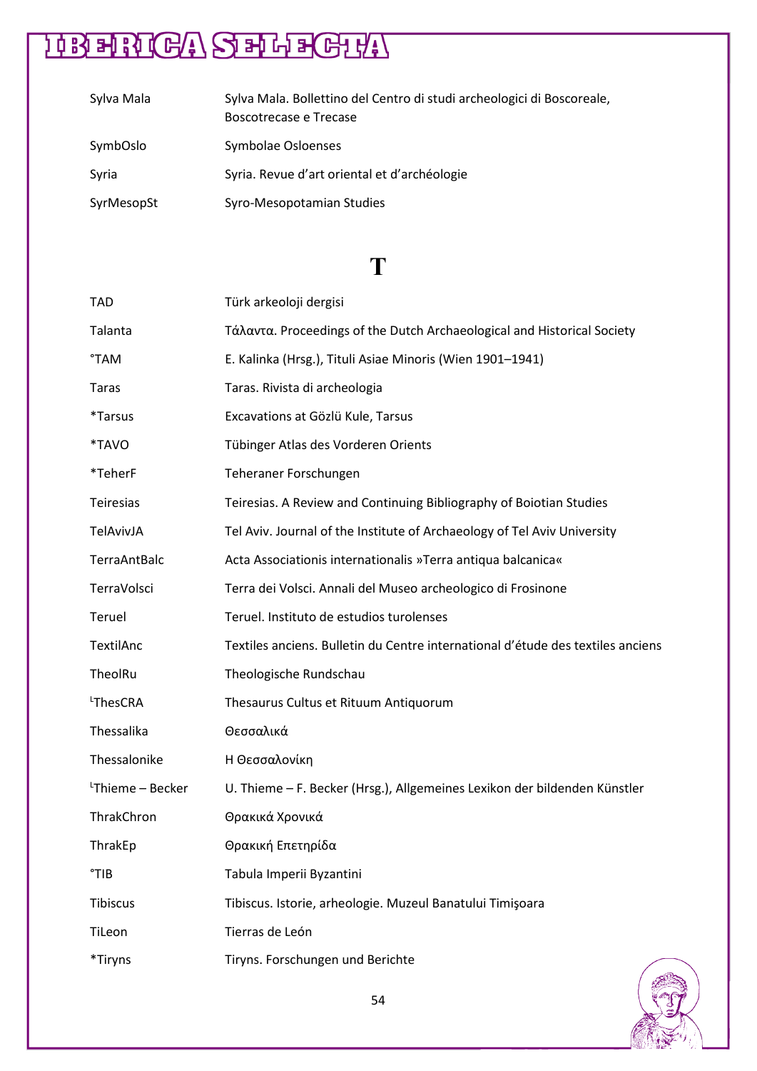| | |
|---|---|
| Sylva Mala | Sylva Mala. Bollettino del Centro di studi archeologici di Boscoreale, Boscotrecase e Trecase |
| SymbOslo | Symbolae Osloenses |
| Syria | Syria. Revue d'art oriental et d'archéologie |
| SyrMesopSt | Syro-Mesopotamian Studies |

# T

| | |
|---|---|
| TAD | Türk arkeoloji dergisi |
| Talanta | Τάλαντα. Proceedings of the Dutch Archaeological and Historical Society |
| °TAM | E. Kalinka (Hrsg.), Tituli Asiae Minoris (Wien 1901–1941) |
| Taras | Taras. Rivista di archeologia |
| *Tarsus | Excavations at Gözlü Kule, Tarsus |
| *TAVO | Tübinger Atlas des Vorderen Orients |
| *TeherF | Teheraner Forschungen |
| Teiresias | Teiresias. A Review and Continuing Bibliography of Boiotian Studies |
| TelAvivJA | Tel Aviv. Journal of the Institute of Archaeology of Tel Aviv University |
| TerraAntBalc | Acta Associationis internationalis »Terra antiqua balcanica« |
| TerraVolsci | Terra dei Volsci. Annali del Museo archeologico di Frosinone |
| Teruel | Teruel. Instituto de estudios turolenses |
| TextilAnc | Textiles anciens. Bulletin du Centre international d'étude des textiles anciens |
| TheolRu | Theologische Rundschau |
| └ThesCRA | Thesaurus Cultus et Rituum Antiquorum |
| Thessalika | Θεσσαλικά |
| Thessalonike | Η Θεσσαλονίκη |
| └Thieme – Becker | U. Thieme – F. Becker (Hrsg.), Allgemeines Lexikon der bildenden Künstler |
| ThrakChron | Θρακικά Χρονικά |
| ThrakEp | Θρακική Επετηρίδα |
| °TIB | Tabula Imperii Byzantini |
| Tibiscus | Tibiscus. Istorie, arheologie. Muzeul Banatului Timişoara |
| TiLeon | Tierras de León |
| *Tiryns | Tiryns. Forschungen und Berichte |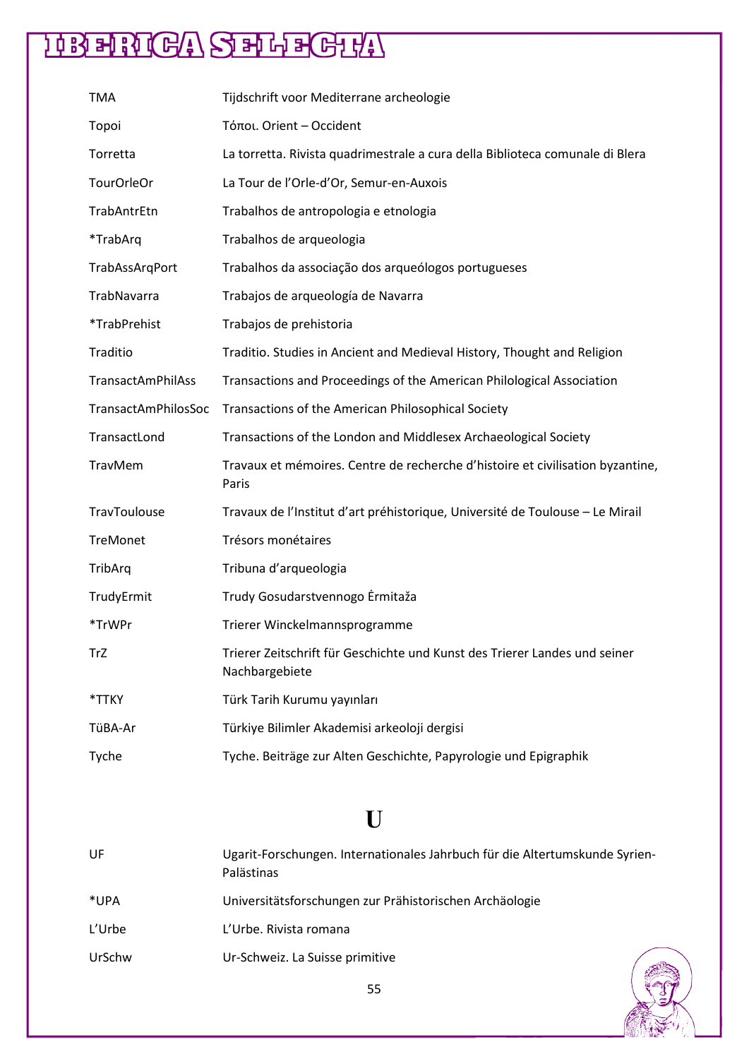| | |
|---|---|
| TMA | Tijdschrift voor Mediterrane archeologie |
| Topoi | Τόποι. Orient – Occident |
| Torretta | La torretta. Rivista quadrimestrale a cura della Biblioteca comunale di Blera |
| TourOrleOr | La Tour de l'Orle-d'Or, Semur-en-Auxois |
| TrabAntrEtn | Trabalhos de antropologia e etnologia |
| *TrabArq | Trabalhos de arqueologia |
| TrabAssArqPort | Trabalhos da associação dos arqueólogos portugueses |
| TrabNavarra | Trabajos de arqueología de Navarra |
| *TrabPrehist | Trabajos de prehistoria |
| Traditio | Traditio. Studies in Ancient and Medieval History, Thought and Religion |
| TransactAmPhilAss | Transactions and Proceedings of the American Philological Association |
| TransactAmPhilosSoc | Transactions of the American Philosophical Society |
| TransactLond | Transactions of the London and Middlesex Archaeological Society |
| TravMem | Travaux et mémoires. Centre de recherche d'histoire et civilisation byzantine, Paris |
| TravToulouse | Travaux de l'Institut d'art préhistorique, Université de Toulouse – Le Mirail |
| TreMonet | Trésors monétaires |
| TribArq | Tribuna d'arqueologia |
| TrudyErmit | Trudy Gosudarstvennogo Ėrmitaža |
| *TrWPr | Trierer Winckelmannsprogramme |
| TrZ | Trierer Zeitschrift für Geschichte und Kunst des Trierer Landes und seiner Nachbargebiete |
| *TTKY | Türk Tarih Kurumu yayınları |
| TüBA-Ar | Türkiye Bilimler Akademisi arkeoloji dergisi |
| Tyche | Tyche. Beiträge zur Alten Geschichte, Papyrologie und Epigraphik |

## U

| | |
|---|---|
| UF | Ugarit-Forschungen. Internationales Jahrbuch für die Altertumskunde Syrien-Palästinas |
| *UPA | Universitätsforschungen zur Prähistorischen Archäologie |
| L'Urbe | L'Urbe. Rivista romana |
| UrSchw | Ur-Schweiz. La Suisse primitive |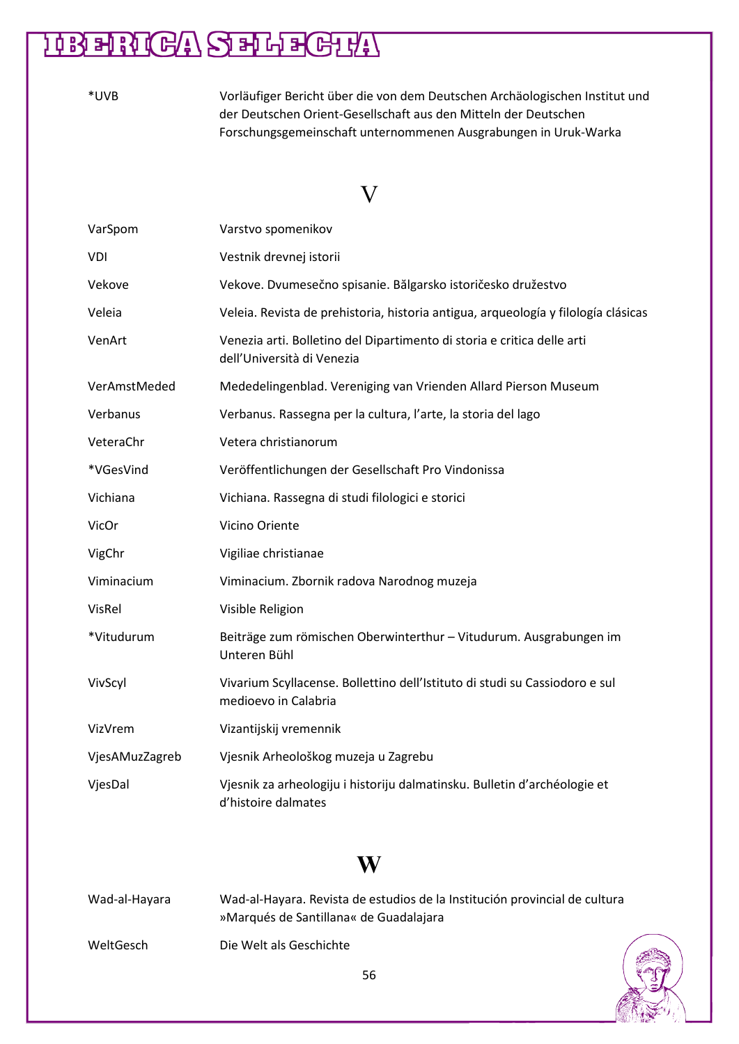| | |
|---|---|
| *UVB | Vorläufiger Bericht über die von dem Deutschen Archäologischen Institut und der Deutschen Orient-Gesellschaft aus den Mitteln der Deutschen Forschungsgemeinschaft unternommenen Ausgrabungen in Uruk-Warka |

## V

| | |
|---|---|
| VarSpom | Varstvo spomenikov |
| VDI | Vestnik drevnej istorii |
| Vekove | Vekove. Dvumesečno spisanie. Bălgarsko istoričesko družestvo |
| Veleia | Veleia. Revista de prehistoria, historia antigua, arqueología y filología clásicas |
| VenArt | Venezia arti. Bolletino del Dipartimento di storia e critica delle arti dell'Università di Venezia |
| VerAmstMeded | Mededelingenblad. Vereniging van Vrienden Allard Pierson Museum |
| Verbanus | Verbanus. Rassegna per la cultura, l'arte, la storia del lago |
| VeteraChr | Vetera christianorum |
| *VGesVind | Veröffentlichungen der Gesellschaft Pro Vindonissa |
| Vichiana | Vichiana. Rassegna di studi filologici e storici |
| VicOr | Vicino Oriente |
| VigChr | Vigiliae christianae |
| Viminacium | Viminacium. Zbornik radova Narodnog muzeja |
| VisRel | Visible Religion |
| *Vitudurum | Beiträge zum römischen Oberwinterthur – Vitudurum. Ausgrabungen im Unteren Bühl |
| VivScyl | Vivarium Scyllacense. Bollettino dell'Istituto di studi su Cassiodoro e sul medioevo in Calabria |
| VizVrem | Vizantijskij vremennik |
| VjesAMuzZagreb | Vjesnik Arheološkog muzeja u Zagrebu |
| VjesDal | Vjesnik za arheologiju i historiju dalmatinsku. Bulletin d'archéologie et d'histoire dalmates |

## W

| | |
|---|---|
| Wad-al-Hayara | Wad-al-Hayara. Revista de estudios de la Institución provincial de cultura »Marqués de Santillana« de Guadalajara |
| WeltGesch | Die Welt als Geschichte |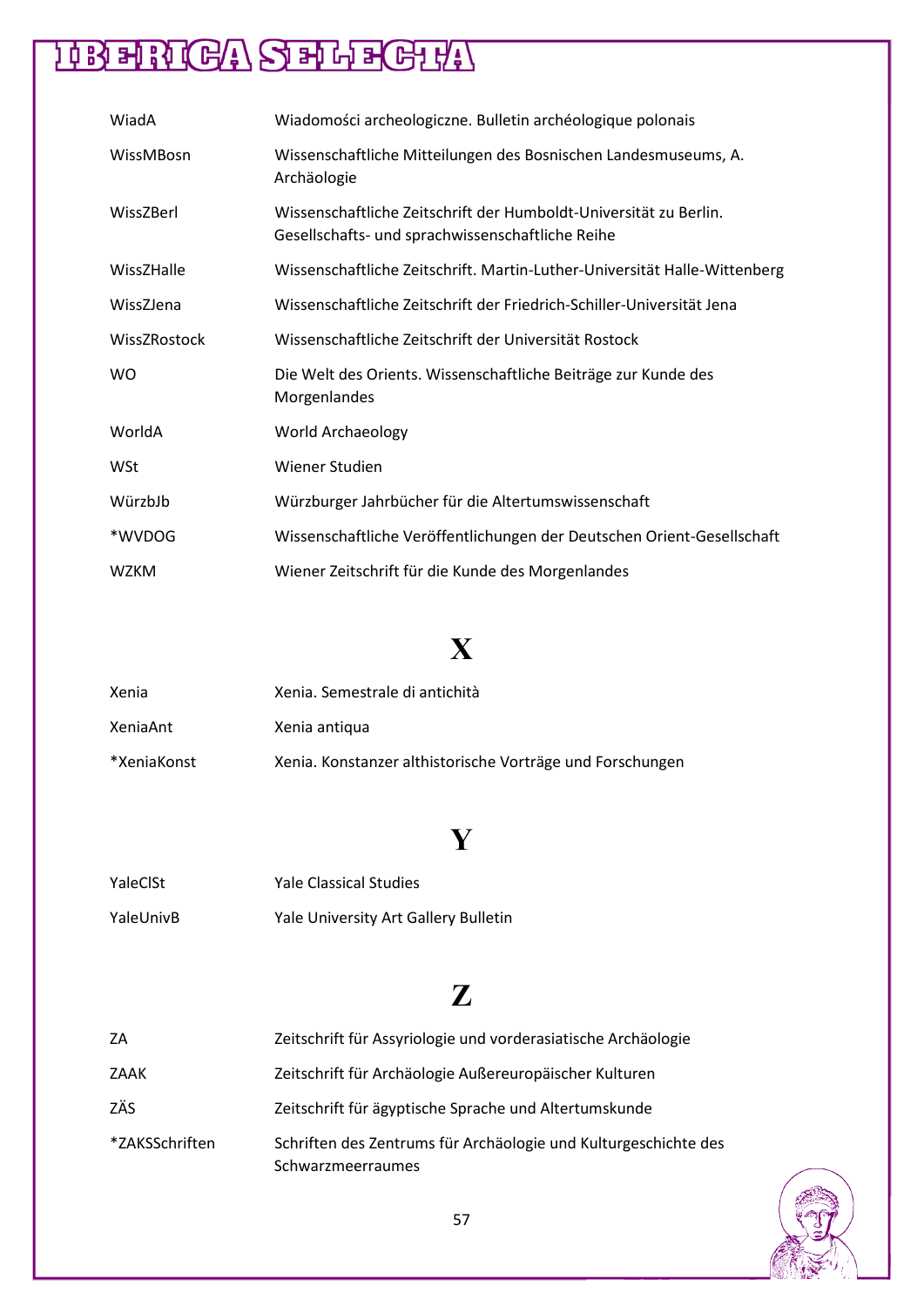| | |
|---|---|
| WiadA | Wiadomości archeologiczne. Bulletin archéologique polonais |
| WissMBosn | Wissenschaftliche Mitteilungen des Bosnischen Landesmuseums, A. Archäologie |
| WissZBerl | Wissenschaftliche Zeitschrift der Humboldt-Universität zu Berlin. Gesellschafts- und sprachwissenschaftliche Reihe |
| WissZHalle | Wissenschaftliche Zeitschrift. Martin-Luther-Universität Halle-Wittenberg |
| WissZJena | Wissenschaftliche Zeitschrift der Friedrich-Schiller-Universität Jena |
| WissZRostock | Wissenschaftliche Zeitschrift der Universität Rostock |
| WO | Die Welt des Orients. Wissenschaftliche Beiträge zur Kunde des Morgenlandes |
| WorldA | World Archaeology |
| WSt | Wiener Studien |
| WürzbJb | Würzburger Jahrbücher für die Altertumswissenschaft |
| *WVDOG | Wissenschaftliche Veröffentlichungen der Deutschen Orient-Gesellschaft |
| WZKM | Wiener Zeitschrift für die Kunde des Morgenlandes |

# X

| | |
|---|---|
| Xenia | Xenia. Semestrale di antichità |
| XeniaAnt | Xenia antiqua |
| *XeniaKonst | Xenia. Konstanzer althistorische Vorträge und Forschungen |

# Y

| | |
|---|---|
| YaleClSt | Yale Classical Studies |
| YaleUnivB | Yale University Art Gallery Bulletin |

# Z

| | |
|---|---|
| ZA | Zeitschrift für Assyriologie und vorderasiatische Archäologie |
| ZAAK | Zeitschrift für Archäologie Außereuropäischer Kulturen |
| ZÄS | Zeitschrift für ägyptische Sprache und Altertumskunde |
| *ZAKSSchriften | Schriften des Zentrums für Archäologie und Kulturgeschichte des Schwarzmeerraumes |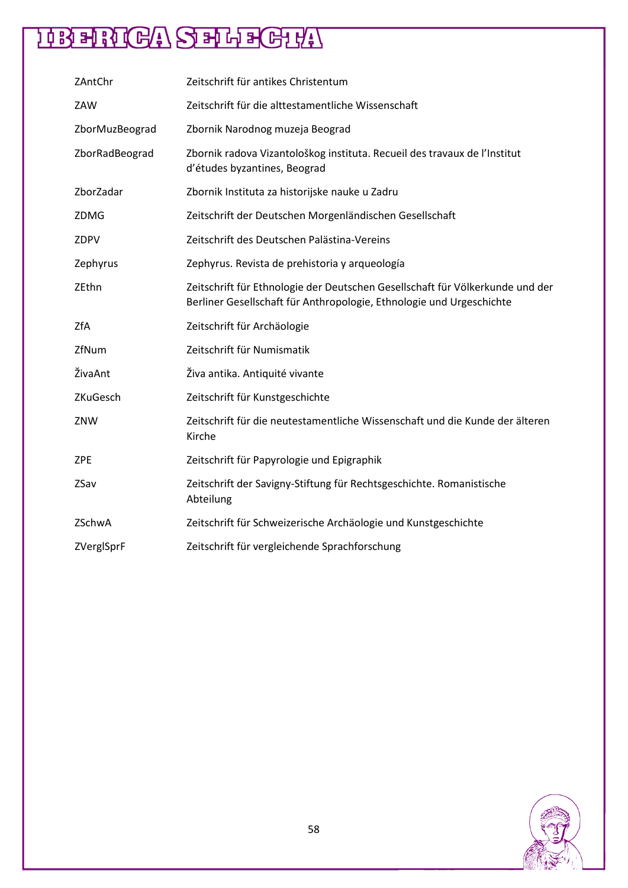| | |
|---|---|
| ZAntChr | Zeitschrift für antikes Christentum |
| ZAW | Zeitschrift für die alttestamentliche Wissenschaft |
| ZborMuzBeograd | Zbornik Narodnog muzeja Beograd |
| ZborRadBeograd | Zbornik radova Vizantološkog instituta. Recueil des travaux de l'Institut d'études byzantines, Beograd |
| ZborZadar | Zbornik Instituta za historijske nauke u Zadru |
| ZDMG | Zeitschrift der Deutschen Morgenländischen Gesellschaft |
| ZDPV | Zeitschrift des Deutschen Palästina-Vereins |
| Zephyrus | Zephyrus. Revista de prehistoria y arqueología |
| ZEthn | Zeitschrift für Ethnologie der Deutschen Gesellschaft für Völkerkunde und der Berliner Gesellschaft für Anthropologie, Ethnologie und Urgeschichte |
| ZfA | Zeitschrift für Archäologie |
| ZfNum | Zeitschrift für Numismatik |
| ŽivaAnt | Živa antika. Antiquité vivante |
| ZKuGesch | Zeitschrift für Kunstgeschichte |
| ZNW | Zeitschrift für die neutestamentliche Wissenschaft und die Kunde der älteren Kirche |
| ZPE | Zeitschrift für Papyrologie und Epigraphik |
| ZSav | Zeitschrift der Savigny-Stiftung für Rechtsgeschichte. Romanistische Abteilung |
| ZSchwA | Zeitschrift für Schweizerische Archäologie und Kunstgeschichte |
| ZVerglSprF | Zeitschrift für vergleichende Sprachforschung |